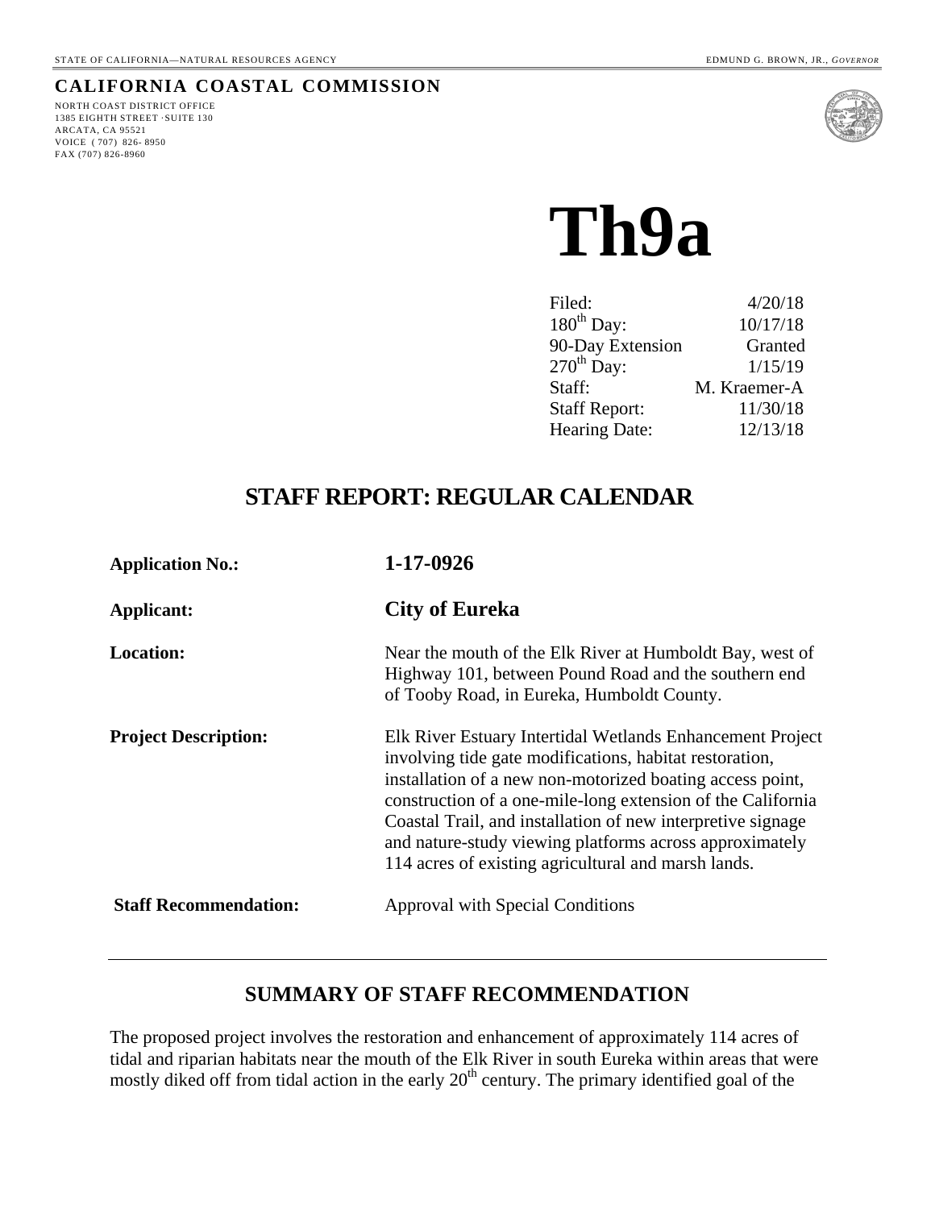STATE OF CALIFORNIA—NATURAL RESOURCES AGENCY EDMUND G. BROWN, JR., *GOVERNOR*

**CALIFORNIA COASTAL COMMISSION**

NORTH COAST DISTRICT OFFICE
1385 EIGHTH STREET ·SUITE 130
ARCATA, CA 95521
VOICE (707) 826- 8950
FAX (707) 826-8960

# Th9a

| | |
|---|---|
| Filed: | 4/20/18 |
| 180th Day: | 10/17/18 |
| 90-Day Extension | Granted |
| 270th Day: | 1/15/19 |
| Staff: | M. Kraemer-A |
| Staff Report: | 11/30/18 |
| Hearing Date: | 12/13/18 |

## STAFF REPORT: REGULAR CALENDAR

**Application No.:** **1-17-0926**

**Applicant:** **City of Eureka**

**Location:** Near the mouth of the Elk River at Humboldt Bay, west of Highway 101, between Pound Road and the southern end of Tooby Road, in Eureka, Humboldt County.

**Project Description:** Elk River Estuary Intertidal Wetlands Enhancement Project involving tide gate modifications, habitat restoration, installation of a new non-motorized boating access point, construction of a one-mile-long extension of the California Coastal Trail, and installation of new interpretive signage and nature-study viewing platforms across approximately 114 acres of existing agricultural and marsh lands.

**Staff Recommendation:** Approval with Special Conditions

---

## SUMMARY OF STAFF RECOMMENDATION

The proposed project involves the restoration and enhancement of approximately 114 acres of tidal and riparian habitats near the mouth of the Elk River in south Eureka within areas that were mostly diked off from tidal action in the early 20th century. The primary identified goal of the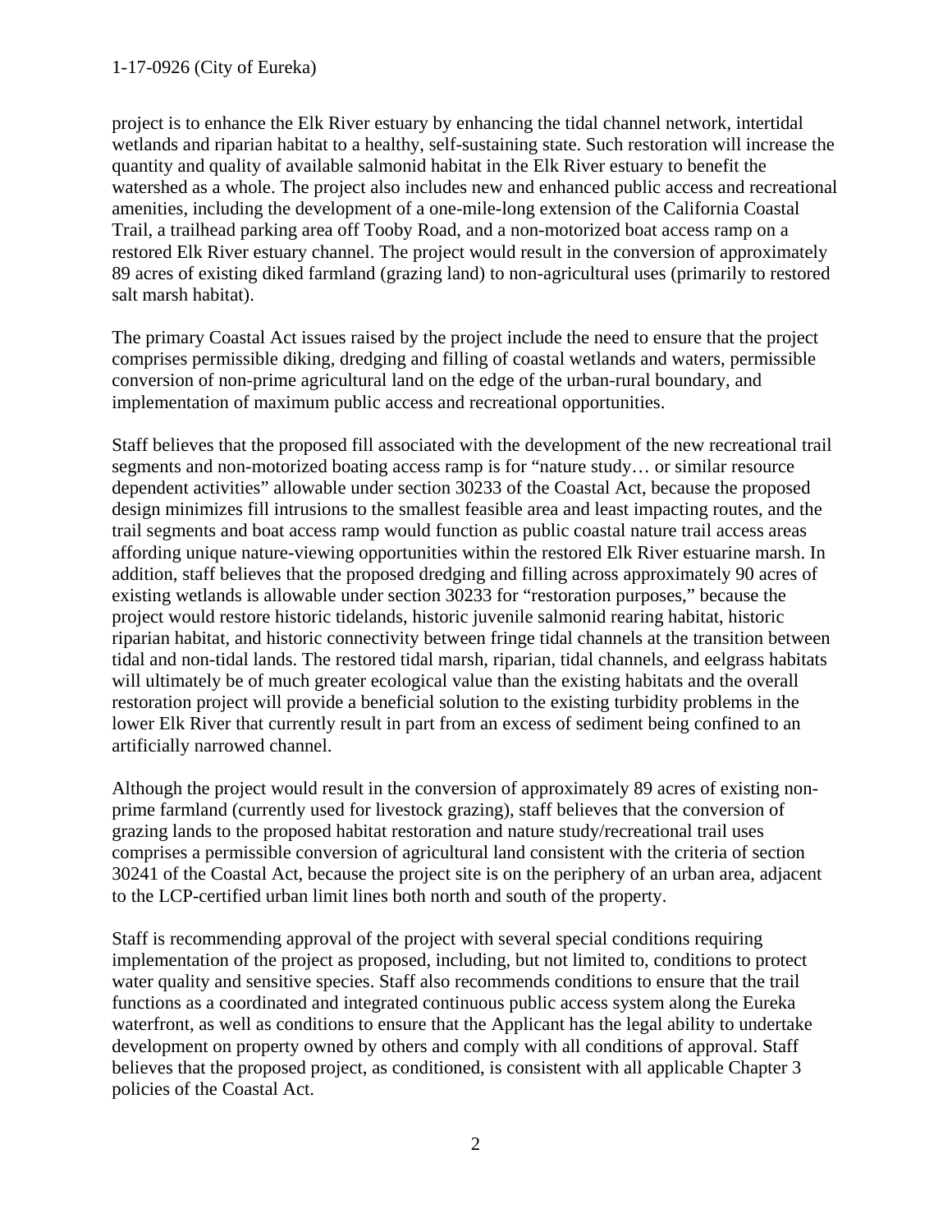project is to enhance the Elk River estuary by enhancing the tidal channel network, intertidal wetlands and riparian habitat to a healthy, self-sustaining state. Such restoration will increase the quantity and quality of available salmonid habitat in the Elk River estuary to benefit the watershed as a whole. The project also includes new and enhanced public access and recreational amenities, including the development of a one-mile-long extension of the California Coastal Trail, a trailhead parking area off Tooby Road, and a non-motorized boat access ramp on a restored Elk River estuary channel. The project would result in the conversion of approximately 89 acres of existing diked farmland (grazing land) to non-agricultural uses (primarily to restored salt marsh habitat).

The primary Coastal Act issues raised by the project include the need to ensure that the project comprises permissible diking, dredging and filling of coastal wetlands and waters, permissible conversion of non-prime agricultural land on the edge of the urban-rural boundary, and implementation of maximum public access and recreational opportunities.

Staff believes that the proposed fill associated with the development of the new recreational trail segments and non-motorized boating access ramp is for "nature study… or similar resource dependent activities" allowable under section 30233 of the Coastal Act, because the proposed design minimizes fill intrusions to the smallest feasible area and least impacting routes, and the trail segments and boat access ramp would function as public coastal nature trail access areas affording unique nature-viewing opportunities within the restored Elk River estuarine marsh. In addition, staff believes that the proposed dredging and filling across approximately 90 acres of existing wetlands is allowable under section 30233 for "restoration purposes," because the project would restore historic tidelands, historic juvenile salmonid rearing habitat, historic riparian habitat, and historic connectivity between fringe tidal channels at the transition between tidal and non-tidal lands. The restored tidal marsh, riparian, tidal channels, and eelgrass habitats will ultimately be of much greater ecological value than the existing habitats and the overall restoration project will provide a beneficial solution to the existing turbidity problems in the lower Elk River that currently result in part from an excess of sediment being confined to an artificially narrowed channel.

Although the project would result in the conversion of approximately 89 acres of existing non-prime farmland (currently used for livestock grazing), staff believes that the conversion of grazing lands to the proposed habitat restoration and nature study/recreational trail uses comprises a permissible conversion of agricultural land consistent with the criteria of section 30241 of the Coastal Act, because the project site is on the periphery of an urban area, adjacent to the LCP-certified urban limit lines both north and south of the property.

Staff is recommending approval of the project with several special conditions requiring implementation of the project as proposed, including, but not limited to, conditions to protect water quality and sensitive species. Staff also recommends conditions to ensure that the trail functions as a coordinated and integrated continuous public access system along the Eureka waterfront, as well as conditions to ensure that the Applicant has the legal ability to undertake development on property owned by others and comply with all conditions of approval. Staff believes that the proposed project, as conditioned, is consistent with all applicable Chapter 3 policies of the Coastal Act.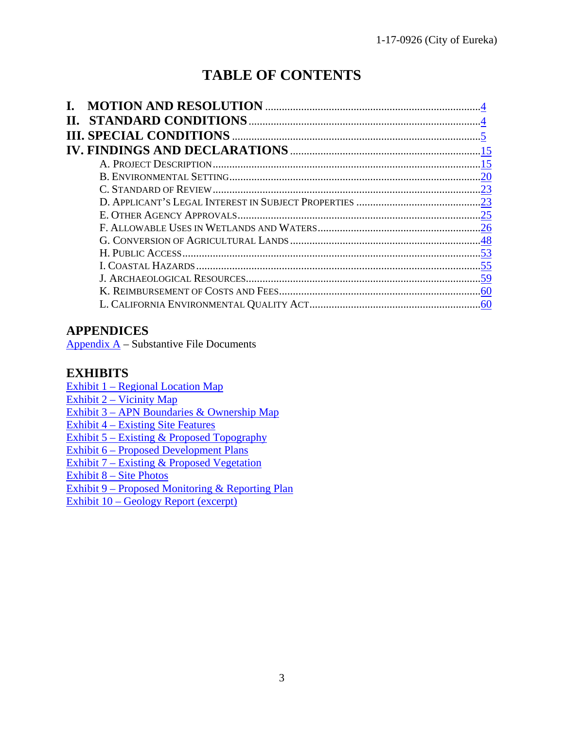# TABLE OF CONTENTS

**I. MOTION AND RESOLUTION** .......... 4
**II. STANDARD CONDITIONS** .......... 4
**III. SPECIAL CONDITIONS** .......... 5
**IV. FINDINGS AND DECLARATIONS** .......... 15

- A. PROJECT DESCRIPTION .......... 15
- B. ENVIRONMENTAL SETTING .......... 20
- C. STANDARD OF REVIEW .......... 23
- D. APPLICANT'S LEGAL INTEREST IN SUBJECT PROPERTIES .......... 23
- E. OTHER AGENCY APPROVALS .......... 25
- F. ALLOWABLE USES IN WETLANDS AND WATERS .......... 26
- G. CONVERSION OF AGRICULTURAL LANDS .......... 48
- H. PUBLIC ACCESS .......... 53
- I. COASTAL HAZARDS .......... 55
- J. ARCHAEOLOGICAL RESOURCES .......... 59
- K. REIMBURSEMENT OF COSTS AND FEES .......... 60
- L. CALIFORNIA ENVIRONMENTAL QUALITY ACT .......... 60

## APPENDICES

Appendix A – Substantive File Documents

## EXHIBITS

Exhibit 1 – Regional Location Map
Exhibit 2 – Vicinity Map
Exhibit 3 – APN Boundaries & Ownership Map
Exhibit 4 – Existing Site Features
Exhibit 5 – Existing & Proposed Topography
Exhibit 6 – Proposed Development Plans
Exhibit 7 – Existing & Proposed Vegetation
Exhibit 8 – Site Photos
Exhibit 9 – Proposed Monitoring & Reporting Plan
Exhibit 10 – Geology Report (excerpt)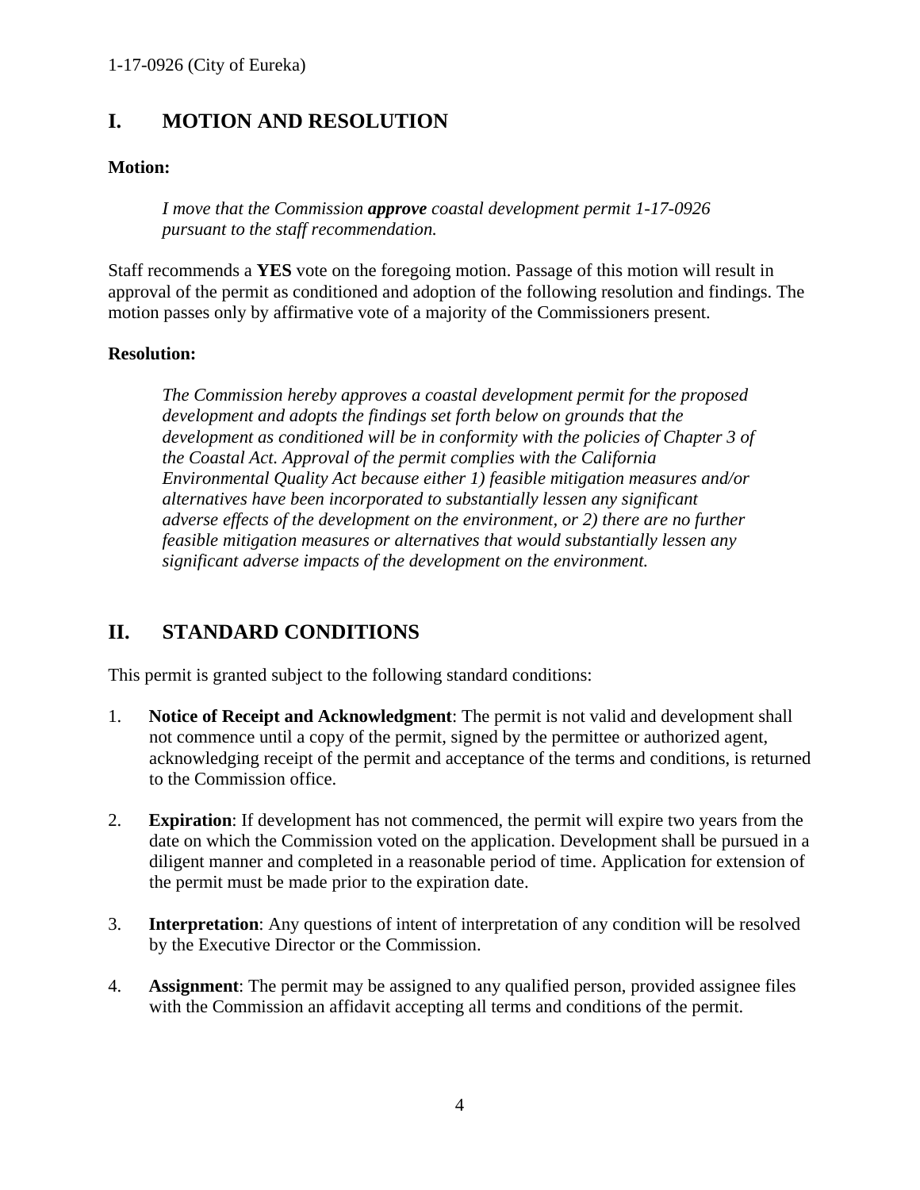## I. MOTION AND RESOLUTION

**Motion:**

> *I move that the Commission **approve** coastal development permit 1-17-0926 pursuant to the staff recommendation.*

Staff recommends a **YES** vote on the foregoing motion. Passage of this motion will result in approval of the permit as conditioned and adoption of the following resolution and findings. The motion passes only by affirmative vote of a majority of the Commissioners present.

**Resolution:**

> *The Commission hereby approves a coastal development permit for the proposed development and adopts the findings set forth below on grounds that the development as conditioned will be in conformity with the policies of Chapter 3 of the Coastal Act. Approval of the permit complies with the California Environmental Quality Act because either 1) feasible mitigation measures and/or alternatives have been incorporated to substantially lessen any significant adverse effects of the development on the environment, or 2) there are no further feasible mitigation measures or alternatives that would substantially lessen any significant adverse impacts of the development on the environment.*

## II. STANDARD CONDITIONS

This permit is granted subject to the following standard conditions:

1. **Notice of Receipt and Acknowledgment**: The permit is not valid and development shall not commence until a copy of the permit, signed by the permittee or authorized agent, acknowledging receipt of the permit and acceptance of the terms and conditions, is returned to the Commission office.

2. **Expiration**: If development has not commenced, the permit will expire two years from the date on which the Commission voted on the application. Development shall be pursued in a diligent manner and completed in a reasonable period of time. Application for extension of the permit must be made prior to the expiration date.

3. **Interpretation**: Any questions of intent of interpretation of any condition will be resolved by the Executive Director or the Commission.

4. **Assignment**: The permit may be assigned to any qualified person, provided assignee files with the Commission an affidavit accepting all terms and conditions of the permit.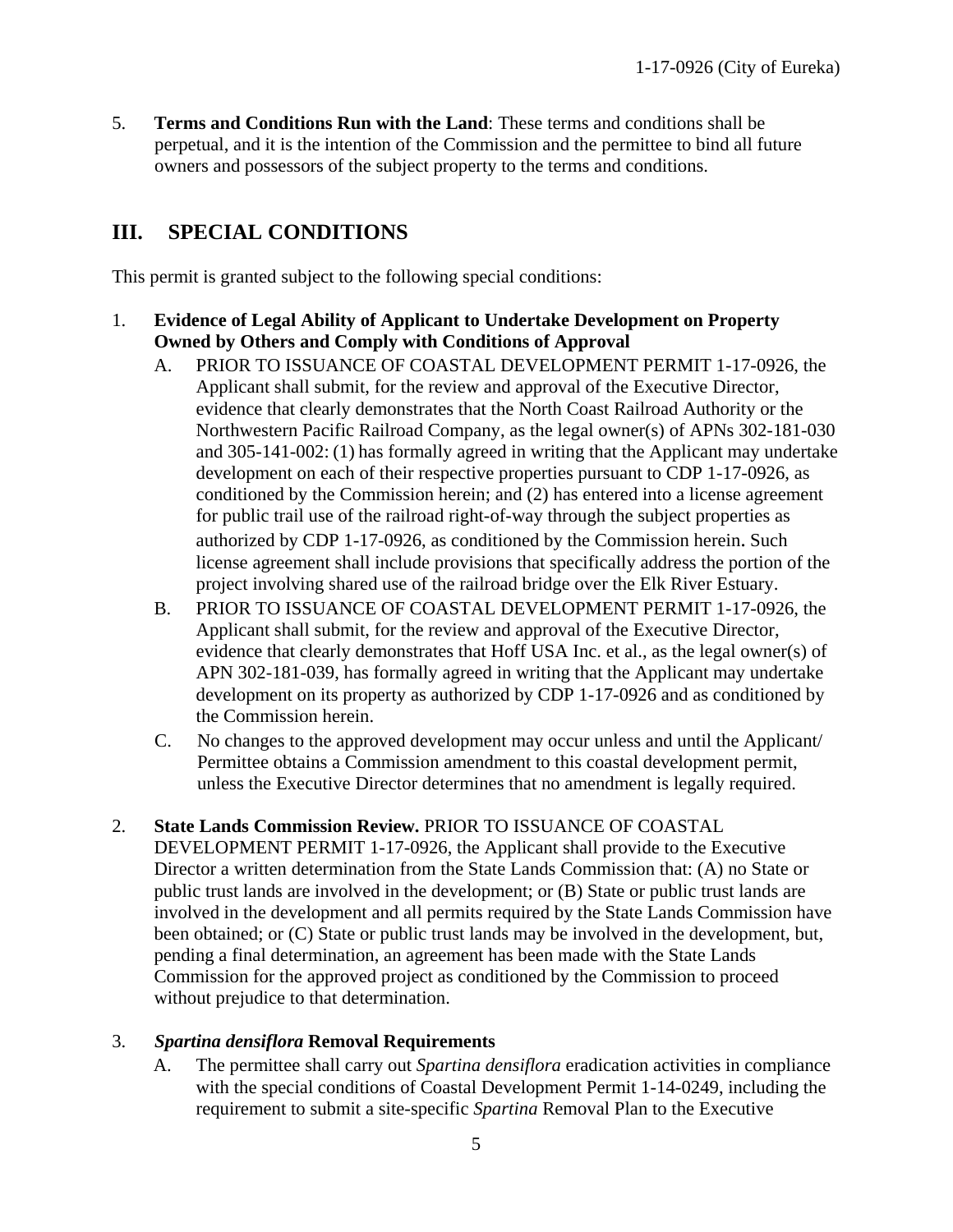5. **Terms and Conditions Run with the Land**: These terms and conditions shall be perpetual, and it is the intention of the Commission and the permittee to bind all future owners and possessors of the subject property to the terms and conditions.

## III. SPECIAL CONDITIONS

This permit is granted subject to the following special conditions:

1. **Evidence of Legal Ability of Applicant to Undertake Development on Property Owned by Others and Comply with Conditions of Approval**
   A. PRIOR TO ISSUANCE OF COASTAL DEVELOPMENT PERMIT 1-17-0926, the Applicant shall submit, for the review and approval of the Executive Director, evidence that clearly demonstrates that the North Coast Railroad Authority or the Northwestern Pacific Railroad Company, as the legal owner(s) of APNs 302-181-030 and 305-141-002: (1) has formally agreed in writing that the Applicant may undertake development on each of their respective properties pursuant to CDP 1-17-0926, as conditioned by the Commission herein; and (2) has entered into a license agreement for public trail use of the railroad right-of-way through the subject properties as authorized by CDP 1-17-0926, as conditioned by the Commission herein. Such license agreement shall include provisions that specifically address the portion of the project involving shared use of the railroad bridge over the Elk River Estuary.
   B. PRIOR TO ISSUANCE OF COASTAL DEVELOPMENT PERMIT 1-17-0926, the Applicant shall submit, for the review and approval of the Executive Director, evidence that clearly demonstrates that Hoff USA Inc. et al., as the legal owner(s) of APN 302-181-039, has formally agreed in writing that the Applicant may undertake development on its property as authorized by CDP 1-17-0926 and as conditioned by the Commission herein.
   C. No changes to the approved development may occur unless and until the Applicant/ Permittee obtains a Commission amendment to this coastal development permit, unless the Executive Director determines that no amendment is legally required.

2. **State Lands Commission Review.** PRIOR TO ISSUANCE OF COASTAL DEVELOPMENT PERMIT 1-17-0926, the Applicant shall provide to the Executive Director a written determination from the State Lands Commission that: (A) no State or public trust lands are involved in the development; or (B) State or public trust lands are involved in the development and all permits required by the State Lands Commission have been obtained; or (C) State or public trust lands may be involved in the development, but, pending a final determination, an agreement has been made with the State Lands Commission for the approved project as conditioned by the Commission to proceed without prejudice to that determination.

3. ***Spartina densiflora* Removal Requirements**
   A. The permittee shall carry out *Spartina densiflora* eradication activities in compliance with the special conditions of Coastal Development Permit 1-14-0249, including the requirement to submit a site-specific *Spartina* Removal Plan to the Executive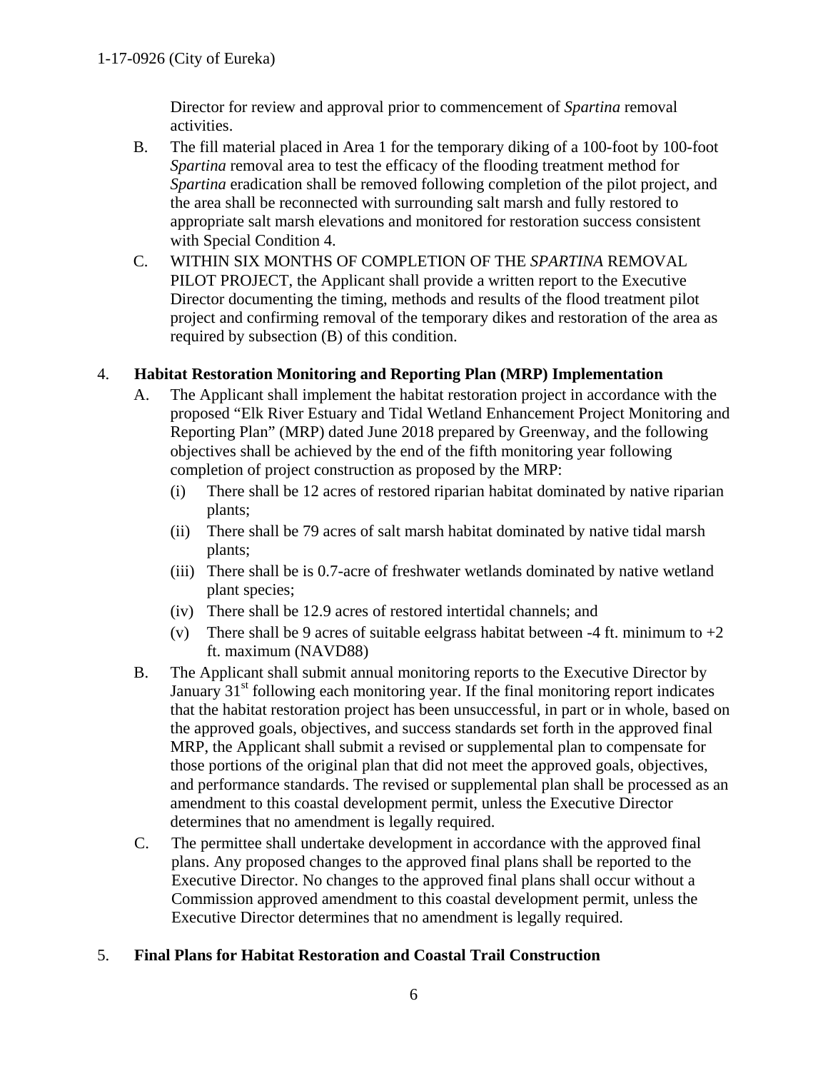Director for review and approval prior to commencement of *Spartina* removal activities.

B. The fill material placed in Area 1 for the temporary diking of a 100-foot by 100-foot *Spartina* removal area to test the efficacy of the flooding treatment method for *Spartina* eradication shall be removed following completion of the pilot project, and the area shall be reconnected with surrounding salt marsh and fully restored to appropriate salt marsh elevations and monitored for restoration success consistent with Special Condition 4.

C. WITHIN SIX MONTHS OF COMPLETION OF THE *SPARTINA* REMOVAL PILOT PROJECT, the Applicant shall provide a written report to the Executive Director documenting the timing, methods and results of the flood treatment pilot project and confirming removal of the temporary dikes and restoration of the area as required by subsection (B) of this condition.

4. **Habitat Restoration Monitoring and Reporting Plan (MRP) Implementation**

A. The Applicant shall implement the habitat restoration project in accordance with the proposed "Elk River Estuary and Tidal Wetland Enhancement Project Monitoring and Reporting Plan" (MRP) dated June 2018 prepared by Greenway, and the following objectives shall be achieved by the end of the fifth monitoring year following completion of project construction as proposed by the MRP:

   (i) There shall be 12 acres of restored riparian habitat dominated by native riparian plants;

   (ii) There shall be 79 acres of salt marsh habitat dominated by native tidal marsh plants;

   (iii) There shall be is 0.7-acre of freshwater wetlands dominated by native wetland plant species;

   (iv) There shall be 12.9 acres of restored intertidal channels; and

   (v) There shall be 9 acres of suitable eelgrass habitat between -4 ft. minimum to +2 ft. maximum (NAVD88)

B. The Applicant shall submit annual monitoring reports to the Executive Director by January 31st following each monitoring year. If the final monitoring report indicates that the habitat restoration project has been unsuccessful, in part or in whole, based on the approved goals, objectives, and success standards set forth in the approved final MRP, the Applicant shall submit a revised or supplemental plan to compensate for those portions of the original plan that did not meet the approved goals, objectives, and performance standards. The revised or supplemental plan shall be processed as an amendment to this coastal development permit, unless the Executive Director determines that no amendment is legally required.

C. The permittee shall undertake development in accordance with the approved final plans. Any proposed changes to the approved final plans shall be reported to the Executive Director. No changes to the approved final plans shall occur without a Commission approved amendment to this coastal development permit, unless the Executive Director determines that no amendment is legally required.

5. **Final Plans for Habitat Restoration and Coastal Trail Construction**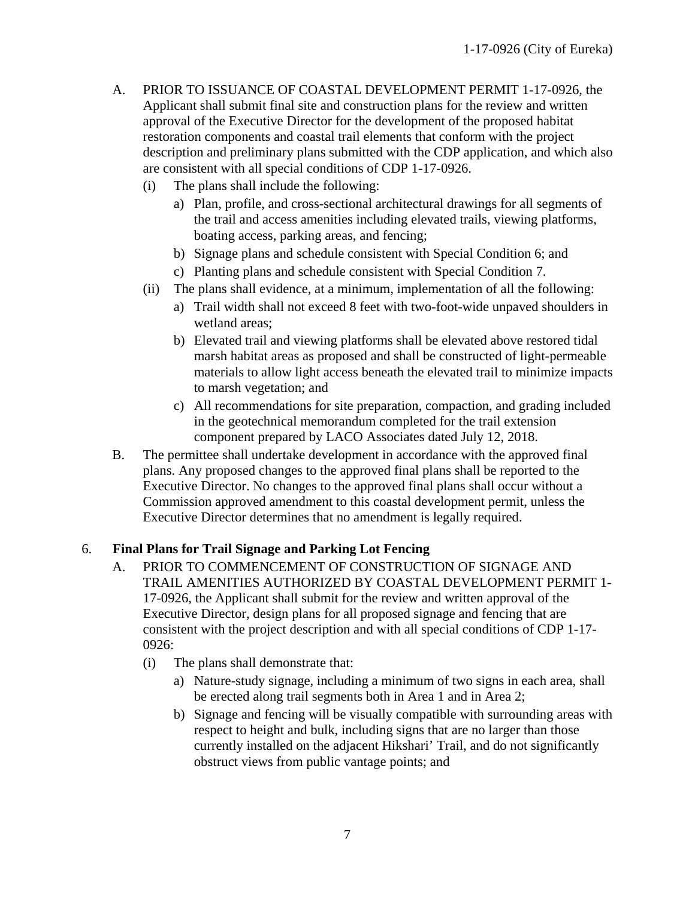A. PRIOR TO ISSUANCE OF COASTAL DEVELOPMENT PERMIT 1-17-0926, the Applicant shall submit final site and construction plans for the review and written approval of the Executive Director for the development of the proposed habitat restoration components and coastal trail elements that conform with the project description and preliminary plans submitted with the CDP application, and which also are consistent with all special conditions of CDP 1-17-0926.

   (i) The plans shall include the following:

      a) Plan, profile, and cross-sectional architectural drawings for all segments of the trail and access amenities including elevated trails, viewing platforms, boating access, parking areas, and fencing;

      b) Signage plans and schedule consistent with Special Condition 6; and

      c) Planting plans and schedule consistent with Special Condition 7.

   (ii) The plans shall evidence, at a minimum, implementation of all the following:

      a) Trail width shall not exceed 8 feet with two-foot-wide unpaved shoulders in wetland areas;

      b) Elevated trail and viewing platforms shall be elevated above restored tidal marsh habitat areas as proposed and shall be constructed of light-permeable materials to allow light access beneath the elevated trail to minimize impacts to marsh vegetation; and

      c) All recommendations for site preparation, compaction, and grading included in the geotechnical memorandum completed for the trail extension component prepared by LACO Associates dated July 12, 2018.

B. The permittee shall undertake development in accordance with the approved final plans. Any proposed changes to the approved final plans shall be reported to the Executive Director. No changes to the approved final plans shall occur without a Commission approved amendment to this coastal development permit, unless the Executive Director determines that no amendment is legally required.

6. **Final Plans for Trail Signage and Parking Lot Fencing**

   A. PRIOR TO COMMENCEMENT OF CONSTRUCTION OF SIGNAGE AND TRAIL AMENITIES AUTHORIZED BY COASTAL DEVELOPMENT PERMIT 1-17-0926, the Applicant shall submit for the review and written approval of the Executive Director, design plans for all proposed signage and fencing that are consistent with the project description and with all special conditions of CDP 1-17-0926:

      (i) The plans shall demonstrate that:

         a) Nature-study signage, including a minimum of two signs in each area, shall be erected along trail segments both in Area 1 and in Area 2;

         b) Signage and fencing will be visually compatible with surrounding areas with respect to height and bulk, including signs that are no larger than those currently installed on the adjacent Hikshari' Trail, and do not significantly obstruct views from public vantage points; and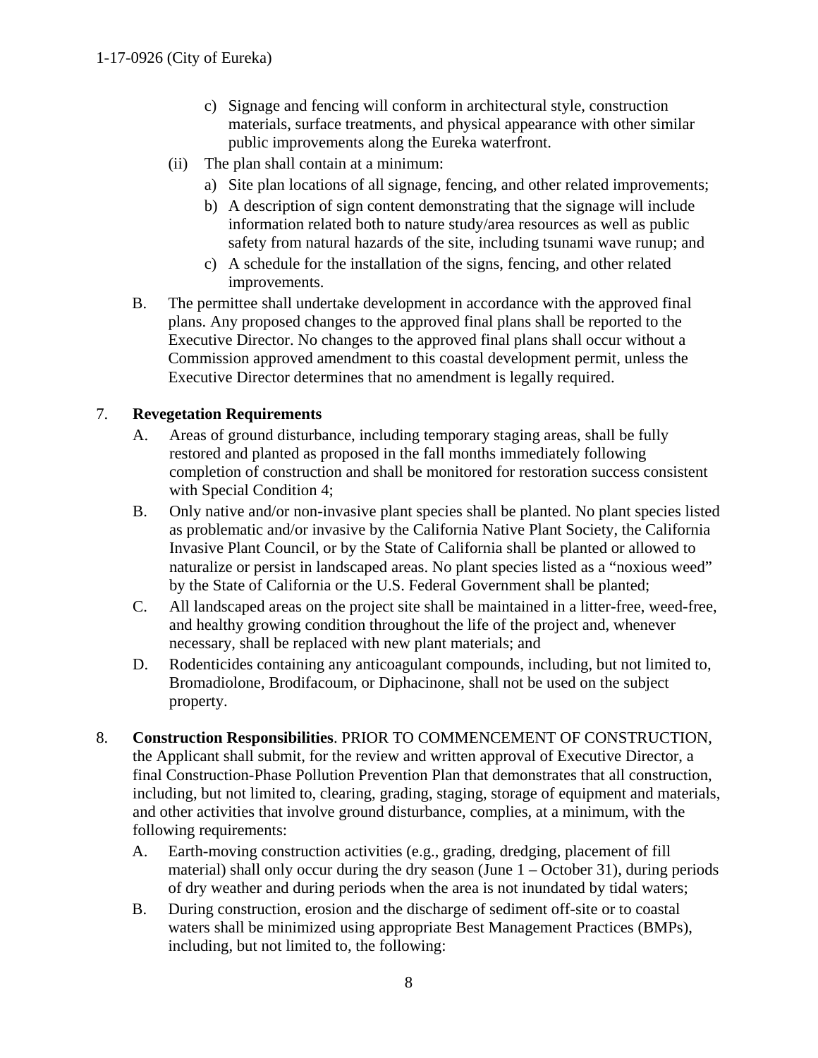c) Signage and fencing will conform in architectural style, construction materials, surface treatments, and physical appearance with other similar public improvements along the Eureka waterfront.

(ii) The plan shall contain at a minimum:

a) Site plan locations of all signage, fencing, and other related improvements;

b) A description of sign content demonstrating that the signage will include information related both to nature study/area resources as well as public safety from natural hazards of the site, including tsunami wave runup; and

c) A schedule for the installation of the signs, fencing, and other related improvements.

B. The permittee shall undertake development in accordance with the approved final plans. Any proposed changes to the approved final plans shall be reported to the Executive Director. No changes to the approved final plans shall occur without a Commission approved amendment to this coastal development permit, unless the Executive Director determines that no amendment is legally required.

7. **Revegetation Requirements**

A. Areas of ground disturbance, including temporary staging areas, shall be fully restored and planted as proposed in the fall months immediately following completion of construction and shall be monitored for restoration success consistent with Special Condition 4;

B. Only native and/or non-invasive plant species shall be planted. No plant species listed as problematic and/or invasive by the California Native Plant Society, the California Invasive Plant Council, or by the State of California shall be planted or allowed to naturalize or persist in landscaped areas. No plant species listed as a "noxious weed" by the State of California or the U.S. Federal Government shall be planted;

C. All landscaped areas on the project site shall be maintained in a litter-free, weed-free, and healthy growing condition throughout the life of the project and, whenever necessary, shall be replaced with new plant materials; and

D. Rodenticides containing any anticoagulant compounds, including, but not limited to, Bromadiolone, Brodifacoum, or Diphacinone, shall not be used on the subject property.

8. **Construction Responsibilities**. PRIOR TO COMMENCEMENT OF CONSTRUCTION, the Applicant shall submit, for the review and written approval of Executive Director, a final Construction-Phase Pollution Prevention Plan that demonstrates that all construction, including, but not limited to, clearing, grading, staging, storage of equipment and materials, and other activities that involve ground disturbance, complies, at a minimum, with the following requirements:

A. Earth-moving construction activities (e.g., grading, dredging, placement of fill material) shall only occur during the dry season (June 1 – October 31), during periods of dry weather and during periods when the area is not inundated by tidal waters;

B. During construction, erosion and the discharge of sediment off-site or to coastal waters shall be minimized using appropriate Best Management Practices (BMPs), including, but not limited to, the following: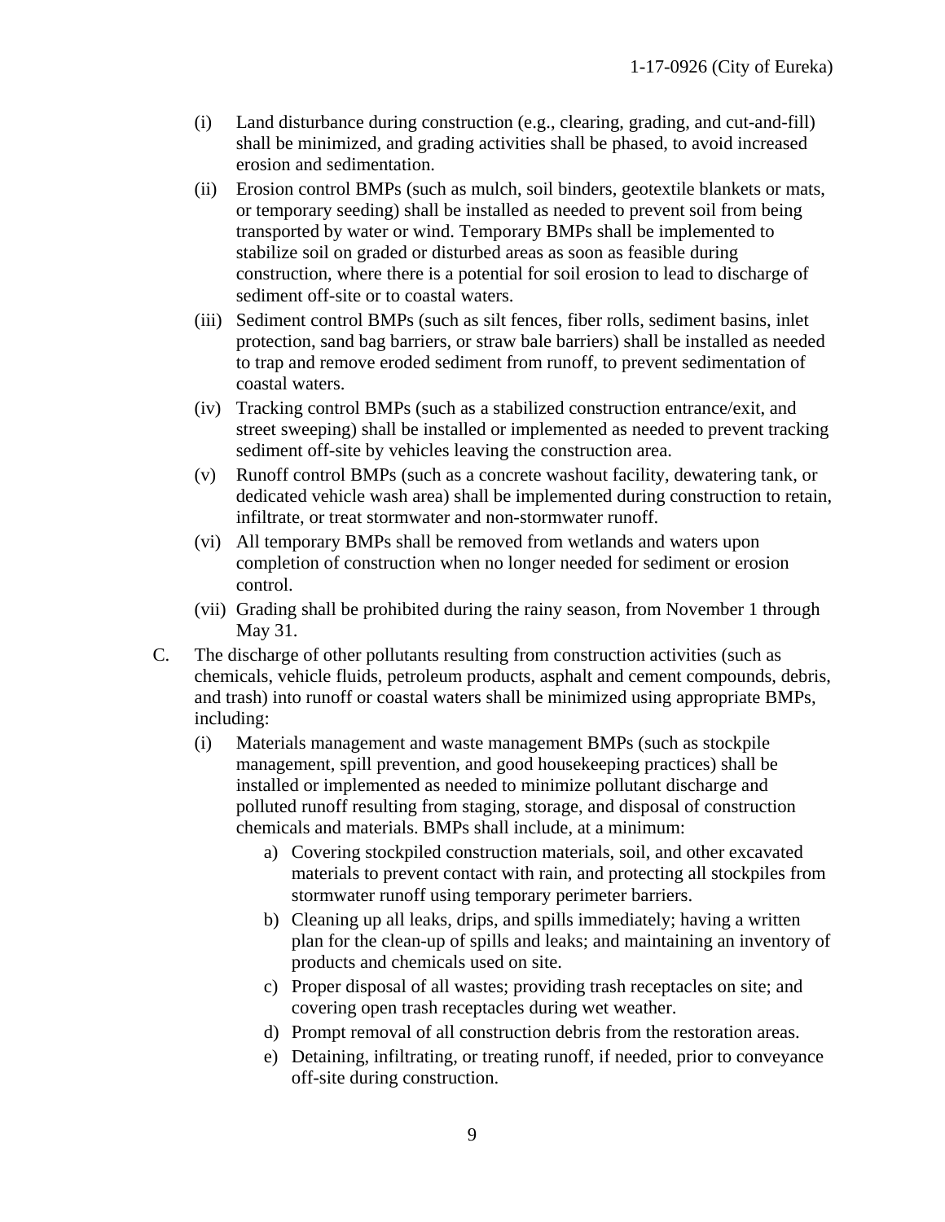(i) Land disturbance during construction (e.g., clearing, grading, and cut-and-fill) shall be minimized, and grading activities shall be phased, to avoid increased erosion and sedimentation.

(ii) Erosion control BMPs (such as mulch, soil binders, geotextile blankets or mats, or temporary seeding) shall be installed as needed to prevent soil from being transported by water or wind. Temporary BMPs shall be implemented to stabilize soil on graded or disturbed areas as soon as feasible during construction, where there is a potential for soil erosion to lead to discharge of sediment off-site or to coastal waters.

(iii) Sediment control BMPs (such as silt fences, fiber rolls, sediment basins, inlet protection, sand bag barriers, or straw bale barriers) shall be installed as needed to trap and remove eroded sediment from runoff, to prevent sedimentation of coastal waters.

(iv) Tracking control BMPs (such as a stabilized construction entrance/exit, and street sweeping) shall be installed or implemented as needed to prevent tracking sediment off-site by vehicles leaving the construction area.

(v) Runoff control BMPs (such as a concrete washout facility, dewatering tank, or dedicated vehicle wash area) shall be implemented during construction to retain, infiltrate, or treat stormwater and non-stormwater runoff.

(vi) All temporary BMPs shall be removed from wetlands and waters upon completion of construction when no longer needed for sediment or erosion control.

(vii) Grading shall be prohibited during the rainy season, from November 1 through May 31.

C. The discharge of other pollutants resulting from construction activities (such as chemicals, vehicle fluids, petroleum products, asphalt and cement compounds, debris, and trash) into runoff or coastal waters shall be minimized using appropriate BMPs, including:

(i) Materials management and waste management BMPs (such as stockpile management, spill prevention, and good housekeeping practices) shall be installed or implemented as needed to minimize pollutant discharge and polluted runoff resulting from staging, storage, and disposal of construction chemicals and materials. BMPs shall include, at a minimum:

a) Covering stockpiled construction materials, soil, and other excavated materials to prevent contact with rain, and protecting all stockpiles from stormwater runoff using temporary perimeter barriers.

b) Cleaning up all leaks, drips, and spills immediately; having a written plan for the clean-up of spills and leaks; and maintaining an inventory of products and chemicals used on site.

c) Proper disposal of all wastes; providing trash receptacles on site; and covering open trash receptacles during wet weather.

d) Prompt removal of all construction debris from the restoration areas.

e) Detaining, infiltrating, or treating runoff, if needed, prior to conveyance off-site during construction.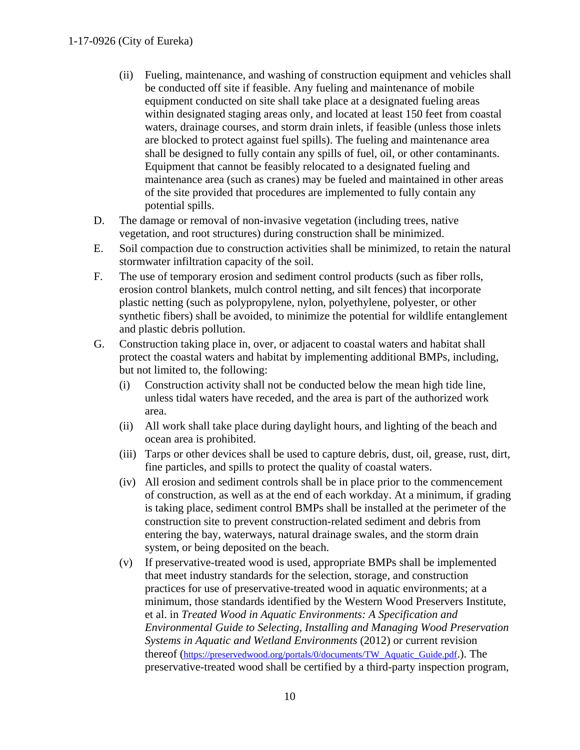(ii) Fueling, maintenance, and washing of construction equipment and vehicles shall be conducted off site if feasible. Any fueling and maintenance of mobile equipment conducted on site shall take place at a designated fueling areas within designated staging areas only, and located at least 150 feet from coastal waters, drainage courses, and storm drain inlets, if feasible (unless those inlets are blocked to protect against fuel spills). The fueling and maintenance area shall be designed to fully contain any spills of fuel, oil, or other contaminants. Equipment that cannot be feasibly relocated to a designated fueling and maintenance area (such as cranes) may be fueled and maintained in other areas of the site provided that procedures are implemented to fully contain any potential spills.

D. The damage or removal of non-invasive vegetation (including trees, native vegetation, and root structures) during construction shall be minimized.

E. Soil compaction due to construction activities shall be minimized, to retain the natural stormwater infiltration capacity of the soil.

F. The use of temporary erosion and sediment control products (such as fiber rolls, erosion control blankets, mulch control netting, and silt fences) that incorporate plastic netting (such as polypropylene, nylon, polyethylene, polyester, or other synthetic fibers) shall be avoided, to minimize the potential for wildlife entanglement and plastic debris pollution.

G. Construction taking place in, over, or adjacent to coastal waters and habitat shall protect the coastal waters and habitat by implementing additional BMPs, including, but not limited to, the following:

(i) Construction activity shall not be conducted below the mean high tide line, unless tidal waters have receded, and the area is part of the authorized work area.

(ii) All work shall take place during daylight hours, and lighting of the beach and ocean area is prohibited.

(iii) Tarps or other devices shall be used to capture debris, dust, oil, grease, rust, dirt, fine particles, and spills to protect the quality of coastal waters.

(iv) All erosion and sediment controls shall be in place prior to the commencement of construction, as well as at the end of each workday. At a minimum, if grading is taking place, sediment control BMPs shall be installed at the perimeter of the construction site to prevent construction-related sediment and debris from entering the bay, waterways, natural drainage swales, and the storm drain system, or being deposited on the beach.

(v) If preservative-treated wood is used, appropriate BMPs shall be implemented that meet industry standards for the selection, storage, and construction practices for use of preservative-treated wood in aquatic environments; at a minimum, those standards identified by the Western Wood Preservers Institute, et al. in *Treated Wood in Aquatic Environments: A Specification and Environmental Guide to Selecting, Installing and Managing Wood Preservation Systems in Aquatic and Wetland Environments* (2012) or current revision thereof (https://preservedwood.org/portals/0/documents/TW_Aquatic_Guide.pdf.). The preservative-treated wood shall be certified by a third-party inspection program,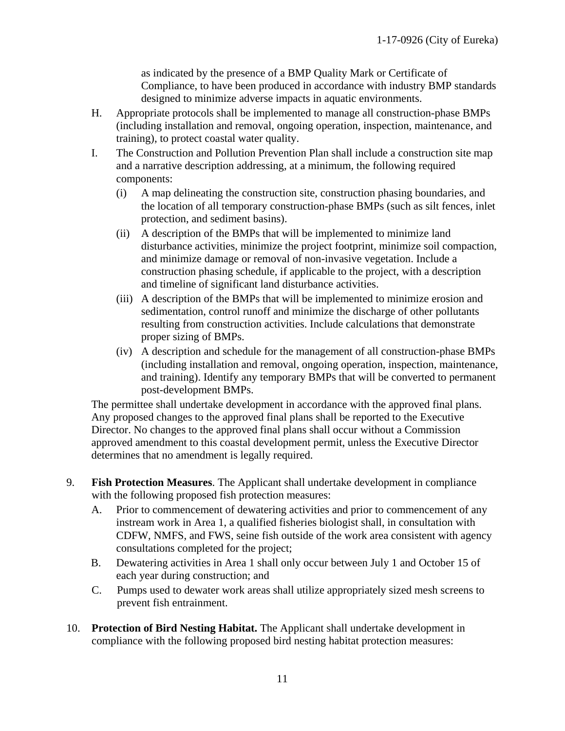as indicated by the presence of a BMP Quality Mark or Certificate of Compliance, to have been produced in accordance with industry BMP standards designed to minimize adverse impacts in aquatic environments.

H. Appropriate protocols shall be implemented to manage all construction-phase BMPs (including installation and removal, ongoing operation, inspection, maintenance, and training), to protect coastal water quality.

I. The Construction and Pollution Prevention Plan shall include a construction site map and a narrative description addressing, at a minimum, the following required components:

   (i) A map delineating the construction site, construction phasing boundaries, and the location of all temporary construction-phase BMPs (such as silt fences, inlet protection, and sediment basins).

   (ii) A description of the BMPs that will be implemented to minimize land disturbance activities, minimize the project footprint, minimize soil compaction, and minimize damage or removal of non-invasive vegetation. Include a construction phasing schedule, if applicable to the project, with a description and timeline of significant land disturbance activities.

   (iii) A description of the BMPs that will be implemented to minimize erosion and sedimentation, control runoff and minimize the discharge of other pollutants resulting from construction activities. Include calculations that demonstrate proper sizing of BMPs.

   (iv) A description and schedule for the management of all construction-phase BMPs (including installation and removal, ongoing operation, inspection, maintenance, and training). Identify any temporary BMPs that will be converted to permanent post-development BMPs.

The permittee shall undertake development in accordance with the approved final plans. Any proposed changes to the approved final plans shall be reported to the Executive Director. No changes to the approved final plans shall occur without a Commission approved amendment to this coastal development permit, unless the Executive Director determines that no amendment is legally required.

9. **Fish Protection Measures**. The Applicant shall undertake development in compliance with the following proposed fish protection measures:

   A. Prior to commencement of dewatering activities and prior to commencement of any instream work in Area 1, a qualified fisheries biologist shall, in consultation with CDFW, NMFS, and FWS, seine fish outside of the work area consistent with agency consultations completed for the project;

   B. Dewatering activities in Area 1 shall only occur between July 1 and October 15 of each year during construction; and

   C. Pumps used to dewater work areas shall utilize appropriately sized mesh screens to prevent fish entrainment.

10. **Protection of Bird Nesting Habitat.** The Applicant shall undertake development in compliance with the following proposed bird nesting habitat protection measures: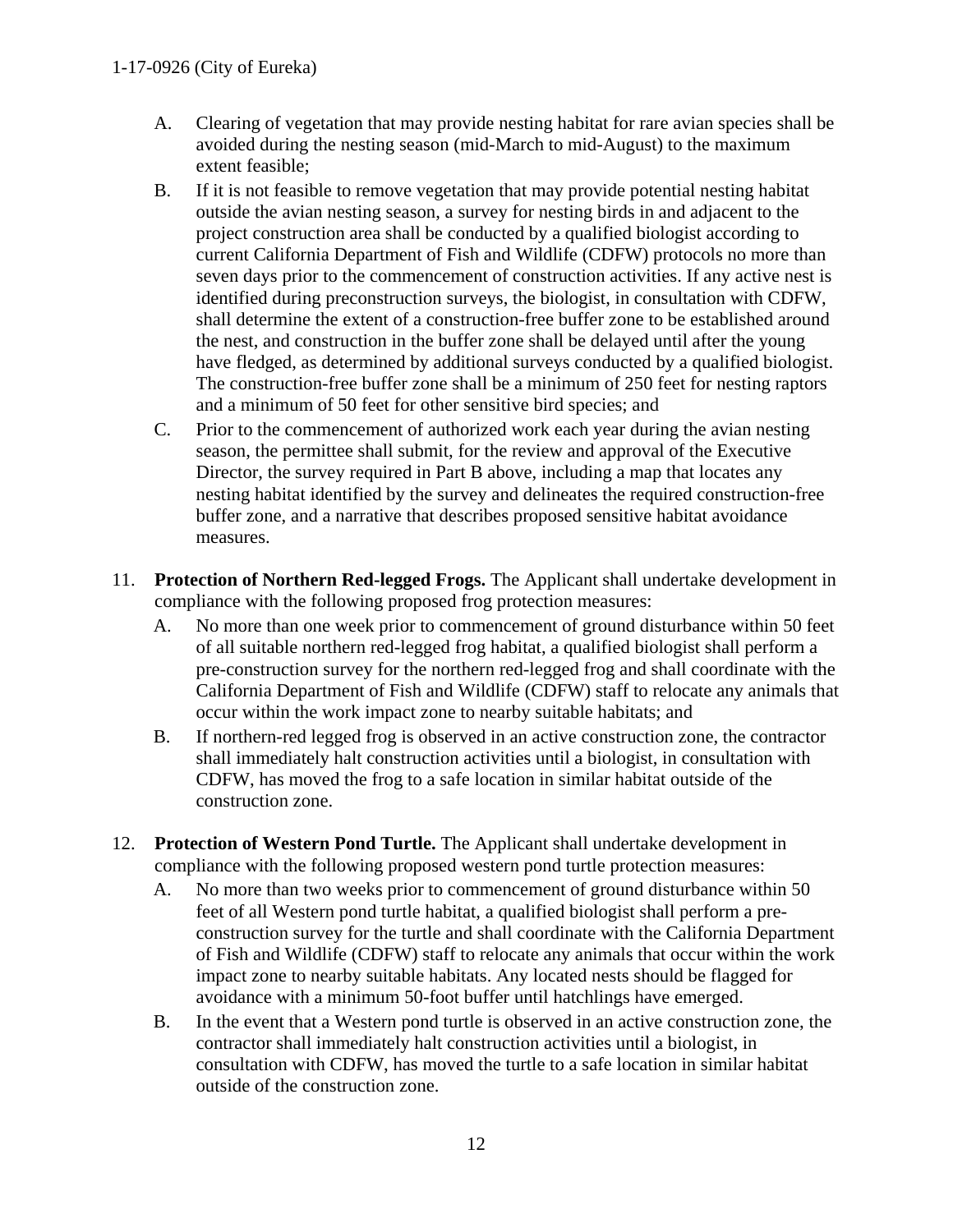A. Clearing of vegetation that may provide nesting habitat for rare avian species shall be avoided during the nesting season (mid-March to mid-August) to the maximum extent feasible;

B. If it is not feasible to remove vegetation that may provide potential nesting habitat outside the avian nesting season, a survey for nesting birds in and adjacent to the project construction area shall be conducted by a qualified biologist according to current California Department of Fish and Wildlife (CDFW) protocols no more than seven days prior to the commencement of construction activities. If any active nest is identified during preconstruction surveys, the biologist, in consultation with CDFW, shall determine the extent of a construction-free buffer zone to be established around the nest, and construction in the buffer zone shall be delayed until after the young have fledged, as determined by additional surveys conducted by a qualified biologist. The construction-free buffer zone shall be a minimum of 250 feet for nesting raptors and a minimum of 50 feet for other sensitive bird species; and

C. Prior to the commencement of authorized work each year during the avian nesting season, the permittee shall submit, for the review and approval of the Executive Director, the survey required in Part B above, including a map that locates any nesting habitat identified by the survey and delineates the required construction-free buffer zone, and a narrative that describes proposed sensitive habitat avoidance measures.

11. **Protection of Northern Red-legged Frogs.** The Applicant shall undertake development in compliance with the following proposed frog protection measures:

    A. No more than one week prior to commencement of ground disturbance within 50 feet of all suitable northern red-legged frog habitat, a qualified biologist shall perform a pre-construction survey for the northern red-legged frog and shall coordinate with the California Department of Fish and Wildlife (CDFW) staff to relocate any animals that occur within the work impact zone to nearby suitable habitats; and

    B. If northern-red legged frog is observed in an active construction zone, the contractor shall immediately halt construction activities until a biologist, in consultation with CDFW, has moved the frog to a safe location in similar habitat outside of the construction zone.

12. **Protection of Western Pond Turtle.** The Applicant shall undertake development in compliance with the following proposed western pond turtle protection measures:

    A. No more than two weeks prior to commencement of ground disturbance within 50 feet of all Western pond turtle habitat, a qualified biologist shall perform a pre-construction survey for the turtle and shall coordinate with the California Department of Fish and Wildlife (CDFW) staff to relocate any animals that occur within the work impact zone to nearby suitable habitats. Any located nests should be flagged for avoidance with a minimum 50-foot buffer until hatchlings have emerged.

    B. In the event that a Western pond turtle is observed in an active construction zone, the contractor shall immediately halt construction activities until a biologist, in consultation with CDFW, has moved the turtle to a safe location in similar habitat outside of the construction zone.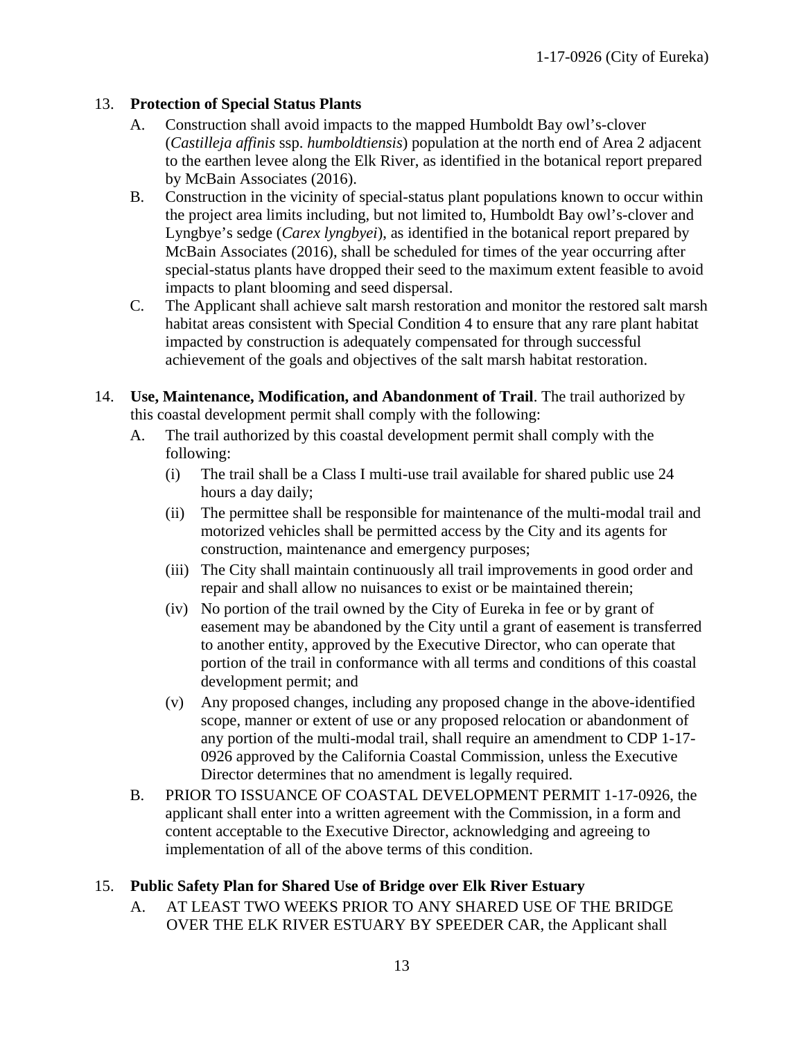13. **Protection of Special Status Plants**
    - A. Construction shall avoid impacts to the mapped Humboldt Bay owl's-clover (*Castilleja affinis* ssp. *humboldtiensis*) population at the north end of Area 2 adjacent to the earthen levee along the Elk River, as identified in the botanical report prepared by McBain Associates (2016).
    - B. Construction in the vicinity of special-status plant populations known to occur within the project area limits including, but not limited to, Humboldt Bay owl's-clover and Lyngbye's sedge (*Carex lyngbyei*), as identified in the botanical report prepared by McBain Associates (2016), shall be scheduled for times of the year occurring after special-status plants have dropped their seed to the maximum extent feasible to avoid impacts to plant blooming and seed dispersal.
    - C. The Applicant shall achieve salt marsh restoration and monitor the restored salt marsh habitat areas consistent with Special Condition 4 to ensure that any rare plant habitat impacted by construction is adequately compensated for through successful achievement of the goals and objectives of the salt marsh habitat restoration.

14. **Use, Maintenance, Modification, and Abandonment of Trail**. The trail authorized by this coastal development permit shall comply with the following:
    - A. The trail authorized by this coastal development permit shall comply with the following:
        - (i) The trail shall be a Class I multi-use trail available for shared public use 24 hours a day daily;
        - (ii) The permittee shall be responsible for maintenance of the multi-modal trail and motorized vehicles shall be permitted access by the City and its agents for construction, maintenance and emergency purposes;
        - (iii) The City shall maintain continuously all trail improvements in good order and repair and shall allow no nuisances to exist or be maintained therein;
        - (iv) No portion of the trail owned by the City of Eureka in fee or by grant of easement may be abandoned by the City until a grant of easement is transferred to another entity, approved by the Executive Director, who can operate that portion of the trail in conformance with all terms and conditions of this coastal development permit; and
        - (v) Any proposed changes, including any proposed change in the above-identified scope, manner or extent of use or any proposed relocation or abandonment of any portion of the multi-modal trail, shall require an amendment to CDP 1-17-0926 approved by the California Coastal Commission, unless the Executive Director determines that no amendment is legally required.
    - B. PRIOR TO ISSUANCE OF COASTAL DEVELOPMENT PERMIT 1-17-0926, the applicant shall enter into a written agreement with the Commission, in a form and content acceptable to the Executive Director, acknowledging and agreeing to implementation of all of the above terms of this condition.

15. **Public Safety Plan for Shared Use of Bridge over Elk River Estuary**
    - A. AT LEAST TWO WEEKS PRIOR TO ANY SHARED USE OF THE BRIDGE OVER THE ELK RIVER ESTUARY BY SPEEDER CAR, the Applicant shall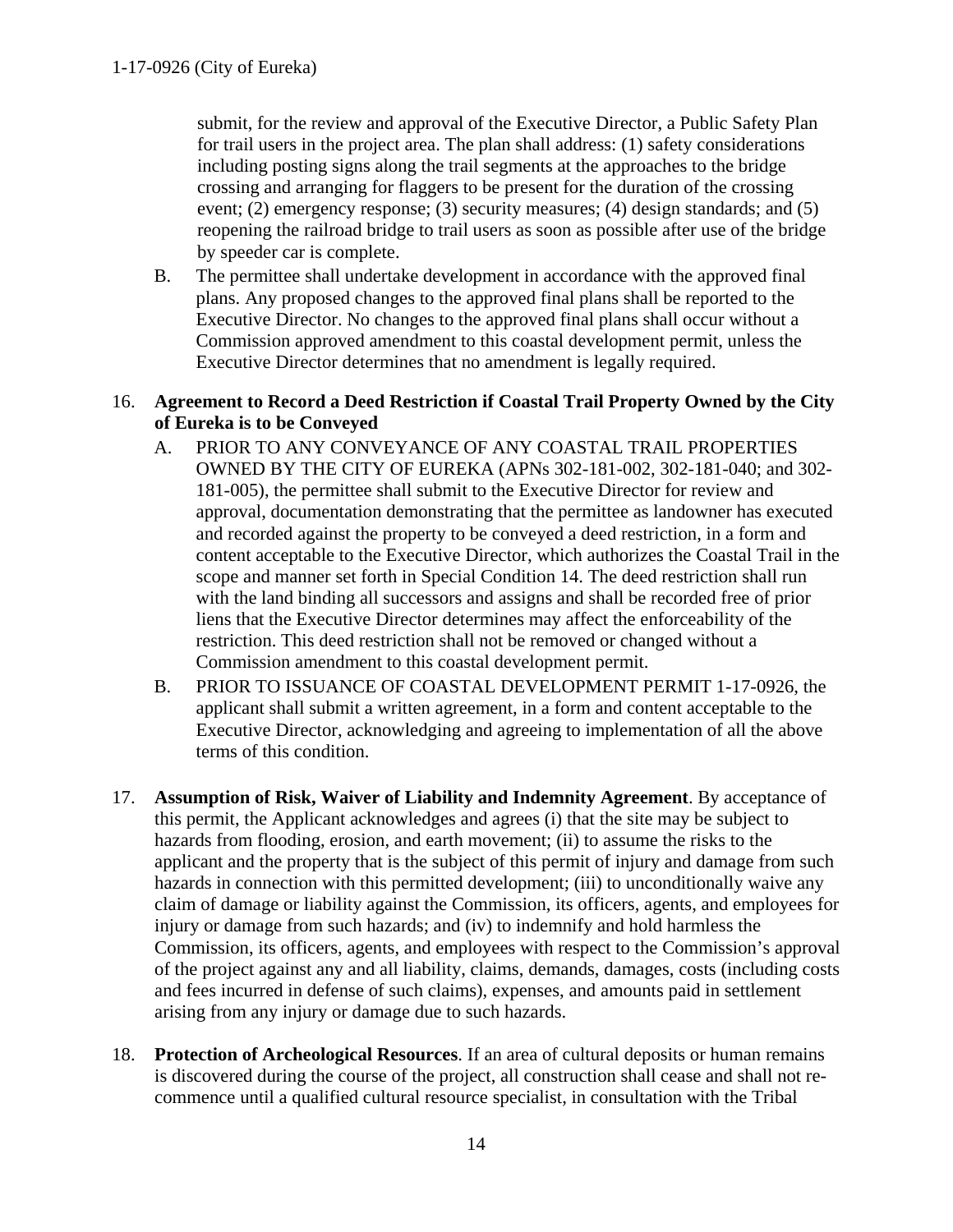submit, for the review and approval of the Executive Director, a Public Safety Plan for trail users in the project area. The plan shall address: (1) safety considerations including posting signs along the trail segments at the approaches to the bridge crossing and arranging for flaggers to be present for the duration of the crossing event; (2) emergency response; (3) security measures; (4) design standards; and (5) reopening the railroad bridge to trail users as soon as possible after use of the bridge by speeder car is complete.

B. The permittee shall undertake development in accordance with the approved final plans. Any proposed changes to the approved final plans shall be reported to the Executive Director. No changes to the approved final plans shall occur without a Commission approved amendment to this coastal development permit, unless the Executive Director determines that no amendment is legally required.

16. **Agreement to Record a Deed Restriction if Coastal Trail Property Owned by the City of Eureka is to be Conveyed**

A. PRIOR TO ANY CONVEYANCE OF ANY COASTAL TRAIL PROPERTIES OWNED BY THE CITY OF EUREKA (APNs 302-181-002, 302-181-040; and 302-181-005), the permittee shall submit to the Executive Director for review and approval, documentation demonstrating that the permittee as landowner has executed and recorded against the property to be conveyed a deed restriction, in a form and content acceptable to the Executive Director, which authorizes the Coastal Trail in the scope and manner set forth in Special Condition 14. The deed restriction shall run with the land binding all successors and assigns and shall be recorded free of prior liens that the Executive Director determines may affect the enforceability of the restriction. This deed restriction shall not be removed or changed without a Commission amendment to this coastal development permit.

B. PRIOR TO ISSUANCE OF COASTAL DEVELOPMENT PERMIT 1-17-0926, the applicant shall submit a written agreement, in a form and content acceptable to the Executive Director, acknowledging and agreeing to implementation of all the above terms of this condition.

17. **Assumption of Risk, Waiver of Liability and Indemnity Agreement**. By acceptance of this permit, the Applicant acknowledges and agrees (i) that the site may be subject to hazards from flooding, erosion, and earth movement; (ii) to assume the risks to the applicant and the property that is the subject of this permit of injury and damage from such hazards in connection with this permitted development; (iii) to unconditionally waive any claim of damage or liability against the Commission, its officers, agents, and employees for injury or damage from such hazards; and (iv) to indemnify and hold harmless the Commission, its officers, agents, and employees with respect to the Commission's approval of the project against any and all liability, claims, demands, damages, costs (including costs and fees incurred in defense of such claims), expenses, and amounts paid in settlement arising from any injury or damage due to such hazards.

18. **Protection of Archeological Resources**. If an area of cultural deposits or human remains is discovered during the course of the project, all construction shall cease and shall not re-commence until a qualified cultural resource specialist, in consultation with the Tribal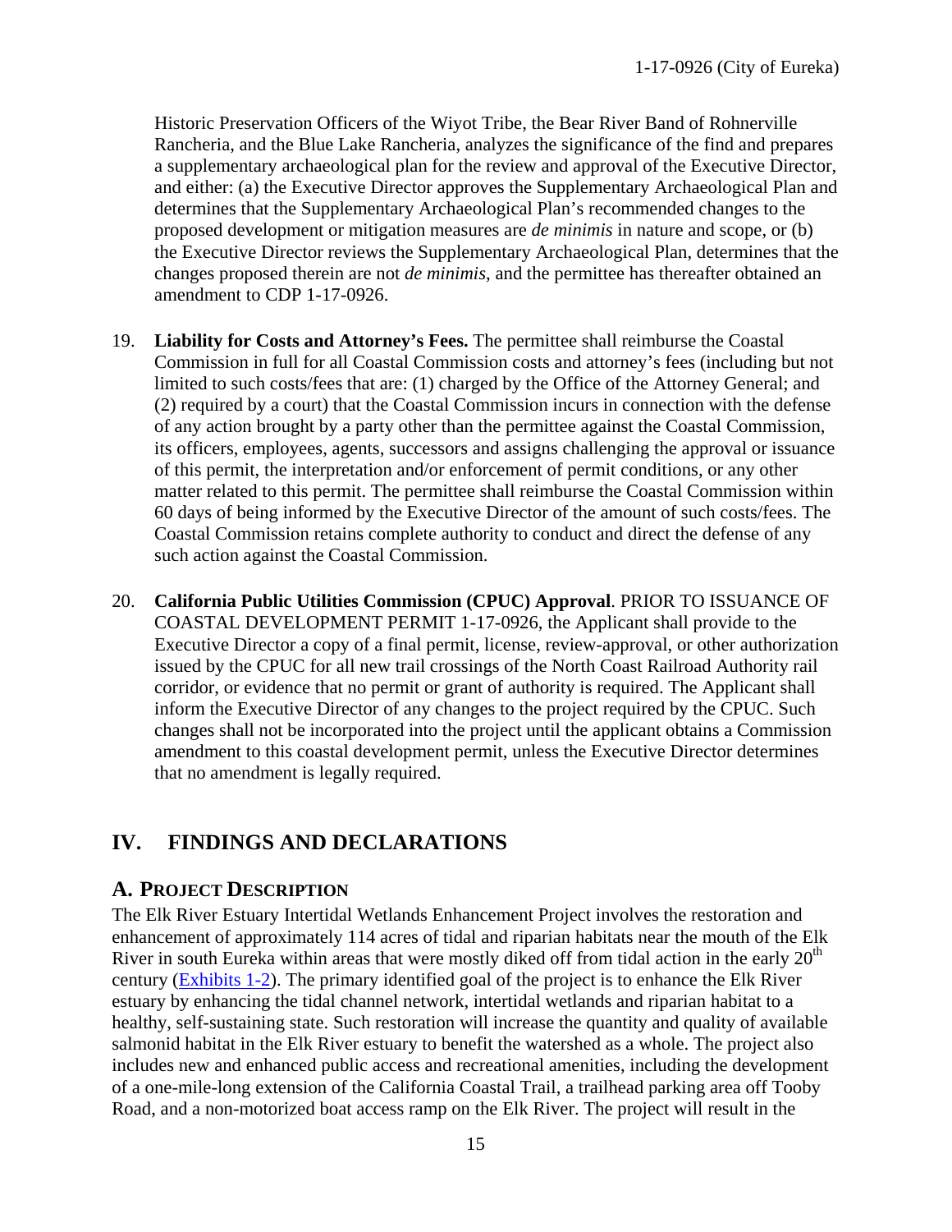Historic Preservation Officers of the Wiyot Tribe, the Bear River Band of Rohnerville Rancheria, and the Blue Lake Rancheria, analyzes the significance of the find and prepares a supplementary archaeological plan for the review and approval of the Executive Director, and either: (a) the Executive Director approves the Supplementary Archaeological Plan and determines that the Supplementary Archaeological Plan's recommended changes to the proposed development or mitigation measures are *de minimis* in nature and scope, or (b) the Executive Director reviews the Supplementary Archaeological Plan, determines that the changes proposed therein are not *de minimis*, and the permittee has thereafter obtained an amendment to CDP 1-17-0926.

19. **Liability for Costs and Attorney's Fees.** The permittee shall reimburse the Coastal Commission in full for all Coastal Commission costs and attorney's fees (including but not limited to such costs/fees that are: (1) charged by the Office of the Attorney General; and (2) required by a court) that the Coastal Commission incurs in connection with the defense of any action brought by a party other than the permittee against the Coastal Commission, its officers, employees, agents, successors and assigns challenging the approval or issuance of this permit, the interpretation and/or enforcement of permit conditions, or any other matter related to this permit. The permittee shall reimburse the Coastal Commission within 60 days of being informed by the Executive Director of the amount of such costs/fees. The Coastal Commission retains complete authority to conduct and direct the defense of any such action against the Coastal Commission.

20. **California Public Utilities Commission (CPUC) Approval**. PRIOR TO ISSUANCE OF COASTAL DEVELOPMENT PERMIT 1-17-0926, the Applicant shall provide to the Executive Director a copy of a final permit, license, review-approval, or other authorization issued by the CPUC for all new trail crossings of the North Coast Railroad Authority rail corridor, or evidence that no permit or grant of authority is required. The Applicant shall inform the Executive Director of any changes to the project required by the CPUC. Such changes shall not be incorporated into the project until the applicant obtains a Commission amendment to this coastal development permit, unless the Executive Director determines that no amendment is legally required.

# IV. FINDINGS AND DECLARATIONS

## A. PROJECT DESCRIPTION

The Elk River Estuary Intertidal Wetlands Enhancement Project involves the restoration and enhancement of approximately 114 acres of tidal and riparian habitats near the mouth of the Elk River in south Eureka within areas that were mostly diked off from tidal action in the early 20th century (Exhibits 1-2). The primary identified goal of the project is to enhance the Elk River estuary by enhancing the tidal channel network, intertidal wetlands and riparian habitat to a healthy, self-sustaining state. Such restoration will increase the quantity and quality of available salmonid habitat in the Elk River estuary to benefit the watershed as a whole. The project also includes new and enhanced public access and recreational amenities, including the development of a one-mile-long extension of the California Coastal Trail, a trailhead parking area off Tooby Road, and a non-motorized boat access ramp on the Elk River. The project will result in the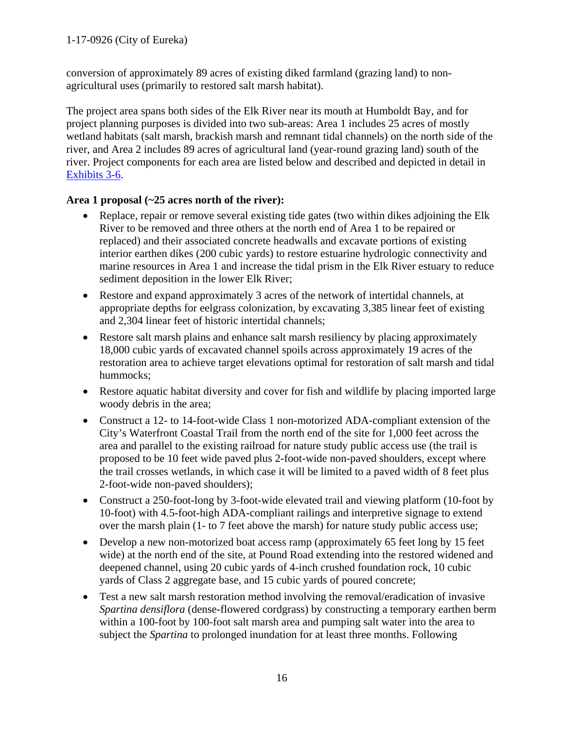conversion of approximately 89 acres of existing diked farmland (grazing land) to non-agricultural uses (primarily to restored salt marsh habitat).

The project area spans both sides of the Elk River near its mouth at Humboldt Bay, and for project planning purposes is divided into two sub-areas: Area 1 includes 25 acres of mostly wetland habitats (salt marsh, brackish marsh and remnant tidal channels) on the north side of the river, and Area 2 includes 89 acres of agricultural land (year-round grazing land) south of the river. Project components for each area are listed below and described and depicted in detail in Exhibits 3-6.

**Area 1 proposal (~25 acres north of the river):**

- Replace, repair or remove several existing tide gates (two within dikes adjoining the Elk River to be removed and three others at the north end of Area 1 to be repaired or replaced) and their associated concrete headwalls and excavate portions of existing interior earthen dikes (200 cubic yards) to restore estuarine hydrologic connectivity and marine resources in Area 1 and increase the tidal prism in the Elk River estuary to reduce sediment deposition in the lower Elk River;
- Restore and expand approximately 3 acres of the network of intertidal channels, at appropriate depths for eelgrass colonization, by excavating 3,385 linear feet of existing and 2,304 linear feet of historic intertidal channels;
- Restore salt marsh plains and enhance salt marsh resiliency by placing approximately 18,000 cubic yards of excavated channel spoils across approximately 19 acres of the restoration area to achieve target elevations optimal for restoration of salt marsh and tidal hummocks;
- Restore aquatic habitat diversity and cover for fish and wildlife by placing imported large woody debris in the area;
- Construct a 12- to 14-foot-wide Class 1 non-motorized ADA-compliant extension of the City's Waterfront Coastal Trail from the north end of the site for 1,000 feet across the area and parallel to the existing railroad for nature study public access use (the trail is proposed to be 10 feet wide paved plus 2-foot-wide non-paved shoulders, except where the trail crosses wetlands, in which case it will be limited to a paved width of 8 feet plus 2-foot-wide non-paved shoulders);
- Construct a 250-foot-long by 3-foot-wide elevated trail and viewing platform (10-foot by 10-foot) with 4.5-foot-high ADA-compliant railings and interpretive signage to extend over the marsh plain (1- to 7 feet above the marsh) for nature study public access use;
- Develop a new non-motorized boat access ramp (approximately 65 feet long by 15 feet wide) at the north end of the site, at Pound Road extending into the restored widened and deepened channel, using 20 cubic yards of 4-inch crushed foundation rock, 10 cubic yards of Class 2 aggregate base, and 15 cubic yards of poured concrete;
- Test a new salt marsh restoration method involving the removal/eradication of invasive *Spartina densiflora* (dense-flowered cordgrass) by constructing a temporary earthen berm within a 100-foot by 100-foot salt marsh area and pumping salt water into the area to subject the *Spartina* to prolonged inundation for at least three months. Following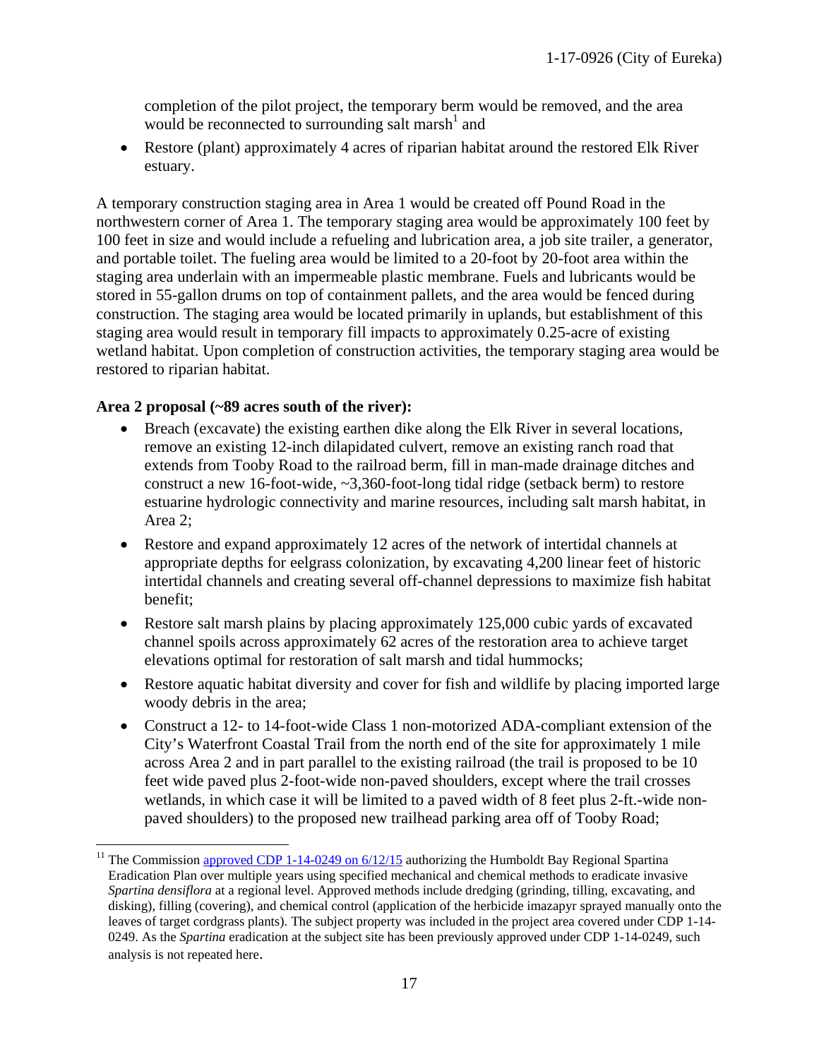completion of the pilot project, the temporary berm would be removed, and the area would be reconnected to surrounding salt marsh[1] and

- Restore (plant) approximately 4 acres of riparian habitat around the restored Elk River estuary.

A temporary construction staging area in Area 1 would be created off Pound Road in the northwestern corner of Area 1. The temporary staging area would be approximately 100 feet by 100 feet in size and would include a refueling and lubrication area, a job site trailer, a generator, and portable toilet. The fueling area would be limited to a 20-foot by 20-foot area within the staging area underlain with an impermeable plastic membrane. Fuels and lubricants would be stored in 55-gallon drums on top of containment pallets, and the area would be fenced during construction. The staging area would be located primarily in uplands, but establishment of this staging area would result in temporary fill impacts to approximately 0.25-acre of existing wetland habitat. Upon completion of construction activities, the temporary staging area would be restored to riparian habitat.

**Area 2 proposal (~89 acres south of the river):**

- Breach (excavate) the existing earthen dike along the Elk River in several locations, remove an existing 12-inch dilapidated culvert, remove an existing ranch road that extends from Tooby Road to the railroad berm, fill in man-made drainage ditches and construct a new 16-foot-wide, ~3,360-foot-long tidal ridge (setback berm) to restore estuarine hydrologic connectivity and marine resources, including salt marsh habitat, in Area 2;
- Restore and expand approximately 12 acres of the network of intertidal channels at appropriate depths for eelgrass colonization, by excavating 4,200 linear feet of historic intertidal channels and creating several off-channel depressions to maximize fish habitat benefit;
- Restore salt marsh plains by placing approximately 125,000 cubic yards of excavated channel spoils across approximately 62 acres of the restoration area to achieve target elevations optimal for restoration of salt marsh and tidal hummocks;
- Restore aquatic habitat diversity and cover for fish and wildlife by placing imported large woody debris in the area;
- Construct a 12- to 14-foot-wide Class 1 non-motorized ADA-compliant extension of the City's Waterfront Coastal Trail from the north end of the site for approximately 1 mile across Area 2 and in part parallel to the existing railroad (the trail is proposed to be 10 feet wide paved plus 2-foot-wide non-paved shoulders, except where the trail crosses wetlands, in which case it will be limited to a paved width of 8 feet plus 2-ft.-wide non-paved shoulders) to the proposed new trailhead parking area off of Tooby Road;

---

[11] The Commission approved CDP 1-14-0249 on 6/12/15 authorizing the Humboldt Bay Regional Spartina Eradication Plan over multiple years using specified mechanical and chemical methods to eradicate invasive *Spartina densiflora* at a regional level. Approved methods include dredging (grinding, tilling, excavating, and disking), filling (covering), and chemical control (application of the herbicide imazapyr sprayed manually onto the leaves of target cordgrass plants). The subject property was included in the project area covered under CDP 1-14-0249. As the *Spartina* eradication at the subject site has been previously approved under CDP 1-14-0249, such analysis is not repeated here.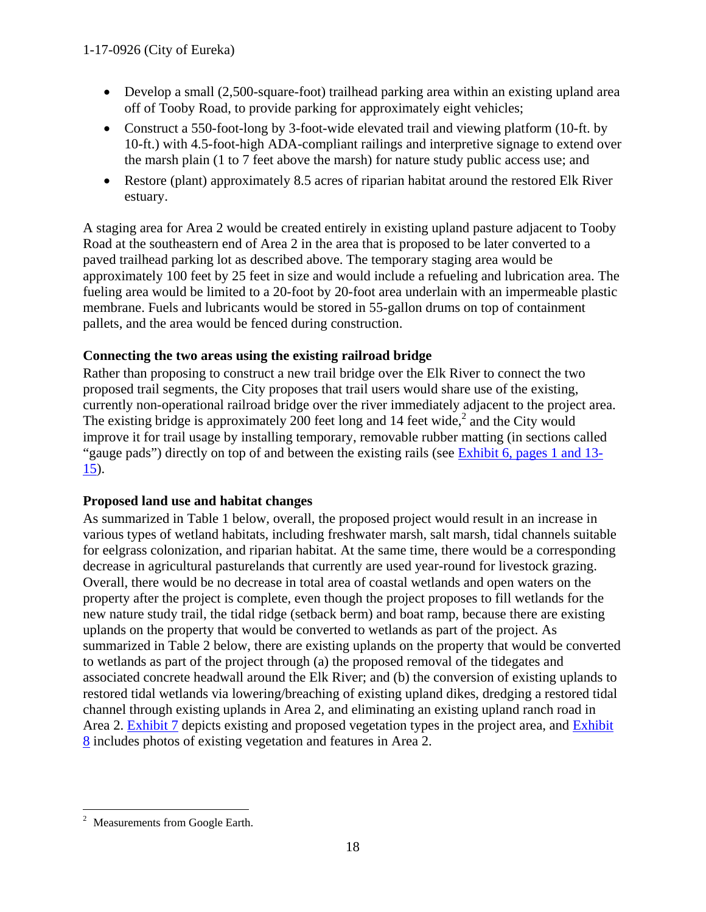- Develop a small (2,500-square-foot) trailhead parking area within an existing upland area off of Tooby Road, to provide parking for approximately eight vehicles;
- Construct a 550-foot-long by 3-foot-wide elevated trail and viewing platform (10-ft. by 10-ft.) with 4.5-foot-high ADA-compliant railings and interpretive signage to extend over the marsh plain (1 to 7 feet above the marsh) for nature study public access use; and
- Restore (plant) approximately 8.5 acres of riparian habitat around the restored Elk River estuary.

A staging area for Area 2 would be created entirely in existing upland pasture adjacent to Tooby Road at the southeastern end of Area 2 in the area that is proposed to be later converted to a paved trailhead parking lot as described above. The temporary staging area would be approximately 100 feet by 25 feet in size and would include a refueling and lubrication area. The fueling area would be limited to a 20-foot by 20-foot area underlain with an impermeable plastic membrane. Fuels and lubricants would be stored in 55-gallon drums on top of containment pallets, and the area would be fenced during construction.

**Connecting the two areas using the existing railroad bridge**

Rather than proposing to construct a new trail bridge over the Elk River to connect the two proposed trail segments, the City proposes that trail users would share use of the existing, currently non-operational railroad bridge over the river immediately adjacent to the project area. The existing bridge is approximately 200 feet long and 14 feet wide,[2] and the City would improve it for trail usage by installing temporary, removable rubber matting (in sections called "gauge pads") directly on top of and between the existing rails (see Exhibit 6, pages 1 and 13-15).

**Proposed land use and habitat changes**

As summarized in Table 1 below, overall, the proposed project would result in an increase in various types of wetland habitats, including freshwater marsh, salt marsh, tidal channels suitable for eelgrass colonization, and riparian habitat. At the same time, there would be a corresponding decrease in agricultural pasturelands that currently are used year-round for livestock grazing. Overall, there would be no decrease in total area of coastal wetlands and open waters on the property after the project is complete, even though the project proposes to fill wetlands for the new nature study trail, the tidal ridge (setback berm) and boat ramp, because there are existing uplands on the property that would be converted to wetlands as part of the project. As summarized in Table 2 below, there are existing uplands on the property that would be converted to wetlands as part of the project through (a) the proposed removal of the tidegates and associated concrete headwall around the Elk River; and (b) the conversion of existing uplands to restored tidal wetlands via lowering/breaching of existing upland dikes, dredging a restored tidal channel through existing uplands in Area 2, and eliminating an existing upland ranch road in Area 2. Exhibit 7 depicts existing and proposed vegetation types in the project area, and Exhibit 8 includes photos of existing vegetation and features in Area 2.

---

[2] Measurements from Google Earth.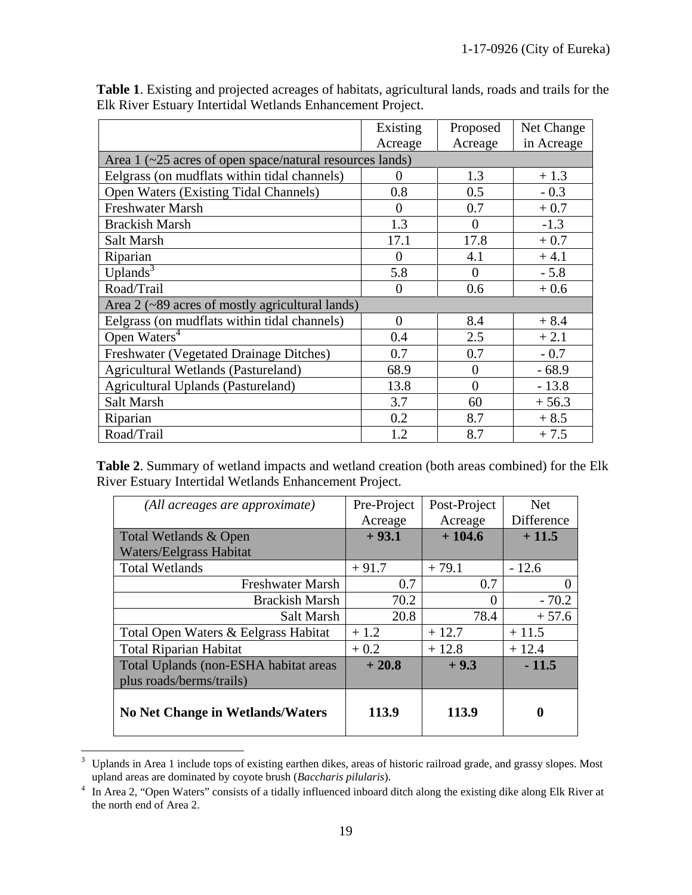**Table 1**. Existing and projected acreages of habitats, agricultural lands, roads and trails for the Elk River Estuary Intertidal Wetlands Enhancement Project.

| | Existing Acreage | Proposed Acreage | Net Change in Acreage |
|---|---|---|---|
| Area 1 (~25 acres of open space/natural resources lands) | | | |
| Eelgrass (on mudflats within tidal channels) | 0 | 1.3 | + 1.3 |
| Open Waters (Existing Tidal Channels) | 0.8 | 0.5 | - 0.3 |
| Freshwater Marsh | 0 | 0.7 | + 0.7 |
| Brackish Marsh | 1.3 | 0 | -1.3 |
| Salt Marsh | 17.1 | 17.8 | + 0.7 |
| Riparian | 0 | 4.1 | + 4.1 |
| Uplands[3] | 5.8 | 0 | - 5.8 |
| Road/Trail | 0 | 0.6 | + 0.6 |
| Area 2 (~89 acres of mostly agricultural lands) | | | |
| Eelgrass (on mudflats within tidal channels) | 0 | 8.4 | + 8.4 |
| Open Waters[4] | 0.4 | 2.5 | + 2.1 |
| Freshwater (Vegetated Drainage Ditches) | 0.7 | 0.7 | - 0.7 |
| Agricultural Wetlands (Pastureland) | 68.9 | 0 | - 68.9 |
| Agricultural Uplands (Pastureland) | 13.8 | 0 | - 13.8 |
| Salt Marsh | 3.7 | 60 | + 56.3 |
| Riparian | 0.2 | 8.7 | + 8.5 |
| Road/Trail | 1.2 | 8.7 | + 7.5 |

**Table 2**. Summary of wetland impacts and wetland creation (both areas combined) for the Elk River Estuary Intertidal Wetlands Enhancement Project.

| *(All acreages are approximate)* | Pre-Project Acreage | Post-Project Acreage | Net Difference |
|---|---|---|---|
| Total Wetlands & Open Waters/Eelgrass Habitat | **+ 93.1** | **+ 104.6** | **+ 11.5** |
| Total Wetlands | + 91.7 | + 79.1 | - 12.6 |
| Freshwater Marsh | 0.7 | 0.7 | 0 |
| Brackish Marsh | 70.2 | 0 | - 70.2 |
| Salt Marsh | 20.8 | 78.4 | + 57.6 |
| Total Open Waters & Eelgrass Habitat | + 1.2 | + 12.7 | + 11.5 |
| Total Riparian Habitat | + 0.2 | + 12.8 | + 12.4 |
| Total Uplands (non-ESHA habitat areas plus roads/berms/trails) | **+ 20.8** | **+ 9.3** | **- 11.5** |
| **No Net Change in Wetlands/Waters** | **113.9** | **113.9** | **0** |

[3] Uplands in Area 1 include tops of existing earthen dikes, areas of historic railroad grade, and grassy slopes. Most upland areas are dominated by coyote brush (*Baccharis pilularis*).

[4] In Area 2, "Open Waters" consists of a tidally influenced inboard ditch along the existing dike along Elk River at the north end of Area 2.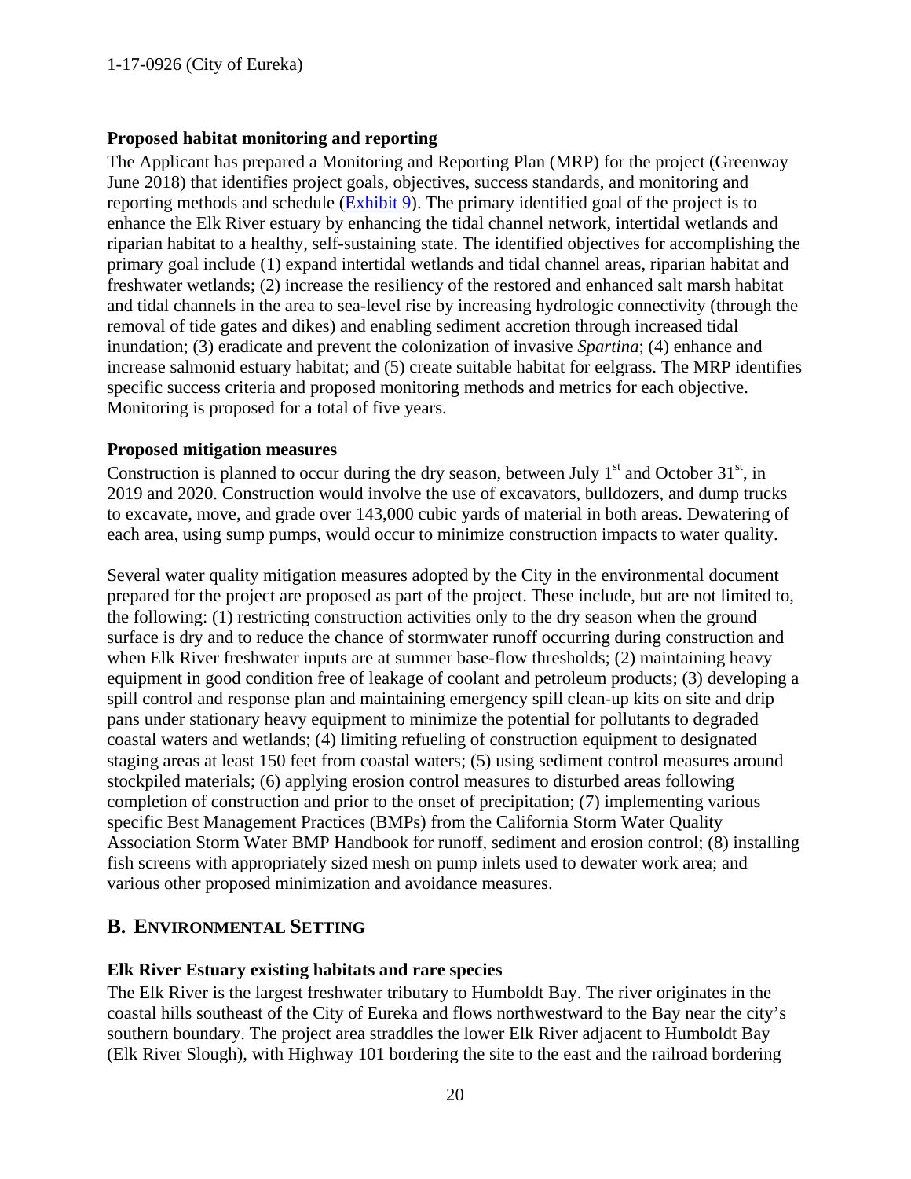**Proposed habitat monitoring and reporting**

The Applicant has prepared a Monitoring and Reporting Plan (MRP) for the project (Greenway June 2018) that identifies project goals, objectives, success standards, and monitoring and reporting methods and schedule (Exhibit 9). The primary identified goal of the project is to enhance the Elk River estuary by enhancing the tidal channel network, intertidal wetlands and riparian habitat to a healthy, self-sustaining state. The identified objectives for accomplishing the primary goal include (1) expand intertidal wetlands and tidal channel areas, riparian habitat and freshwater wetlands; (2) increase the resiliency of the restored and enhanced salt marsh habitat and tidal channels in the area to sea-level rise by increasing hydrologic connectivity (through the removal of tide gates and dikes) and enabling sediment accretion through increased tidal inundation; (3) eradicate and prevent the colonization of invasive *Spartina*; (4) enhance and increase salmonid estuary habitat; and (5) create suitable habitat for eelgrass. The MRP identifies specific success criteria and proposed monitoring methods and metrics for each objective. Monitoring is proposed for a total of five years.

**Proposed mitigation measures**

Construction is planned to occur during the dry season, between July 1st and October 31st, in 2019 and 2020. Construction would involve the use of excavators, bulldozers, and dump trucks to excavate, move, and grade over 143,000 cubic yards of material in both areas. Dewatering of each area, using sump pumps, would occur to minimize construction impacts to water quality.

Several water quality mitigation measures adopted by the City in the environmental document prepared for the project are proposed as part of the project. These include, but are not limited to, the following: (1) restricting construction activities only to the dry season when the ground surface is dry and to reduce the chance of stormwater runoff occurring during construction and when Elk River freshwater inputs are at summer base-flow thresholds; (2) maintaining heavy equipment in good condition free of leakage of coolant and petroleum products; (3) developing a spill control and response plan and maintaining emergency spill clean-up kits on site and drip pans under stationary heavy equipment to minimize the potential for pollutants to degraded coastal waters and wetlands; (4) limiting refueling of construction equipment to designated staging areas at least 150 feet from coastal waters; (5) using sediment control measures around stockpiled materials; (6) applying erosion control measures to disturbed areas following completion of construction and prior to the onset of precipitation; (7) implementing various specific Best Management Practices (BMPs) from the California Storm Water Quality Association Storm Water BMP Handbook for runoff, sediment and erosion control; (8) installing fish screens with appropriately sized mesh on pump inlets used to dewater work area; and various other proposed minimization and avoidance measures.

## B. ENVIRONMENTAL SETTING

**Elk River Estuary existing habitats and rare species**

The Elk River is the largest freshwater tributary to Humboldt Bay. The river originates in the coastal hills southeast of the City of Eureka and flows northwestward to the Bay near the city's southern boundary. The project area straddles the lower Elk River adjacent to Humboldt Bay (Elk River Slough), with Highway 101 bordering the site to the east and the railroad bordering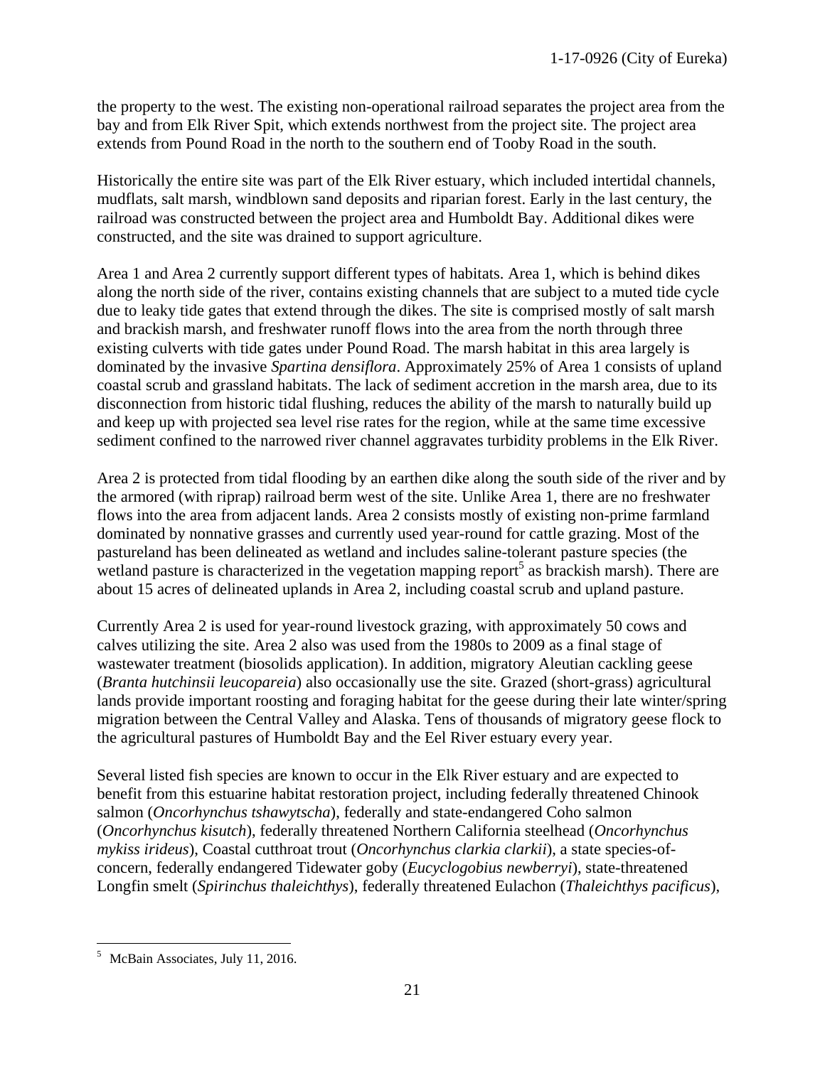the property to the west. The existing non-operational railroad separates the project area from the bay and from Elk River Spit, which extends northwest from the project site. The project area extends from Pound Road in the north to the southern end of Tooby Road in the south.

Historically the entire site was part of the Elk River estuary, which included intertidal channels, mudflats, salt marsh, windblown sand deposits and riparian forest. Early in the last century, the railroad was constructed between the project area and Humboldt Bay. Additional dikes were constructed, and the site was drained to support agriculture.

Area 1 and Area 2 currently support different types of habitats. Area 1, which is behind dikes along the north side of the river, contains existing channels that are subject to a muted tide cycle due to leaky tide gates that extend through the dikes. The site is comprised mostly of salt marsh and brackish marsh, and freshwater runoff flows into the area from the north through three existing culverts with tide gates under Pound Road. The marsh habitat in this area largely is dominated by the invasive *Spartina densiflora*. Approximately 25% of Area 1 consists of upland coastal scrub and grassland habitats. The lack of sediment accretion in the marsh area, due to its disconnection from historic tidal flushing, reduces the ability of the marsh to naturally build up and keep up with projected sea level rise rates for the region, while at the same time excessive sediment confined to the narrowed river channel aggravates turbidity problems in the Elk River.

Area 2 is protected from tidal flooding by an earthen dike along the south side of the river and by the armored (with riprap) railroad berm west of the site. Unlike Area 1, there are no freshwater flows into the area from adjacent lands. Area 2 consists mostly of existing non-prime farmland dominated by nonnative grasses and currently used year-round for cattle grazing. Most of the pastureland has been delineated as wetland and includes saline-tolerant pasture species (the wetland pasture is characterized in the vegetation mapping report[5] as brackish marsh). There are about 15 acres of delineated uplands in Area 2, including coastal scrub and upland pasture.

Currently Area 2 is used for year-round livestock grazing, with approximately 50 cows and calves utilizing the site. Area 2 also was used from the 1980s to 2009 as a final stage of wastewater treatment (biosolids application). In addition, migratory Aleutian cackling geese (*Branta hutchinsii leucopareia*) also occasionally use the site. Grazed (short-grass) agricultural lands provide important roosting and foraging habitat for the geese during their late winter/spring migration between the Central Valley and Alaska. Tens of thousands of migratory geese flock to the agricultural pastures of Humboldt Bay and the Eel River estuary every year.

Several listed fish species are known to occur in the Elk River estuary and are expected to benefit from this estuarine habitat restoration project, including federally threatened Chinook salmon (*Oncorhynchus tshawytscha*), federally and state-endangered Coho salmon (*Oncorhynchus kisutch*), federally threatened Northern California steelhead (*Oncorhynchus mykiss irideus*), Coastal cutthroat trout (*Oncorhynchus clarkia clarkii*), a state species-of-concern, federally endangered Tidewater goby (*Eucyclogobius newberryi*), state-threatened Longfin smelt (*Spirinchus thaleichthys*), federally threatened Eulachon (*Thaleichthys pacificus*),

---

[5] McBain Associates, July 11, 2016.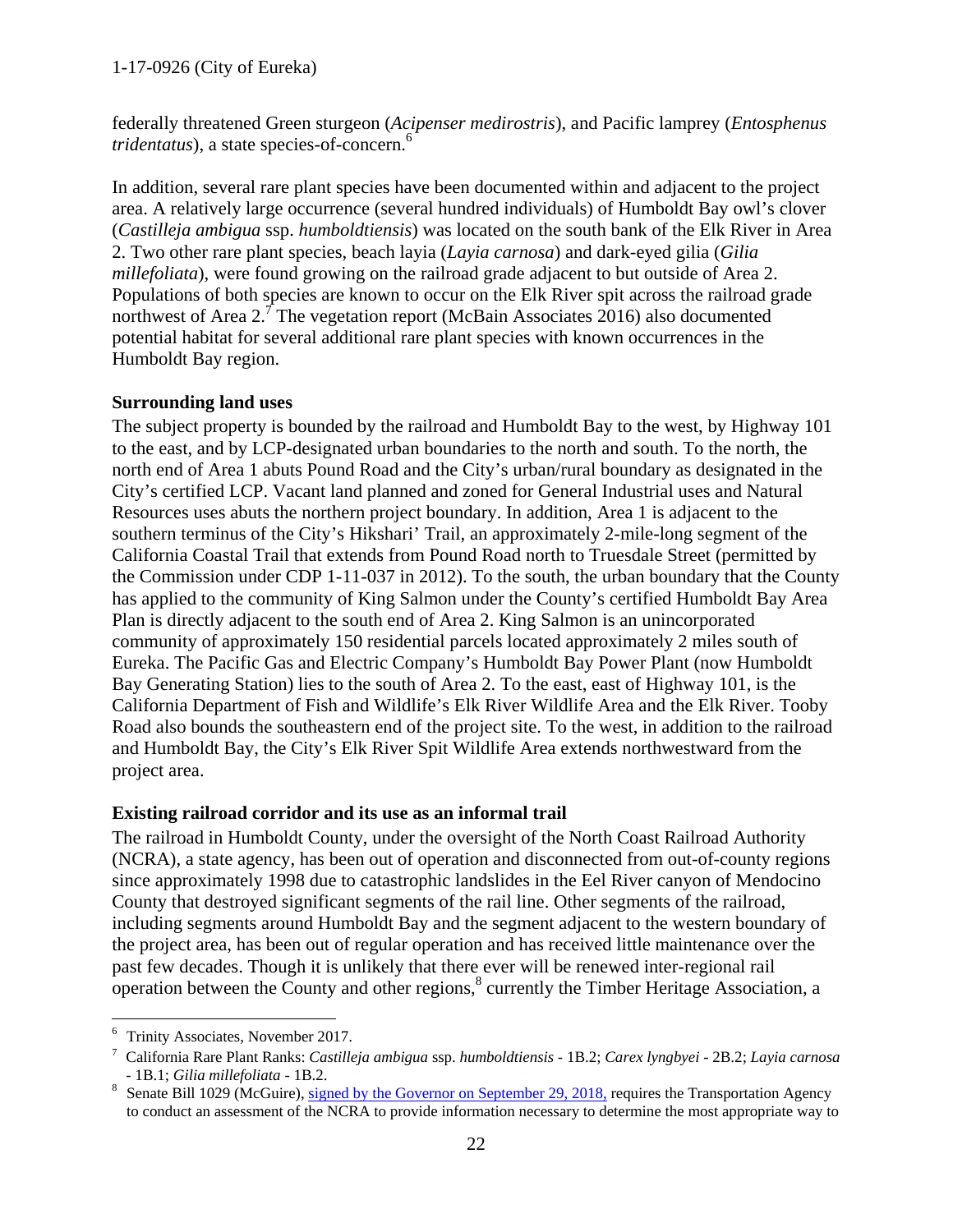federally threatened Green sturgeon (*Acipenser medirostris*), and Pacific lamprey (*Entosphenus tridentatus*), a state species-of-concern.[6]

In addition, several rare plant species have been documented within and adjacent to the project area. A relatively large occurrence (several hundred individuals) of Humboldt Bay owl's clover (*Castilleja ambigua* ssp. *humboldtiensis*) was located on the south bank of the Elk River in Area 2. Two other rare plant species, beach layia (*Layia carnosa*) and dark-eyed gilia (*Gilia millefoliata*), were found growing on the railroad grade adjacent to but outside of Area 2. Populations of both species are known to occur on the Elk River spit across the railroad grade northwest of Area 2.[7] The vegetation report (McBain Associates 2016) also documented potential habitat for several additional rare plant species with known occurrences in the Humboldt Bay region.

**Surrounding land uses**

The subject property is bounded by the railroad and Humboldt Bay to the west, by Highway 101 to the east, and by LCP-designated urban boundaries to the north and south. To the north, the north end of Area 1 abuts Pound Road and the City's urban/rural boundary as designated in the City's certified LCP. Vacant land planned and zoned for General Industrial uses and Natural Resources uses abuts the northern project boundary. In addition, Area 1 is adjacent to the southern terminus of the City's Hikshari' Trail, an approximately 2-mile-long segment of the California Coastal Trail that extends from Pound Road north to Truesdale Street (permitted by the Commission under CDP 1-11-037 in 2012). To the south, the urban boundary that the County has applied to the community of King Salmon under the County's certified Humboldt Bay Area Plan is directly adjacent to the south end of Area 2. King Salmon is an unincorporated community of approximately 150 residential parcels located approximately 2 miles south of Eureka. The Pacific Gas and Electric Company's Humboldt Bay Power Plant (now Humboldt Bay Generating Station) lies to the south of Area 2. To the east, east of Highway 101, is the California Department of Fish and Wildlife's Elk River Wildlife Area and the Elk River. Tooby Road also bounds the southeastern end of the project site. To the west, in addition to the railroad and Humboldt Bay, the City's Elk River Spit Wildlife Area extends northwestward from the project area.

**Existing railroad corridor and its use as an informal trail**

The railroad in Humboldt County, under the oversight of the North Coast Railroad Authority (NCRA), a state agency, has been out of operation and disconnected from out-of-county regions since approximately 1998 due to catastrophic landslides in the Eel River canyon of Mendocino County that destroyed significant segments of the rail line. Other segments of the railroad, including segments around Humboldt Bay and the segment adjacent to the western boundary of the project area, has been out of regular operation and has received little maintenance over the past few decades. Though it is unlikely that there ever will be renewed inter-regional rail operation between the County and other regions,[8] currently the Timber Heritage Association, a

---

[6] Trinity Associates, November 2017.

[7] California Rare Plant Ranks: *Castilleja ambigua* ssp. *humboldtiensis* - 1B.2; *Carex lyngbyei* - 2B.2; *Layia carnosa* - 1B.1; *Gilia millefoliata* - 1B.2.

[8] Senate Bill 1029 (McGuire), signed by the Governor on September 29, 2018, requires the Transportation Agency to conduct an assessment of the NCRA to provide information necessary to determine the most appropriate way to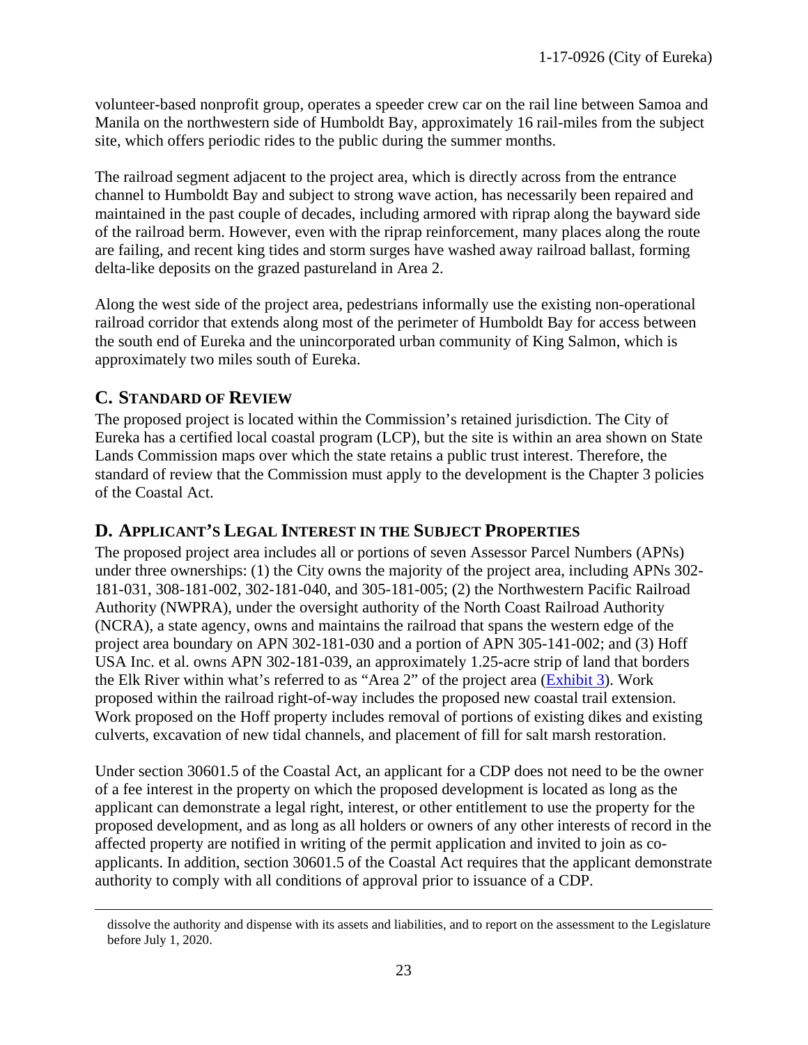volunteer-based nonprofit group, operates a speeder crew car on the rail line between Samoa and Manila on the northwestern side of Humboldt Bay, approximately 16 rail-miles from the subject site, which offers periodic rides to the public during the summer months.

The railroad segment adjacent to the project area, which is directly across from the entrance channel to Humboldt Bay and subject to strong wave action, has necessarily been repaired and maintained in the past couple of decades, including armored with riprap along the bayward side of the railroad berm. However, even with the riprap reinforcement, many places along the route are failing, and recent king tides and storm surges have washed away railroad ballast, forming delta-like deposits on the grazed pastureland in Area 2.

Along the west side of the project area, pedestrians informally use the existing non-operational railroad corridor that extends along most of the perimeter of Humboldt Bay for access between the south end of Eureka and the unincorporated urban community of King Salmon, which is approximately two miles south of Eureka.

## C. Standard of Review

The proposed project is located within the Commission's retained jurisdiction. The City of Eureka has a certified local coastal program (LCP), but the site is within an area shown on State Lands Commission maps over which the state retains a public trust interest. Therefore, the standard of review that the Commission must apply to the development is the Chapter 3 policies of the Coastal Act.

## D. Applicant's Legal Interest in the Subject Properties

The proposed project area includes all or portions of seven Assessor Parcel Numbers (APNs) under three ownerships: (1) the City owns the majority of the project area, including APNs 302-181-031, 308-181-002, 302-181-040, and 305-181-005; (2) the Northwestern Pacific Railroad Authority (NWPRA), under the oversight authority of the North Coast Railroad Authority (NCRA), a state agency, owns and maintains the railroad that spans the western edge of the project area boundary on APN 302-181-030 and a portion of APN 305-141-002; and (3) Hoff USA Inc. et al. owns APN 302-181-039, an approximately 1.25-acre strip of land that borders the Elk River within what's referred to as "Area 2" of the project area (Exhibit 3). Work proposed within the railroad right-of-way includes the proposed new coastal trail extension. Work proposed on the Hoff property includes removal of portions of existing dikes and existing culverts, excavation of new tidal channels, and placement of fill for salt marsh restoration.

Under section 30601.5 of the Coastal Act, an applicant for a CDP does not need to be the owner of a fee interest in the property on which the proposed development is located as long as the applicant can demonstrate a legal right, interest, or other entitlement to use the property for the proposed development, and as long as all holders or owners of any other interests of record in the affected property are notified in writing of the permit application and invited to join as co-applicants. In addition, section 30601.5 of the Coastal Act requires that the applicant demonstrate authority to comply with all conditions of approval prior to issuance of a CDP.

---

dissolve the authority and dispense with its assets and liabilities, and to report on the assessment to the Legislature before July 1, 2020.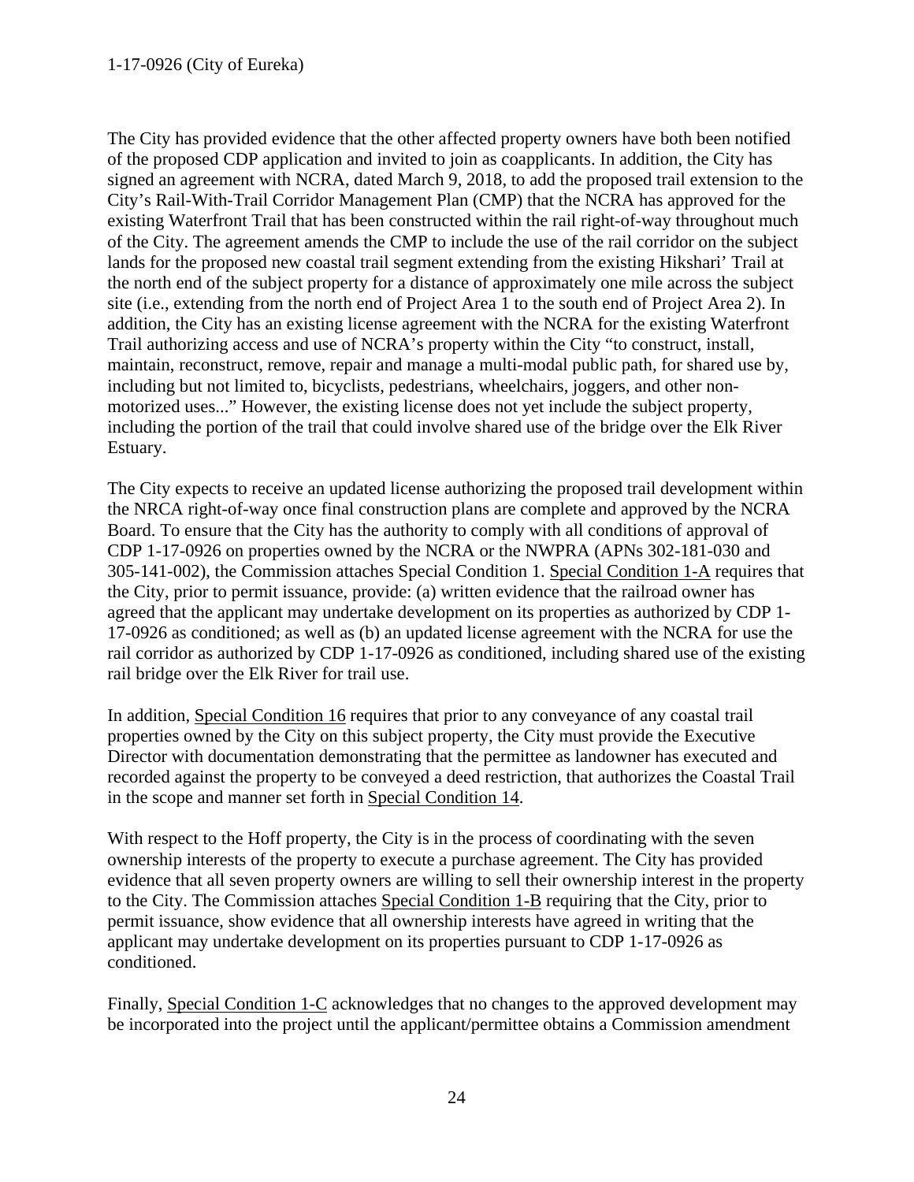The City has provided evidence that the other affected property owners have both been notified of the proposed CDP application and invited to join as coapplicants. In addition, the City has signed an agreement with NCRA, dated March 9, 2018, to add the proposed trail extension to the City's Rail-With-Trail Corridor Management Plan (CMP) that the NCRA has approved for the existing Waterfront Trail that has been constructed within the rail right-of-way throughout much of the City. The agreement amends the CMP to include the use of the rail corridor on the subject lands for the proposed new coastal trail segment extending from the existing Hikshari' Trail at the north end of the subject property for a distance of approximately one mile across the subject site (i.e., extending from the north end of Project Area 1 to the south end of Project Area 2). In addition, the City has an existing license agreement with the NCRA for the existing Waterfront Trail authorizing access and use of NCRA's property within the City "to construct, install, maintain, reconstruct, remove, repair and manage a multi-modal public path, for shared use by, including but not limited to, bicyclists, pedestrians, wheelchairs, joggers, and other non-motorized uses..." However, the existing license does not yet include the subject property, including the portion of the trail that could involve shared use of the bridge over the Elk River Estuary.

The City expects to receive an updated license authorizing the proposed trail development within the NRCA right-of-way once final construction plans are complete and approved by the NCRA Board. To ensure that the City has the authority to comply with all conditions of approval of CDP 1-17-0926 on properties owned by the NCRA or the NWPRA (APNs 302-181-030 and 305-141-002), the Commission attaches Special Condition 1. Special Condition 1-A requires that the City, prior to permit issuance, provide: (a) written evidence that the railroad owner has agreed that the applicant may undertake development on its properties as authorized by CDP 1-17-0926 as conditioned; as well as (b) an updated license agreement with the NCRA for use the rail corridor as authorized by CDP 1-17-0926 as conditioned, including shared use of the existing rail bridge over the Elk River for trail use.

In addition, Special Condition 16 requires that prior to any conveyance of any coastal trail properties owned by the City on this subject property, the City must provide the Executive Director with documentation demonstrating that the permittee as landowner has executed and recorded against the property to be conveyed a deed restriction, that authorizes the Coastal Trail in the scope and manner set forth in Special Condition 14.

With respect to the Hoff property, the City is in the process of coordinating with the seven ownership interests of the property to execute a purchase agreement. The City has provided evidence that all seven property owners are willing to sell their ownership interest in the property to the City. The Commission attaches Special Condition 1-B requiring that the City, prior to permit issuance, show evidence that all ownership interests have agreed in writing that the applicant may undertake development on its properties pursuant to CDP 1-17-0926 as conditioned.

Finally, Special Condition 1-C acknowledges that no changes to the approved development may be incorporated into the project until the applicant/permittee obtains a Commission amendment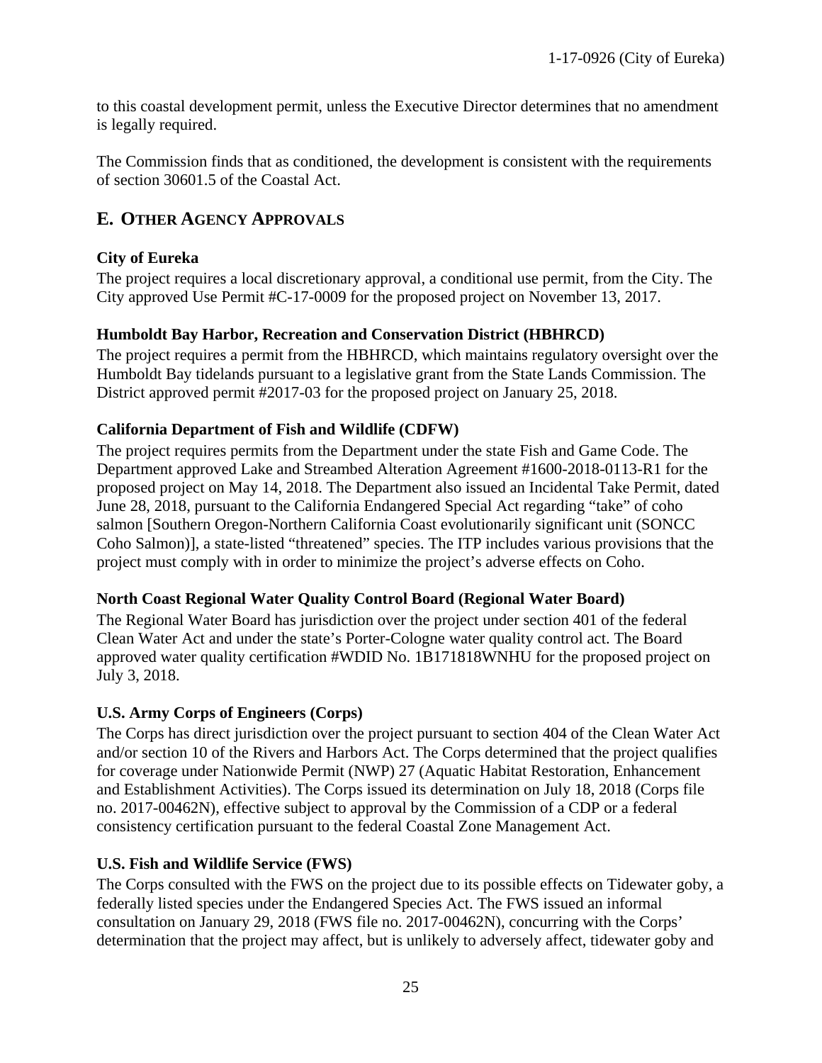to this coastal development permit, unless the Executive Director determines that no amendment is legally required.

The Commission finds that as conditioned, the development is consistent with the requirements of section 30601.5 of the Coastal Act.

## E. OTHER AGENCY APPROVALS

**City of Eureka**

The project requires a local discretionary approval, a conditional use permit, from the City. The City approved Use Permit #C-17-0009 for the proposed project on November 13, 2017.

**Humboldt Bay Harbor, Recreation and Conservation District (HBHRCD)**

The project requires a permit from the HBHRCD, which maintains regulatory oversight over the Humboldt Bay tidelands pursuant to a legislative grant from the State Lands Commission. The District approved permit #2017-03 for the proposed project on January 25, 2018.

**California Department of Fish and Wildlife (CDFW)**

The project requires permits from the Department under the state Fish and Game Code. The Department approved Lake and Streambed Alteration Agreement #1600-2018-0113-R1 for the proposed project on May 14, 2018. The Department also issued an Incidental Take Permit, dated June 28, 2018, pursuant to the California Endangered Special Act regarding "take" of coho salmon [Southern Oregon-Northern California Coast evolutionarily significant unit (SONCC Coho Salmon)], a state-listed "threatened" species. The ITP includes various provisions that the project must comply with in order to minimize the project's adverse effects on Coho.

**North Coast Regional Water Quality Control Board (Regional Water Board)**

The Regional Water Board has jurisdiction over the project under section 401 of the federal Clean Water Act and under the state's Porter-Cologne water quality control act. The Board approved water quality certification #WDID No. 1B171818WNHU for the proposed project on July 3, 2018.

**U.S. Army Corps of Engineers (Corps)**

The Corps has direct jurisdiction over the project pursuant to section 404 of the Clean Water Act and/or section 10 of the Rivers and Harbors Act. The Corps determined that the project qualifies for coverage under Nationwide Permit (NWP) 27 (Aquatic Habitat Restoration, Enhancement and Establishment Activities). The Corps issued its determination on July 18, 2018 (Corps file no. 2017-00462N), effective subject to approval by the Commission of a CDP or a federal consistency certification pursuant to the federal Coastal Zone Management Act.

**U.S. Fish and Wildlife Service (FWS)**

The Corps consulted with the FWS on the project due to its possible effects on Tidewater goby, a federally listed species under the Endangered Species Act. The FWS issued an informal consultation on January 29, 2018 (FWS file no. 2017-00462N), concurring with the Corps' determination that the project may affect, but is unlikely to adversely affect, tidewater goby and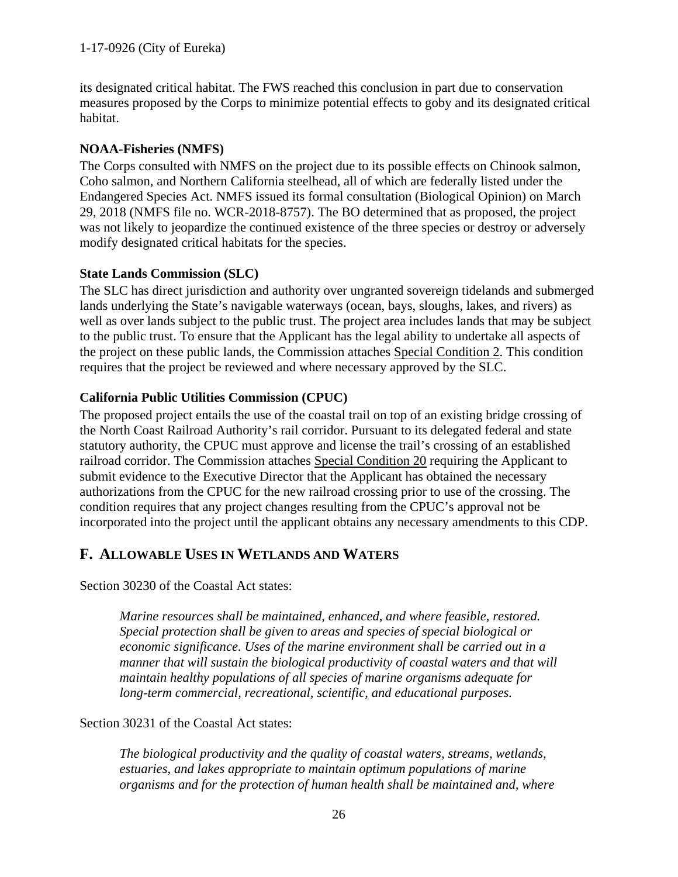its designated critical habitat. The FWS reached this conclusion in part due to conservation measures proposed by the Corps to minimize potential effects to goby and its designated critical habitat.

**NOAA-Fisheries (NMFS)**

The Corps consulted with NMFS on the project due to its possible effects on Chinook salmon, Coho salmon, and Northern California steelhead, all of which are federally listed under the Endangered Species Act. NMFS issued its formal consultation (Biological Opinion) on March 29, 2018 (NMFS file no. WCR-2018-8757). The BO determined that as proposed, the project was not likely to jeopardize the continued existence of the three species or destroy or adversely modify designated critical habitats for the species.

**State Lands Commission (SLC)**

The SLC has direct jurisdiction and authority over ungranted sovereign tidelands and submerged lands underlying the State's navigable waterways (ocean, bays, sloughs, lakes, and rivers) as well as over lands subject to the public trust. The project area includes lands that may be subject to the public trust. To ensure that the Applicant has the legal ability to undertake all aspects of the project on these public lands, the Commission attaches Special Condition 2. This condition requires that the project be reviewed and where necessary approved by the SLC.

**California Public Utilities Commission (CPUC)**

The proposed project entails the use of the coastal trail on top of an existing bridge crossing of the North Coast Railroad Authority's rail corridor. Pursuant to its delegated federal and state statutory authority, the CPUC must approve and license the trail's crossing of an established railroad corridor. The Commission attaches Special Condition 20 requiring the Applicant to submit evidence to the Executive Director that the Applicant has obtained the necessary authorizations from the CPUC for the new railroad crossing prior to use of the crossing. The condition requires that any project changes resulting from the CPUC's approval not be incorporated into the project until the applicant obtains any necessary amendments to this CDP.

## F. ALLOWABLE USES IN WETLANDS AND WATERS

Section 30230 of the Coastal Act states:

> *Marine resources shall be maintained, enhanced, and where feasible, restored. Special protection shall be given to areas and species of special biological or economic significance. Uses of the marine environment shall be carried out in a manner that will sustain the biological productivity of coastal waters and that will maintain healthy populations of all species of marine organisms adequate for long-term commercial, recreational, scientific, and educational purposes.*

Section 30231 of the Coastal Act states:

> *The biological productivity and the quality of coastal waters, streams, wetlands, estuaries, and lakes appropriate to maintain optimum populations of marine organisms and for the protection of human health shall be maintained and, where*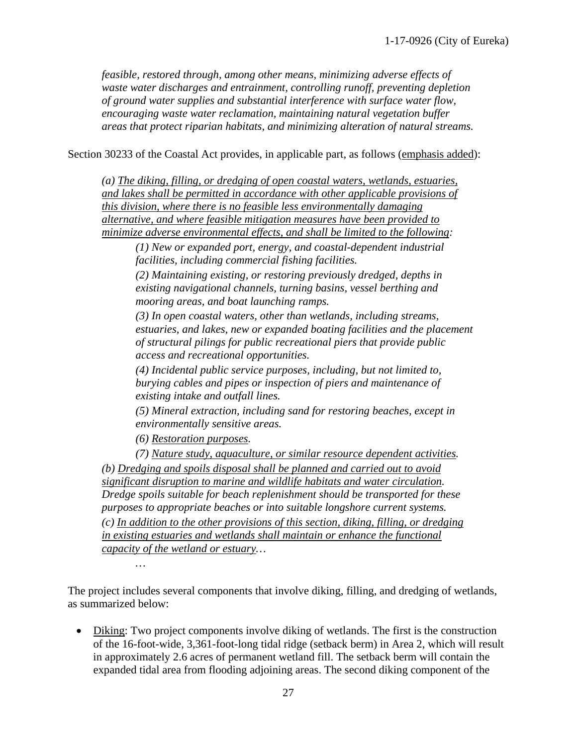*feasible, restored through, among other means, minimizing adverse effects of waste water discharges and entrainment, controlling runoff, preventing depletion of ground water supplies and substantial interference with surface water flow, encouraging waste water reclamation, maintaining natural vegetation buffer areas that protect riparian habitats, and minimizing alteration of natural streams.*

Section 30233 of the Coastal Act provides, in applicable part, as follows (<u>emphasis added</u>):

> *(a) <u>The diking, filling, or dredging of open coastal waters, wetlands, estuaries, and lakes shall be permitted in accordance with other applicable provisions of this division, where there is no feasible less environmentally damaging alternative, and where feasible mitigation measures have been provided to minimize adverse environmental effects, and shall be limited to the following</u>:*
>
> > *(1) New or expanded port, energy, and coastal-dependent industrial facilities, including commercial fishing facilities.*
> >
> > *(2) Maintaining existing, or restoring previously dredged, depths in existing navigational channels, turning basins, vessel berthing and mooring areas, and boat launching ramps.*
> >
> > *(3) In open coastal waters, other than wetlands, including streams, estuaries, and lakes, new or expanded boating facilities and the placement of structural pilings for public recreational piers that provide public access and recreational opportunities.*
> >
> > *(4) Incidental public service purposes, including, but not limited to, burying cables and pipes or inspection of piers and maintenance of existing intake and outfall lines.*
> >
> > *(5) Mineral extraction, including sand for restoring beaches, except in environmentally sensitive areas.*
> >
> > *(6) <u>Restoration purposes</u>.*
> >
> > *(7) <u>Nature study, aquaculture, or similar resource dependent activities</u>.*
>
> *(b) <u>Dredging and spoils disposal shall be planned and carried out to avoid significant disruption to marine and wildlife habitats and water circulation</u>. Dredge spoils suitable for beach replenishment should be transported for these purposes to appropriate beaches or into suitable longshore current systems.*
>
> *(c) <u>In addition to the other provisions of this section, diking, filling, or dredging in existing estuaries and wetlands shall maintain or enhance the functional capacity of the wetland or estuary</u>…*
>
> …

The project includes several components that involve diking, filling, and dredging of wetlands, as summarized below:

- <u>Diking</u>: Two project components involve diking of wetlands. The first is the construction of the 16-foot-wide, 3,361-foot-long tidal ridge (setback berm) in Area 2, which will result in approximately 2.6 acres of permanent wetland fill. The setback berm will contain the expanded tidal area from flooding adjoining areas. The second diking component of the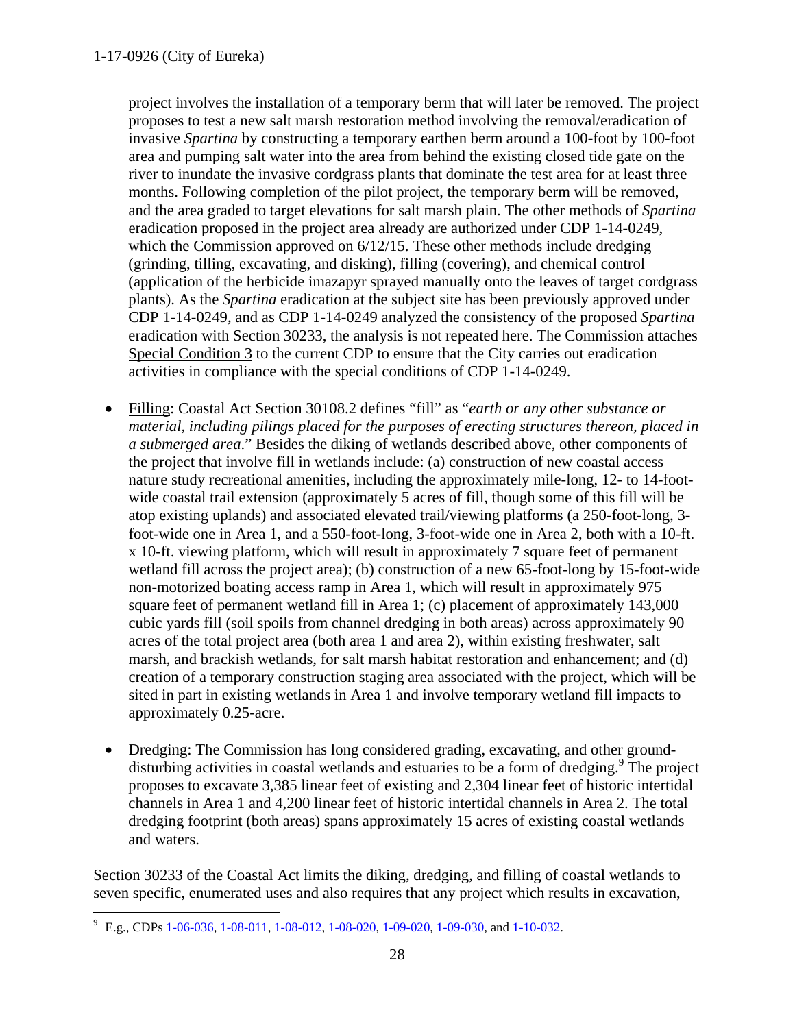project involves the installation of a temporary berm that will later be removed. The project proposes to test a new salt marsh restoration method involving the removal/eradication of invasive *Spartina* by constructing a temporary earthen berm around a 100-foot by 100-foot area and pumping salt water into the area from behind the existing closed tide gate on the river to inundate the invasive cordgrass plants that dominate the test area for at least three months. Following completion of the pilot project, the temporary berm will be removed, and the area graded to target elevations for salt marsh plain. The other methods of *Spartina* eradication proposed in the project area already are authorized under CDP 1-14-0249, which the Commission approved on 6/12/15. These other methods include dredging (grinding, tilling, excavating, and disking), filling (covering), and chemical control (application of the herbicide imazapyr sprayed manually onto the leaves of target cordgrass plants). As the *Spartina* eradication at the subject site has been previously approved under CDP 1-14-0249, and as CDP 1-14-0249 analyzed the consistency of the proposed *Spartina* eradication with Section 30233, the analysis is not repeated here. The Commission attaches Special Condition 3 to the current CDP to ensure that the City carries out eradication activities in compliance with the special conditions of CDP 1-14-0249.

- Filling: Coastal Act Section 30108.2 defines "fill" as "*earth or any other substance or material, including pilings placed for the purposes of erecting structures thereon, placed in a submerged area*." Besides the diking of wetlands described above, other components of the project that involve fill in wetlands include: (a) construction of new coastal access nature study recreational amenities, including the approximately mile-long, 12- to 14-foot-wide coastal trail extension (approximately 5 acres of fill, though some of this fill will be atop existing uplands) and associated elevated trail/viewing platforms (a 250-foot-long, 3-foot-wide one in Area 1, and a 550-foot-long, 3-foot-wide one in Area 2, both with a 10-ft. x 10-ft. viewing platform, which will result in approximately 7 square feet of permanent wetland fill across the project area); (b) construction of a new 65-foot-long by 15-foot-wide non-motorized boating access ramp in Area 1, which will result in approximately 975 square feet of permanent wetland fill in Area 1; (c) placement of approximately 143,000 cubic yards fill (soil spoils from channel dredging in both areas) across approximately 90 acres of the total project area (both area 1 and area 2), within existing freshwater, salt marsh, and brackish wetlands, for salt marsh habitat restoration and enhancement; and (d) creation of a temporary construction staging area associated with the project, which will be sited in part in existing wetlands in Area 1 and involve temporary wetland fill impacts to approximately 0.25-acre.

- Dredging: The Commission has long considered grading, excavating, and other ground-disturbing activities in coastal wetlands and estuaries to be a form of dredging.[9] The project proposes to excavate 3,385 linear feet of existing and 2,304 linear feet of historic intertidal channels in Area 1 and 4,200 linear feet of historic intertidal channels in Area 2. The total dredging footprint (both areas) spans approximately 15 acres of existing coastal wetlands and waters.

Section 30233 of the Coastal Act limits the diking, dredging, and filling of coastal wetlands to seven specific, enumerated uses and also requires that any project which results in excavation,

---

[9] E.g., CDPs 1-06-036, 1-08-011, 1-08-012, 1-08-020, 1-09-020, 1-09-030, and 1-10-032.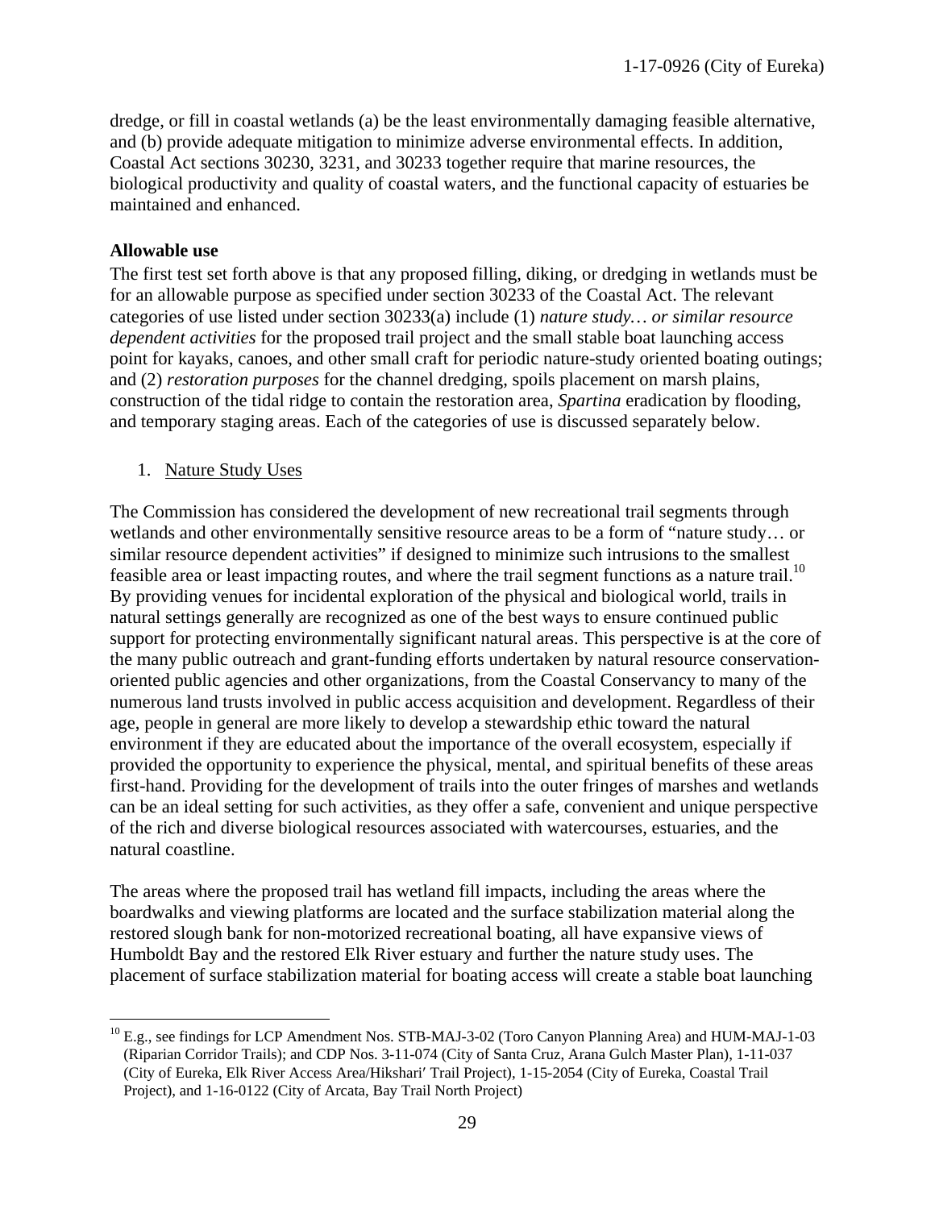dredge, or fill in coastal wetlands (a) be the least environmentally damaging feasible alternative, and (b) provide adequate mitigation to minimize adverse environmental effects. In addition, Coastal Act sections 30230, 3231, and 30233 together require that marine resources, the biological productivity and quality of coastal waters, and the functional capacity of estuaries be maintained and enhanced.

**Allowable use**

The first test set forth above is that any proposed filling, diking, or dredging in wetlands must be for an allowable purpose as specified under section 30233 of the Coastal Act. The relevant categories of use listed under section 30233(a) include (1) *nature study… or similar resource dependent activities* for the proposed trail project and the small stable boat launching access point for kayaks, canoes, and other small craft for periodic nature-study oriented boating outings; and (2) *restoration purposes* for the channel dredging, spoils placement on marsh plains, construction of the tidal ridge to contain the restoration area, *Spartina* eradication by flooding, and temporary staging areas. Each of the categories of use is discussed separately below.

1. Nature Study Uses

The Commission has considered the development of new recreational trail segments through wetlands and other environmentally sensitive resource areas to be a form of "nature study… or similar resource dependent activities" if designed to minimize such intrusions to the smallest feasible area or least impacting routes, and where the trail segment functions as a nature trail.[10] By providing venues for incidental exploration of the physical and biological world, trails in natural settings generally are recognized as one of the best ways to ensure continued public support for protecting environmentally significant natural areas. This perspective is at the core of the many public outreach and grant-funding efforts undertaken by natural resource conservation-oriented public agencies and other organizations, from the Coastal Conservancy to many of the numerous land trusts involved in public access acquisition and development. Regardless of their age, people in general are more likely to develop a stewardship ethic toward the natural environment if they are educated about the importance of the overall ecosystem, especially if provided the opportunity to experience the physical, mental, and spiritual benefits of these areas first-hand. Providing for the development of trails into the outer fringes of marshes and wetlands can be an ideal setting for such activities, as they offer a safe, convenient and unique perspective of the rich and diverse biological resources associated with watercourses, estuaries, and the natural coastline.

The areas where the proposed trail has wetland fill impacts, including the areas where the boardwalks and viewing platforms are located and the surface stabilization material along the restored slough bank for non-motorized recreational boating, all have expansive views of Humboldt Bay and the restored Elk River estuary and further the nature study uses. The placement of surface stabilization material for boating access will create a stable boat launching

[10] E.g., see findings for LCP Amendment Nos. STB-MAJ-3-02 (Toro Canyon Planning Area) and HUM-MAJ-1-03 (Riparian Corridor Trails); and CDP Nos. 3-11-074 (City of Santa Cruz, Arana Gulch Master Plan), 1-11-037 (City of Eureka, Elk River Access Area/Hikshari′ Trail Project), 1-15-2054 (City of Eureka, Coastal Trail Project), and 1-16-0122 (City of Arcata, Bay Trail North Project)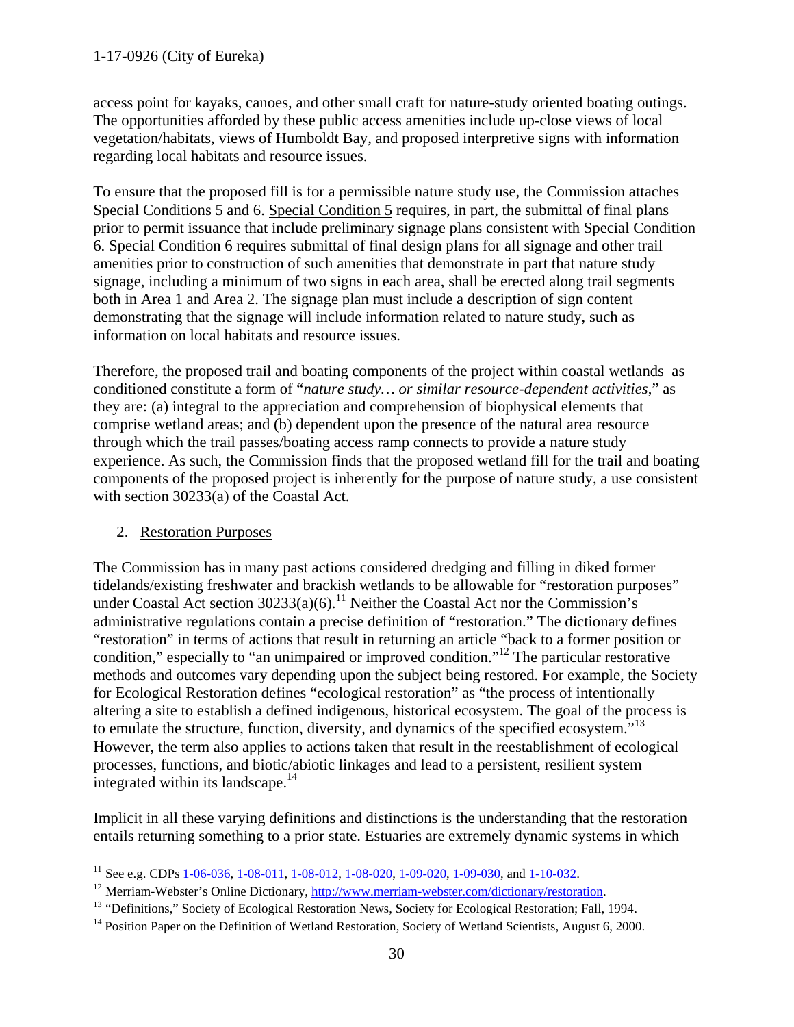access point for kayaks, canoes, and other small craft for nature-study oriented boating outings. The opportunities afforded by these public access amenities include up-close views of local vegetation/habitats, views of Humboldt Bay, and proposed interpretive signs with information regarding local habitats and resource issues.

To ensure that the proposed fill is for a permissible nature study use, the Commission attaches Special Conditions 5 and 6. Special Condition 5 requires, in part, the submittal of final plans prior to permit issuance that include preliminary signage plans consistent with Special Condition 6. Special Condition 6 requires submittal of final design plans for all signage and other trail amenities prior to construction of such amenities that demonstrate in part that nature study signage, including a minimum of two signs in each area, shall be erected along trail segments both in Area 1 and Area 2. The signage plan must include a description of sign content demonstrating that the signage will include information related to nature study, such as information on local habitats and resource issues.

Therefore, the proposed trail and boating components of the project within coastal wetlands as conditioned constitute a form of "*nature study… or similar resource-dependent activities*," as they are: (a) integral to the appreciation and comprehension of biophysical elements that comprise wetland areas; and (b) dependent upon the presence of the natural area resource through which the trail passes/boating access ramp connects to provide a nature study experience. As such, the Commission finds that the proposed wetland fill for the trail and boating components of the proposed project is inherently for the purpose of nature study, a use consistent with section 30233(a) of the Coastal Act.

2. Restoration Purposes

The Commission has in many past actions considered dredging and filling in diked former tidelands/existing freshwater and brackish wetlands to be allowable for "restoration purposes" under Coastal Act section 30233(a)(6).[11] Neither the Coastal Act nor the Commission's administrative regulations contain a precise definition of "restoration." The dictionary defines "restoration" in terms of actions that result in returning an article "back to a former position or condition," especially to "an unimpaired or improved condition."[12] The particular restorative methods and outcomes vary depending upon the subject being restored. For example, the Society for Ecological Restoration defines "ecological restoration" as "the process of intentionally altering a site to establish a defined indigenous, historical ecosystem. The goal of the process is to emulate the structure, function, diversity, and dynamics of the specified ecosystem."[13] However, the term also applies to actions taken that result in the reestablishment of ecological processes, functions, and biotic/abiotic linkages and lead to a persistent, resilient system integrated within its landscape.[14]

Implicit in all these varying definitions and distinctions is the understanding that the restoration entails returning something to a prior state. Estuaries are extremely dynamic systems in which

---

[11] See e.g. CDPs 1-06-036, 1-08-011, 1-08-012, 1-08-020, 1-09-020, 1-09-030, and 1-10-032.

[12] Merriam-Webster's Online Dictionary, http://www.merriam-webster.com/dictionary/restoration.

[13] "Definitions," Society of Ecological Restoration News, Society for Ecological Restoration; Fall, 1994.

[14] Position Paper on the Definition of Wetland Restoration, Society of Wetland Scientists, August 6, 2000.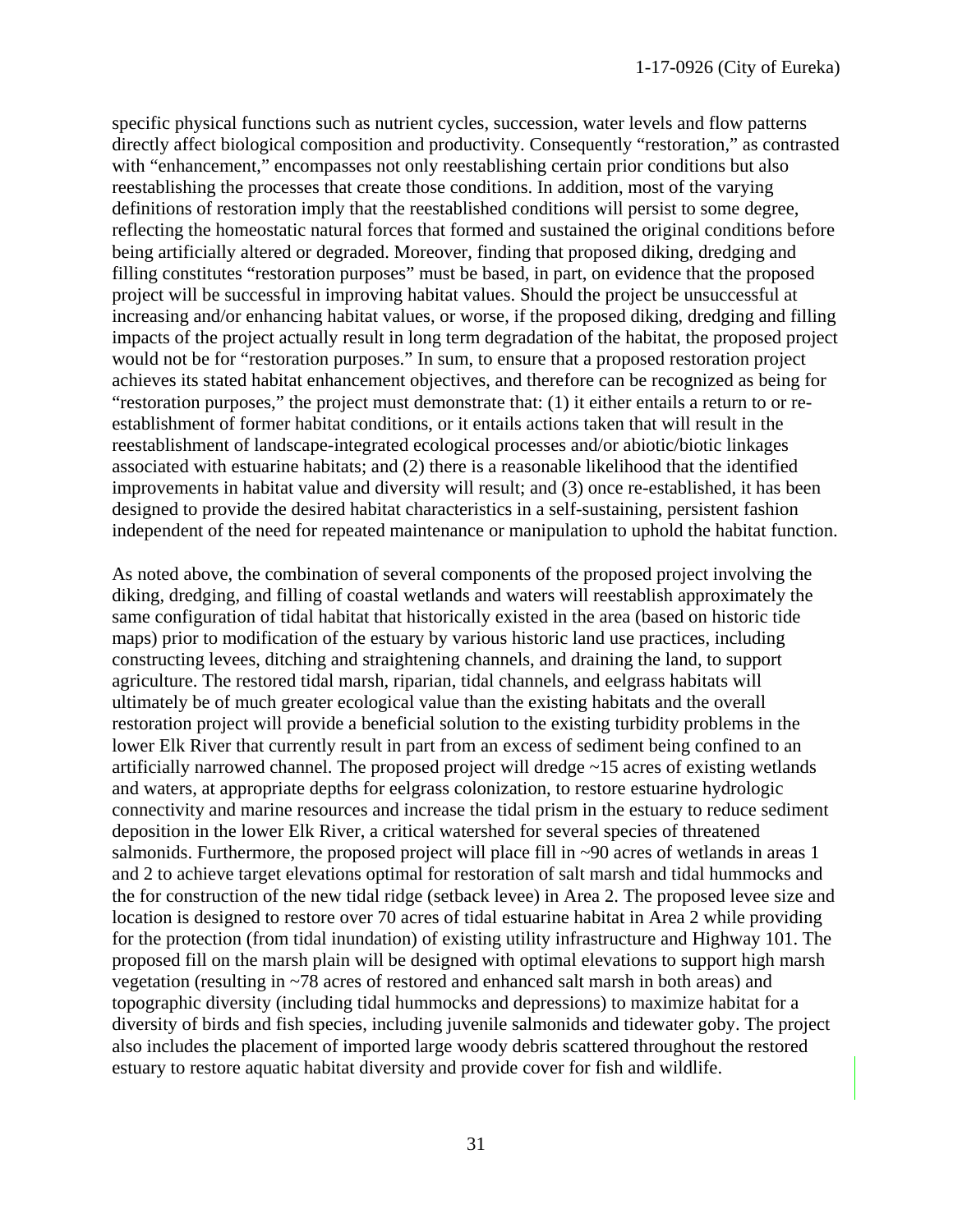specific physical functions such as nutrient cycles, succession, water levels and flow patterns directly affect biological composition and productivity. Consequently "restoration," as contrasted with "enhancement," encompasses not only reestablishing certain prior conditions but also reestablishing the processes that create those conditions. In addition, most of the varying definitions of restoration imply that the reestablished conditions will persist to some degree, reflecting the homeostatic natural forces that formed and sustained the original conditions before being artificially altered or degraded. Moreover, finding that proposed diking, dredging and filling constitutes "restoration purposes" must be based, in part, on evidence that the proposed project will be successful in improving habitat values. Should the project be unsuccessful at increasing and/or enhancing habitat values, or worse, if the proposed diking, dredging and filling impacts of the project actually result in long term degradation of the habitat, the proposed project would not be for "restoration purposes." In sum, to ensure that a proposed restoration project achieves its stated habitat enhancement objectives, and therefore can be recognized as being for "restoration purposes," the project must demonstrate that: (1) it either entails a return to or re-establishment of former habitat conditions, or it entails actions taken that will result in the reestablishment of landscape-integrated ecological processes and/or abiotic/biotic linkages associated with estuarine habitats; and (2) there is a reasonable likelihood that the identified improvements in habitat value and diversity will result; and (3) once re-established, it has been designed to provide the desired habitat characteristics in a self-sustaining, persistent fashion independent of the need for repeated maintenance or manipulation to uphold the habitat function.

As noted above, the combination of several components of the proposed project involving the diking, dredging, and filling of coastal wetlands and waters will reestablish approximately the same configuration of tidal habitat that historically existed in the area (based on historic tide maps) prior to modification of the estuary by various historic land use practices, including constructing levees, ditching and straightening channels, and draining the land, to support agriculture. The restored tidal marsh, riparian, tidal channels, and eelgrass habitats will ultimately be of much greater ecological value than the existing habitats and the overall restoration project will provide a beneficial solution to the existing turbidity problems in the lower Elk River that currently result in part from an excess of sediment being confined to an artificially narrowed channel. The proposed project will dredge ~15 acres of existing wetlands and waters, at appropriate depths for eelgrass colonization, to restore estuarine hydrologic connectivity and marine resources and increase the tidal prism in the estuary to reduce sediment deposition in the lower Elk River, a critical watershed for several species of threatened salmonids. Furthermore, the proposed project will place fill in ~90 acres of wetlands in areas 1 and 2 to achieve target elevations optimal for restoration of salt marsh and tidal hummocks and the for construction of the new tidal ridge (setback levee) in Area 2. The proposed levee size and location is designed to restore over 70 acres of tidal estuarine habitat in Area 2 while providing for the protection (from tidal inundation) of existing utility infrastructure and Highway 101. The proposed fill on the marsh plain will be designed with optimal elevations to support high marsh vegetation (resulting in ~78 acres of restored and enhanced salt marsh in both areas) and topographic diversity (including tidal hummocks and depressions) to maximize habitat for a diversity of birds and fish species, including juvenile salmonids and tidewater goby. The project also includes the placement of imported large woody debris scattered throughout the restored estuary to restore aquatic habitat diversity and provide cover for fish and wildlife.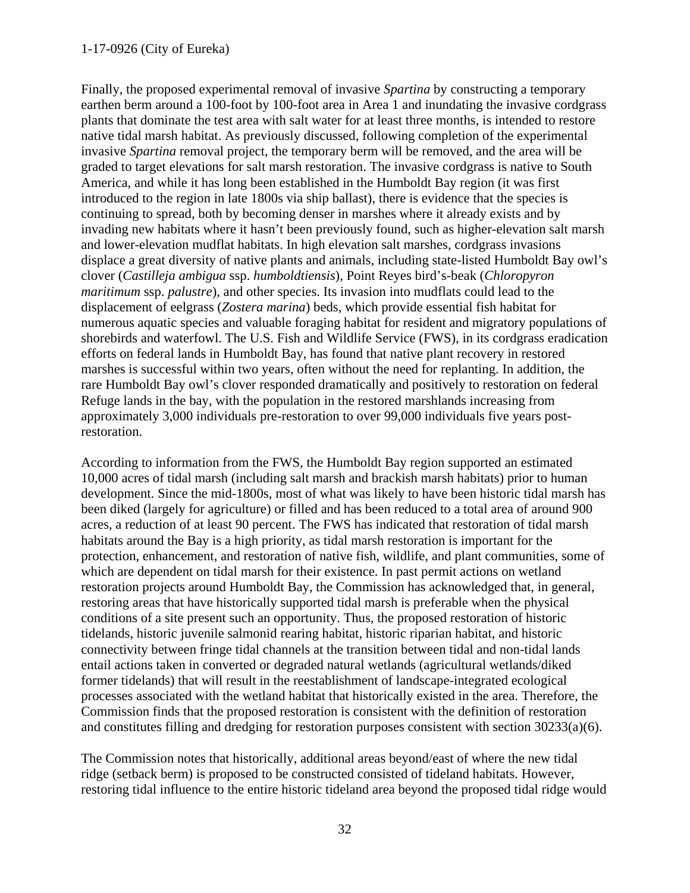Finally, the proposed experimental removal of invasive *Spartina* by constructing a temporary earthen berm around a 100-foot by 100-foot area in Area 1 and inundating the invasive cordgrass plants that dominate the test area with salt water for at least three months, is intended to restore native tidal marsh habitat. As previously discussed, following completion of the experimental invasive *Spartina* removal project, the temporary berm will be removed, and the area will be graded to target elevations for salt marsh restoration. The invasive cordgrass is native to South America, and while it has long been established in the Humboldt Bay region (it was first introduced to the region in late 1800s via ship ballast), there is evidence that the species is continuing to spread, both by becoming denser in marshes where it already exists and by invading new habitats where it hasn't been previously found, such as higher-elevation salt marsh and lower-elevation mudflat habitats. In high elevation salt marshes, cordgrass invasions displace a great diversity of native plants and animals, including state-listed Humboldt Bay owl's clover (*Castilleja ambigua* ssp. *humboldtiensis*), Point Reyes bird's-beak (*Chloropyron maritimum* ssp. *palustre*), and other species. Its invasion into mudflats could lead to the displacement of eelgrass (*Zostera marina*) beds, which provide essential fish habitat for numerous aquatic species and valuable foraging habitat for resident and migratory populations of shorebirds and waterfowl. The U.S. Fish and Wildlife Service (FWS), in its cordgrass eradication efforts on federal lands in Humboldt Bay, has found that native plant recovery in restored marshes is successful within two years, often without the need for replanting. In addition, the rare Humboldt Bay owl's clover responded dramatically and positively to restoration on federal Refuge lands in the bay, with the population in the restored marshlands increasing from approximately 3,000 individuals pre-restoration to over 99,000 individuals five years post-restoration.

According to information from the FWS, the Humboldt Bay region supported an estimated 10,000 acres of tidal marsh (including salt marsh and brackish marsh habitats) prior to human development. Since the mid-1800s, most of what was likely to have been historic tidal marsh has been diked (largely for agriculture) or filled and has been reduced to a total area of around 900 acres, a reduction of at least 90 percent. The FWS has indicated that restoration of tidal marsh habitats around the Bay is a high priority, as tidal marsh restoration is important for the protection, enhancement, and restoration of native fish, wildlife, and plant communities, some of which are dependent on tidal marsh for their existence. In past permit actions on wetland restoration projects around Humboldt Bay, the Commission has acknowledged that, in general, restoring areas that have historically supported tidal marsh is preferable when the physical conditions of a site present such an opportunity. Thus, the proposed restoration of historic tidelands, historic juvenile salmonid rearing habitat, historic riparian habitat, and historic connectivity between fringe tidal channels at the transition between tidal and non-tidal lands entail actions taken in converted or degraded natural wetlands (agricultural wetlands/diked former tidelands) that will result in the reestablishment of landscape-integrated ecological processes associated with the wetland habitat that historically existed in the area. Therefore, the Commission finds that the proposed restoration is consistent with the definition of restoration and constitutes filling and dredging for restoration purposes consistent with section 30233(a)(6).

The Commission notes that historically, additional areas beyond/east of where the new tidal ridge (setback berm) is proposed to be constructed consisted of tideland habitats. However, restoring tidal influence to the entire historic tideland area beyond the proposed tidal ridge would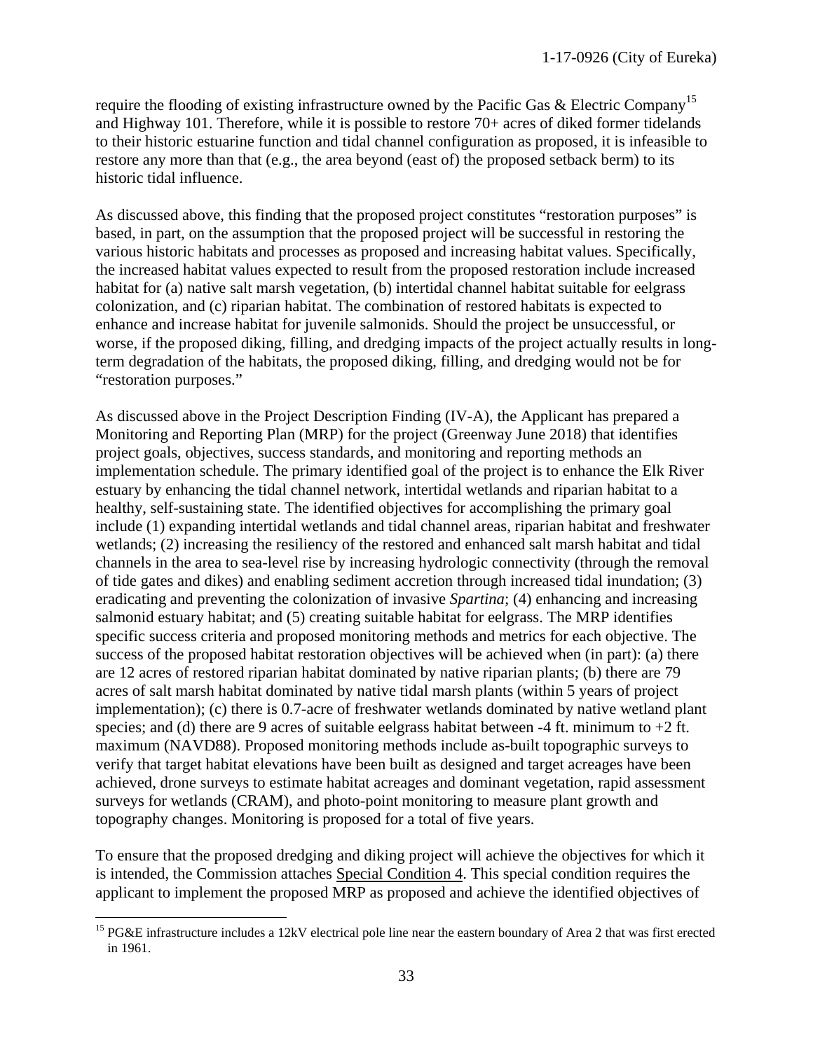require the flooding of existing infrastructure owned by the Pacific Gas & Electric Company[15] and Highway 101. Therefore, while it is possible to restore 70+ acres of diked former tidelands to their historic estuarine function and tidal channel configuration as proposed, it is infeasible to restore any more than that (e.g., the area beyond (east of) the proposed setback berm) to its historic tidal influence.

As discussed above, this finding that the proposed project constitutes "restoration purposes" is based, in part, on the assumption that the proposed project will be successful in restoring the various historic habitats and processes as proposed and increasing habitat values. Specifically, the increased habitat values expected to result from the proposed restoration include increased habitat for (a) native salt marsh vegetation, (b) intertidal channel habitat suitable for eelgrass colonization, and (c) riparian habitat. The combination of restored habitats is expected to enhance and increase habitat for juvenile salmonids. Should the project be unsuccessful, or worse, if the proposed diking, filling, and dredging impacts of the project actually results in long-term degradation of the habitats, the proposed diking, filling, and dredging would not be for "restoration purposes."

As discussed above in the Project Description Finding (IV-A), the Applicant has prepared a Monitoring and Reporting Plan (MRP) for the project (Greenway June 2018) that identifies project goals, objectives, success standards, and monitoring and reporting methods an implementation schedule. The primary identified goal of the project is to enhance the Elk River estuary by enhancing the tidal channel network, intertidal wetlands and riparian habitat to a healthy, self-sustaining state. The identified objectives for accomplishing the primary goal include (1) expanding intertidal wetlands and tidal channel areas, riparian habitat and freshwater wetlands; (2) increasing the resiliency of the restored and enhanced salt marsh habitat and tidal channels in the area to sea-level rise by increasing hydrologic connectivity (through the removal of tide gates and dikes) and enabling sediment accretion through increased tidal inundation; (3) eradicating and preventing the colonization of invasive *Spartina*; (4) enhancing and increasing salmonid estuary habitat; and (5) creating suitable habitat for eelgrass. The MRP identifies specific success criteria and proposed monitoring methods and metrics for each objective. The success of the proposed habitat restoration objectives will be achieved when (in part): (a) there are 12 acres of restored riparian habitat dominated by native riparian plants; (b) there are 79 acres of salt marsh habitat dominated by native tidal marsh plants (within 5 years of project implementation); (c) there is 0.7-acre of freshwater wetlands dominated by native wetland plant species; and (d) there are 9 acres of suitable eelgrass habitat between -4 ft. minimum to +2 ft. maximum (NAVD88). Proposed monitoring methods include as-built topographic surveys to verify that target habitat elevations have been built as designed and target acreages have been achieved, drone surveys to estimate habitat acreages and dominant vegetation, rapid assessment surveys for wetlands (CRAM), and photo-point monitoring to measure plant growth and topography changes. Monitoring is proposed for a total of five years.

To ensure that the proposed dredging and diking project will achieve the objectives for which it is intended, the Commission attaches Special Condition 4. This special condition requires the applicant to implement the proposed MRP as proposed and achieve the identified objectives of

---

[15] PG&E infrastructure includes a 12kV electrical pole line near the eastern boundary of Area 2 that was first erected in 1961.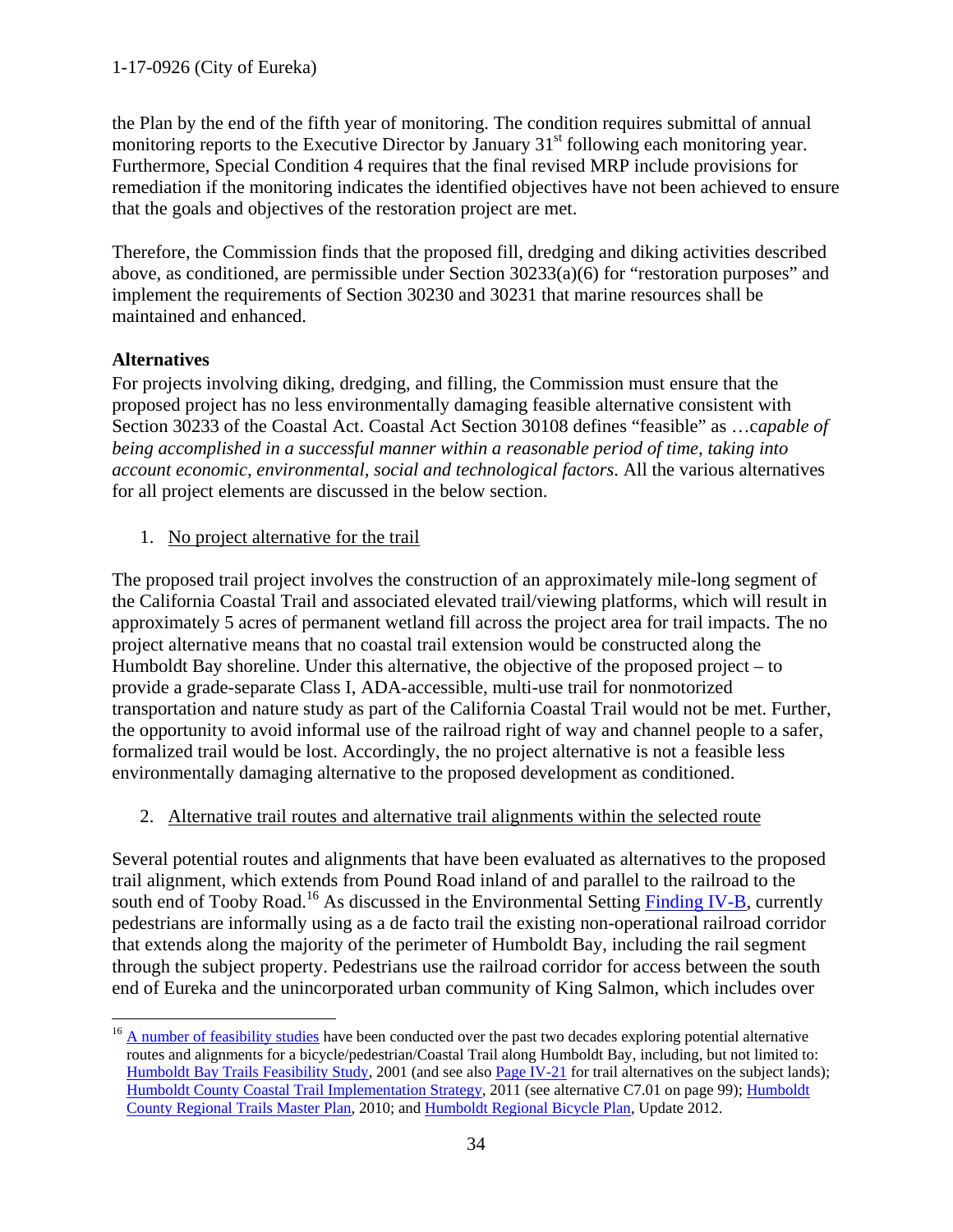the Plan by the end of the fifth year of monitoring. The condition requires submittal of annual monitoring reports to the Executive Director by January 31st following each monitoring year. Furthermore, Special Condition 4 requires that the final revised MRP include provisions for remediation if the monitoring indicates the identified objectives have not been achieved to ensure that the goals and objectives of the restoration project are met.

Therefore, the Commission finds that the proposed fill, dredging and diking activities described above, as conditioned, are permissible under Section 30233(a)(6) for "restoration purposes" and implement the requirements of Section 30230 and 30231 that marine resources shall be maintained and enhanced.

**Alternatives**

For projects involving diking, dredging, and filling, the Commission must ensure that the proposed project has no less environmentally damaging feasible alternative consistent with Section 30233 of the Coastal Act. Coastal Act Section 30108 defines "feasible" as …c*apable of being accomplished in a successful manner within a reasonable period of time, taking into account economic, environmental, social and technological factors*. All the various alternatives for all project elements are discussed in the below section.

1. No project alternative for the trail

The proposed trail project involves the construction of an approximately mile-long segment of the California Coastal Trail and associated elevated trail/viewing platforms, which will result in approximately 5 acres of permanent wetland fill across the project area for trail impacts. The no project alternative means that no coastal trail extension would be constructed along the Humboldt Bay shoreline. Under this alternative, the objective of the proposed project – to provide a grade-separate Class I, ADA-accessible, multi-use trail for nonmotorized transportation and nature study as part of the California Coastal Trail would not be met. Further, the opportunity to avoid informal use of the railroad right of way and channel people to a safer, formalized trail would be lost. Accordingly, the no project alternative is not a feasible less environmentally damaging alternative to the proposed development as conditioned.

2. Alternative trail routes and alternative trail alignments within the selected route

Several potential routes and alignments that have been evaluated as alternatives to the proposed trail alignment, which extends from Pound Road inland of and parallel to the railroad to the south end of Tooby Road.[16] As discussed in the Environmental Setting Finding IV-B, currently pedestrians are informally using as a de facto trail the existing non-operational railroad corridor that extends along the majority of the perimeter of Humboldt Bay, including the rail segment through the subject property. Pedestrians use the railroad corridor for access between the south end of Eureka and the unincorporated urban community of King Salmon, which includes over

[16] A number of feasibility studies have been conducted over the past two decades exploring potential alternative routes and alignments for a bicycle/pedestrian/Coastal Trail along Humboldt Bay, including, but not limited to: Humboldt Bay Trails Feasibility Study, 2001 (and see also Page IV-21 for trail alternatives on the subject lands); Humboldt County Coastal Trail Implementation Strategy, 2011 (see alternative C7.01 on page 99); Humboldt County Regional Trails Master Plan, 2010; and Humboldt Regional Bicycle Plan, Update 2012.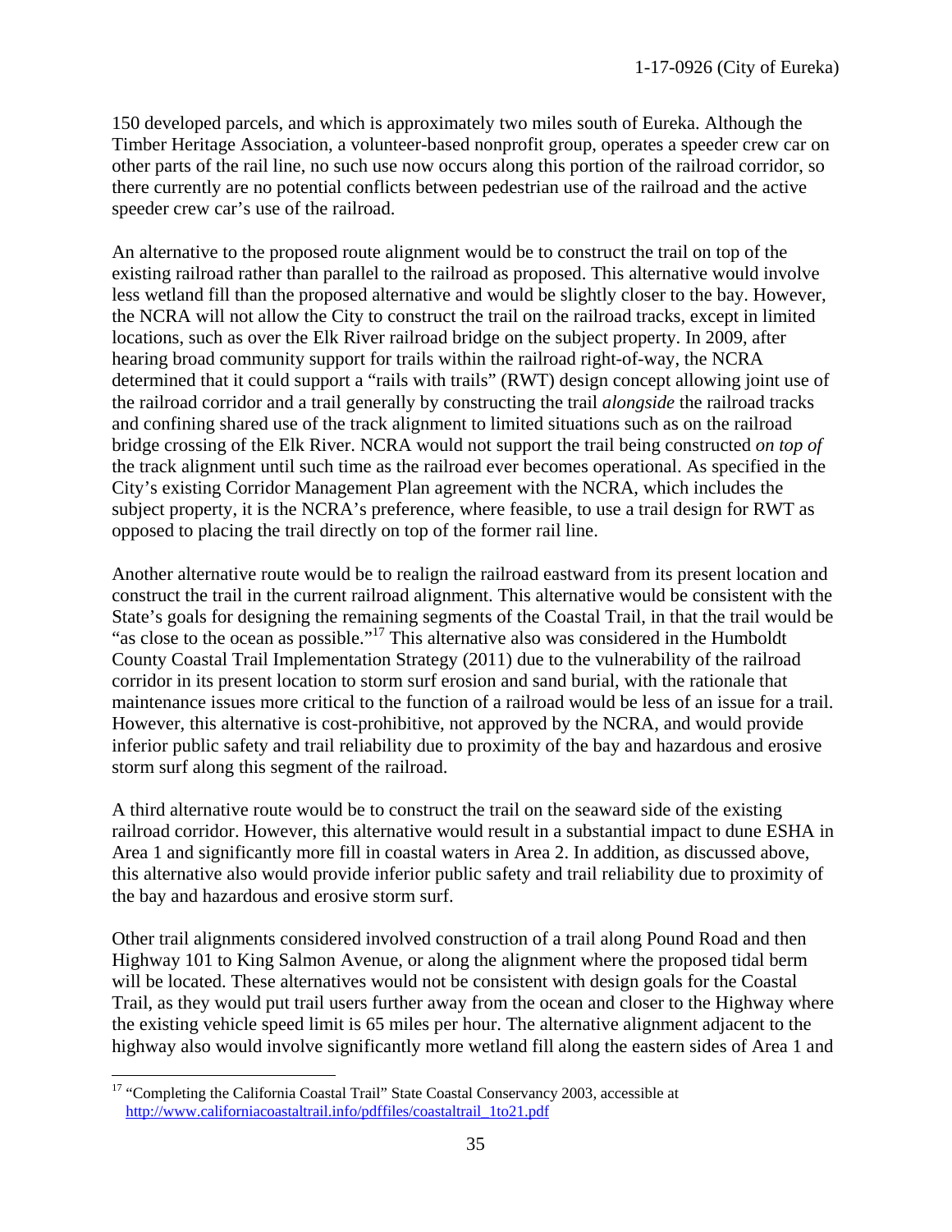150 developed parcels, and which is approximately two miles south of Eureka. Although the Timber Heritage Association, a volunteer-based nonprofit group, operates a speeder crew car on other parts of the rail line, no such use now occurs along this portion of the railroad corridor, so there currently are no potential conflicts between pedestrian use of the railroad and the active speeder crew car's use of the railroad.

An alternative to the proposed route alignment would be to construct the trail on top of the existing railroad rather than parallel to the railroad as proposed. This alternative would involve less wetland fill than the proposed alternative and would be slightly closer to the bay. However, the NCRA will not allow the City to construct the trail on the railroad tracks, except in limited locations, such as over the Elk River railroad bridge on the subject property. In 2009, after hearing broad community support for trails within the railroad right-of-way, the NCRA determined that it could support a "rails with trails" (RWT) design concept allowing joint use of the railroad corridor and a trail generally by constructing the trail *alongside* the railroad tracks and confining shared use of the track alignment to limited situations such as on the railroad bridge crossing of the Elk River. NCRA would not support the trail being constructed *on top of* the track alignment until such time as the railroad ever becomes operational. As specified in the City's existing Corridor Management Plan agreement with the NCRA, which includes the subject property, it is the NCRA's preference, where feasible, to use a trail design for RWT as opposed to placing the trail directly on top of the former rail line.

Another alternative route would be to realign the railroad eastward from its present location and construct the trail in the current railroad alignment. This alternative would be consistent with the State's goals for designing the remaining segments of the Coastal Trail, in that the trail would be "as close to the ocean as possible."[17] This alternative also was considered in the Humboldt County Coastal Trail Implementation Strategy (2011) due to the vulnerability of the railroad corridor in its present location to storm surf erosion and sand burial, with the rationale that maintenance issues more critical to the function of a railroad would be less of an issue for a trail. However, this alternative is cost-prohibitive, not approved by the NCRA, and would provide inferior public safety and trail reliability due to proximity of the bay and hazardous and erosive storm surf along this segment of the railroad.

A third alternative route would be to construct the trail on the seaward side of the existing railroad corridor. However, this alternative would result in a substantial impact to dune ESHA in Area 1 and significantly more fill in coastal waters in Area 2. In addition, as discussed above, this alternative also would provide inferior public safety and trail reliability due to proximity of the bay and hazardous and erosive storm surf.

Other trail alignments considered involved construction of a trail along Pound Road and then Highway 101 to King Salmon Avenue, or along the alignment where the proposed tidal berm will be located. These alternatives would not be consistent with design goals for the Coastal Trail, as they would put trail users further away from the ocean and closer to the Highway where the existing vehicle speed limit is 65 miles per hour. The alternative alignment adjacent to the highway also would involve significantly more wetland fill along the eastern sides of Area 1 and

---

[17] "Completing the California Coastal Trail" State Coastal Conservancy 2003, accessible at http://www.californiacoastaltrail.info/pdffiles/coastaltrail_1to21.pdf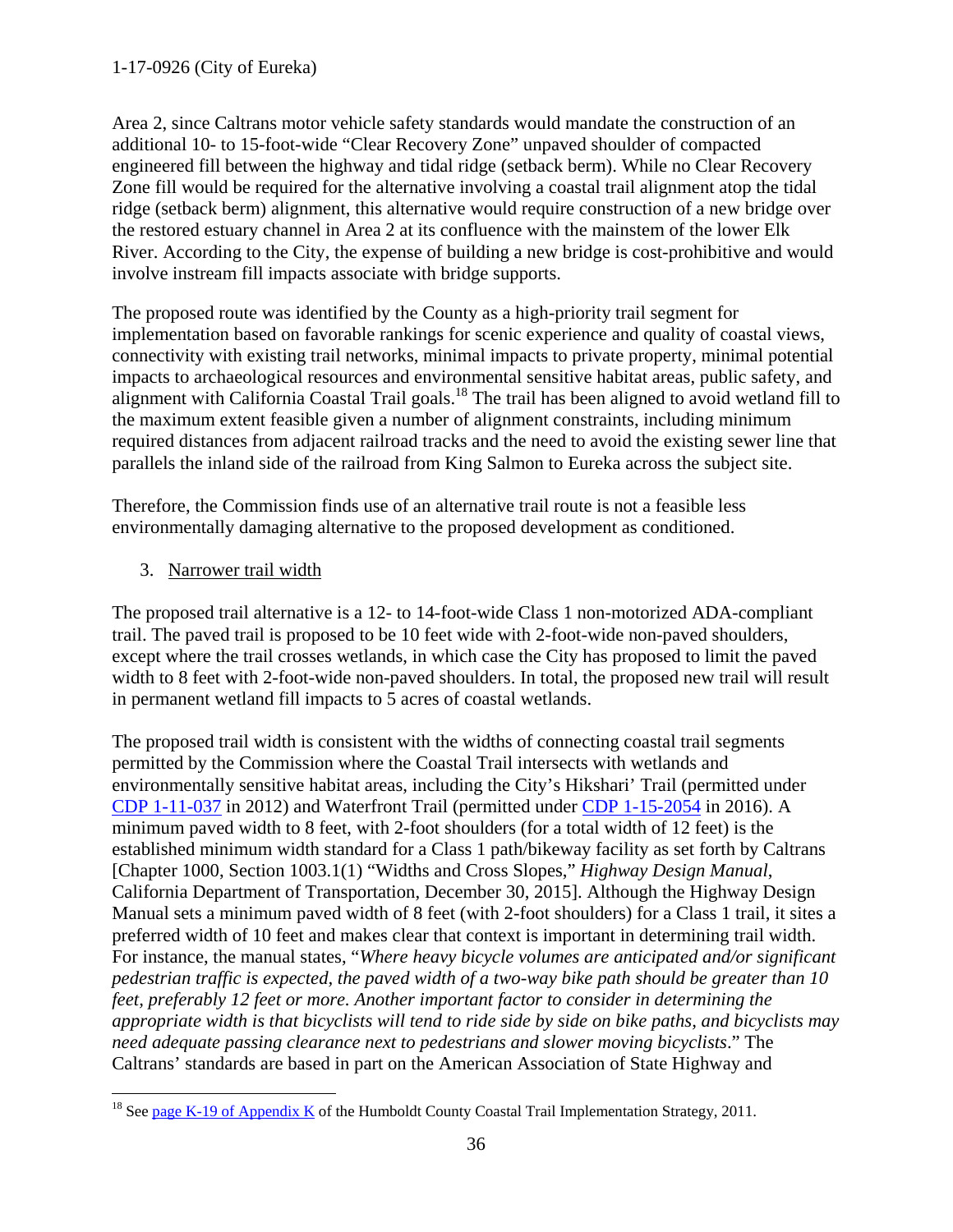Area 2, since Caltrans motor vehicle safety standards would mandate the construction of an additional 10- to 15-foot-wide "Clear Recovery Zone" unpaved shoulder of compacted engineered fill between the highway and tidal ridge (setback berm). While no Clear Recovery Zone fill would be required for the alternative involving a coastal trail alignment atop the tidal ridge (setback berm) alignment, this alternative would require construction of a new bridge over the restored estuary channel in Area 2 at its confluence with the mainstem of the lower Elk River. According to the City, the expense of building a new bridge is cost-prohibitive and would involve instream fill impacts associate with bridge supports.

The proposed route was identified by the County as a high-priority trail segment for implementation based on favorable rankings for scenic experience and quality of coastal views, connectivity with existing trail networks, minimal impacts to private property, minimal potential impacts to archaeological resources and environmental sensitive habitat areas, public safety, and alignment with California Coastal Trail goals.[18] The trail has been aligned to avoid wetland fill to the maximum extent feasible given a number of alignment constraints, including minimum required distances from adjacent railroad tracks and the need to avoid the existing sewer line that parallels the inland side of the railroad from King Salmon to Eureka across the subject site.

Therefore, the Commission finds use of an alternative trail route is not a feasible less environmentally damaging alternative to the proposed development as conditioned.

3. Narrower trail width

The proposed trail alternative is a 12- to 14-foot-wide Class 1 non-motorized ADA-compliant trail. The paved trail is proposed to be 10 feet wide with 2-foot-wide non-paved shoulders, except where the trail crosses wetlands, in which case the City has proposed to limit the paved width to 8 feet with 2-foot-wide non-paved shoulders. In total, the proposed new trail will result in permanent wetland fill impacts to 5 acres of coastal wetlands.

The proposed trail width is consistent with the widths of connecting coastal trail segments permitted by the Commission where the Coastal Trail intersects with wetlands and environmentally sensitive habitat areas, including the City's Hikshari' Trail (permitted under CDP 1-11-037 in 2012) and Waterfront Trail (permitted under CDP 1-15-2054 in 2016). A minimum paved width to 8 feet, with 2-foot shoulders (for a total width of 12 feet) is the established minimum width standard for a Class 1 path/bikeway facility as set forth by Caltrans [Chapter 1000, Section 1003.1(1) "Widths and Cross Slopes," *Highway Design Manual*, California Department of Transportation, December 30, 2015]. Although the Highway Design Manual sets a minimum paved width of 8 feet (with 2-foot shoulders) for a Class 1 trail, it sites a preferred width of 10 feet and makes clear that context is important in determining trail width. For instance, the manual states, "*Where heavy bicycle volumes are anticipated and/or significant pedestrian traffic is expected, the paved width of a two-way bike path should be greater than 10 feet, preferably 12 feet or more. Another important factor to consider in determining the appropriate width is that bicyclists will tend to ride side by side on bike paths, and bicyclists may need adequate passing clearance next to pedestrians and slower moving bicyclists*." The Caltrans' standards are based in part on the American Association of State Highway and

[18] See page K-19 of Appendix K of the Humboldt County Coastal Trail Implementation Strategy, 2011.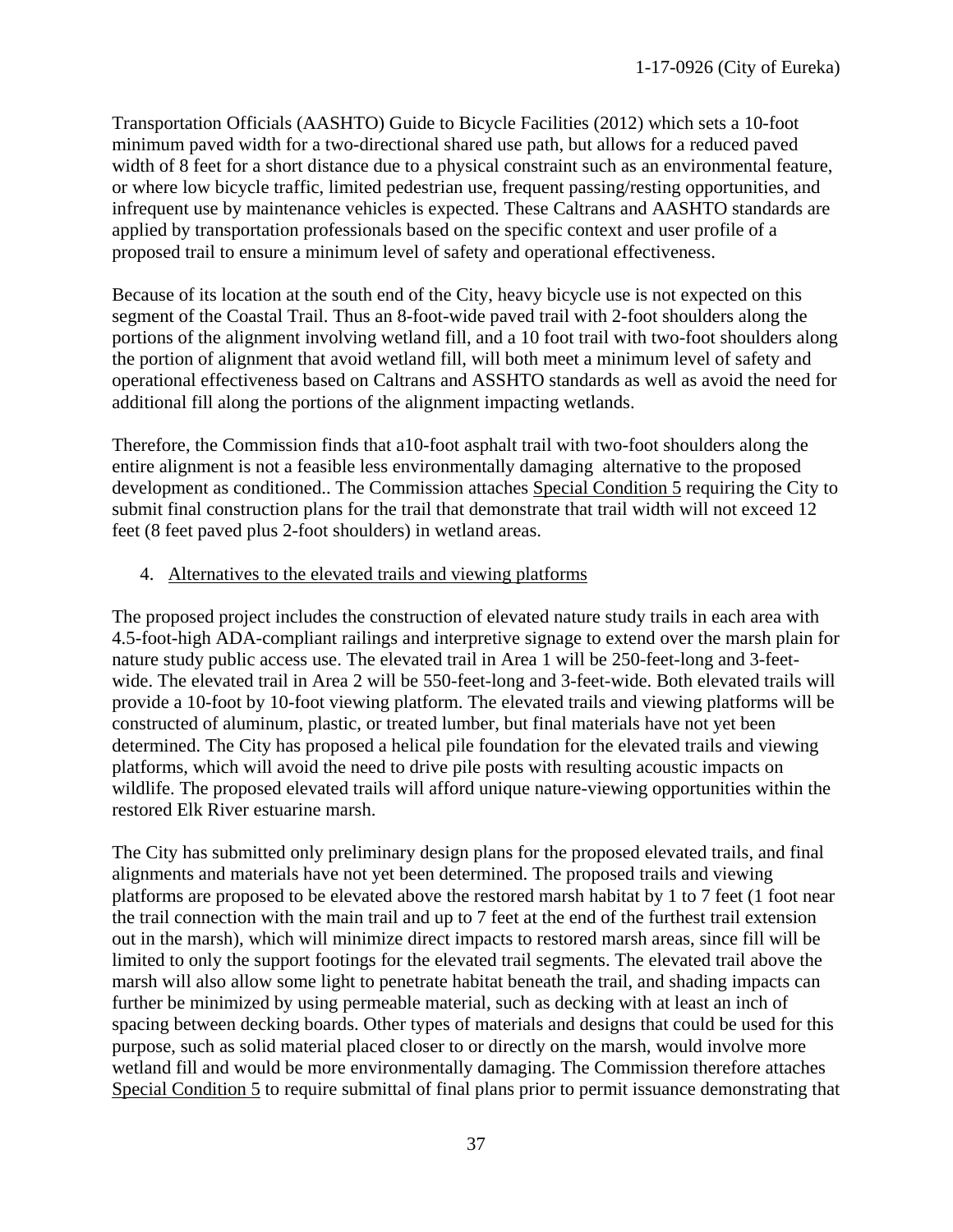Transportation Officials (AASHTO) Guide to Bicycle Facilities (2012) which sets a 10-foot minimum paved width for a two-directional shared use path, but allows for a reduced paved width of 8 feet for a short distance due to a physical constraint such as an environmental feature, or where low bicycle traffic, limited pedestrian use, frequent passing/resting opportunities, and infrequent use by maintenance vehicles is expected. These Caltrans and AASHTO standards are applied by transportation professionals based on the specific context and user profile of a proposed trail to ensure a minimum level of safety and operational effectiveness.

Because of its location at the south end of the City, heavy bicycle use is not expected on this segment of the Coastal Trail. Thus an 8-foot-wide paved trail with 2-foot shoulders along the portions of the alignment involving wetland fill, and a 10 foot trail with two-foot shoulders along the portion of alignment that avoid wetland fill, will both meet a minimum level of safety and operational effectiveness based on Caltrans and ASSHTO standards as well as avoid the need for additional fill along the portions of the alignment impacting wetlands.

Therefore, the Commission finds that a10-foot asphalt trail with two-foot shoulders along the entire alignment is not a feasible less environmentally damaging  alternative to the proposed development as conditioned.. The Commission attaches Special Condition 5 requiring the City to submit final construction plans for the trail that demonstrate that trail width will not exceed 12 feet (8 feet paved plus 2-foot shoulders) in wetland areas.

4. Alternatives to the elevated trails and viewing platforms

The proposed project includes the construction of elevated nature study trails in each area with 4.5-foot-high ADA-compliant railings and interpretive signage to extend over the marsh plain for nature study public access use. The elevated trail in Area 1 will be 250-feet-long and 3-feet-wide. The elevated trail in Area 2 will be 550-feet-long and 3-feet-wide. Both elevated trails will provide a 10-foot by 10-foot viewing platform. The elevated trails and viewing platforms will be constructed of aluminum, plastic, or treated lumber, but final materials have not yet been determined. The City has proposed a helical pile foundation for the elevated trails and viewing platforms, which will avoid the need to drive pile posts with resulting acoustic impacts on wildlife. The proposed elevated trails will afford unique nature-viewing opportunities within the restored Elk River estuarine marsh.

The City has submitted only preliminary design plans for the proposed elevated trails, and final alignments and materials have not yet been determined. The proposed trails and viewing platforms are proposed to be elevated above the restored marsh habitat by 1 to 7 feet (1 foot near the trail connection with the main trail and up to 7 feet at the end of the furthest trail extension out in the marsh), which will minimize direct impacts to restored marsh areas, since fill will be limited to only the support footings for the elevated trail segments. The elevated trail above the marsh will also allow some light to penetrate habitat beneath the trail, and shading impacts can further be minimized by using permeable material, such as decking with at least an inch of spacing between decking boards. Other types of materials and designs that could be used for this purpose, such as solid material placed closer to or directly on the marsh, would involve more wetland fill and would be more environmentally damaging. The Commission therefore attaches Special Condition 5 to require submittal of final plans prior to permit issuance demonstrating that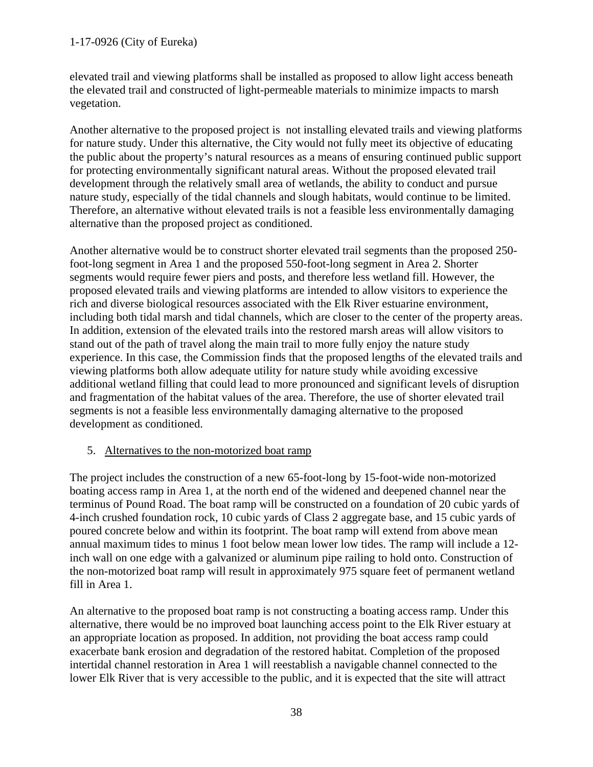elevated trail and viewing platforms shall be installed as proposed to allow light access beneath the elevated trail and constructed of light-permeable materials to minimize impacts to marsh vegetation.

Another alternative to the proposed project is not installing elevated trails and viewing platforms for nature study. Under this alternative, the City would not fully meet its objective of educating the public about the property's natural resources as a means of ensuring continued public support for protecting environmentally significant natural areas. Without the proposed elevated trail development through the relatively small area of wetlands, the ability to conduct and pursue nature study, especially of the tidal channels and slough habitats, would continue to be limited. Therefore, an alternative without elevated trails is not a feasible less environmentally damaging alternative than the proposed project as conditioned.

Another alternative would be to construct shorter elevated trail segments than the proposed 250-foot-long segment in Area 1 and the proposed 550-foot-long segment in Area 2. Shorter segments would require fewer piers and posts, and therefore less wetland fill. However, the proposed elevated trails and viewing platforms are intended to allow visitors to experience the rich and diverse biological resources associated with the Elk River estuarine environment, including both tidal marsh and tidal channels, which are closer to the center of the property areas. In addition, extension of the elevated trails into the restored marsh areas will allow visitors to stand out of the path of travel along the main trail to more fully enjoy the nature study experience. In this case, the Commission finds that the proposed lengths of the elevated trails and viewing platforms both allow adequate utility for nature study while avoiding excessive additional wetland filling that could lead to more pronounced and significant levels of disruption and fragmentation of the habitat values of the area. Therefore, the use of shorter elevated trail segments is not a feasible less environmentally damaging alternative to the proposed development as conditioned.

5. Alternatives to the non-motorized boat ramp

The project includes the construction of a new 65-foot-long by 15-foot-wide non-motorized boating access ramp in Area 1, at the north end of the widened and deepened channel near the terminus of Pound Road. The boat ramp will be constructed on a foundation of 20 cubic yards of 4-inch crushed foundation rock, 10 cubic yards of Class 2 aggregate base, and 15 cubic yards of poured concrete below and within its footprint. The boat ramp will extend from above mean annual maximum tides to minus 1 foot below mean lower low tides. The ramp will include a 12-inch wall on one edge with a galvanized or aluminum pipe railing to hold onto. Construction of the non-motorized boat ramp will result in approximately 975 square feet of permanent wetland fill in Area 1.

An alternative to the proposed boat ramp is not constructing a boating access ramp. Under this alternative, there would be no improved boat launching access point to the Elk River estuary at an appropriate location as proposed. In addition, not providing the boat access ramp could exacerbate bank erosion and degradation of the restored habitat. Completion of the proposed intertidal channel restoration in Area 1 will reestablish a navigable channel connected to the lower Elk River that is very accessible to the public, and it is expected that the site will attract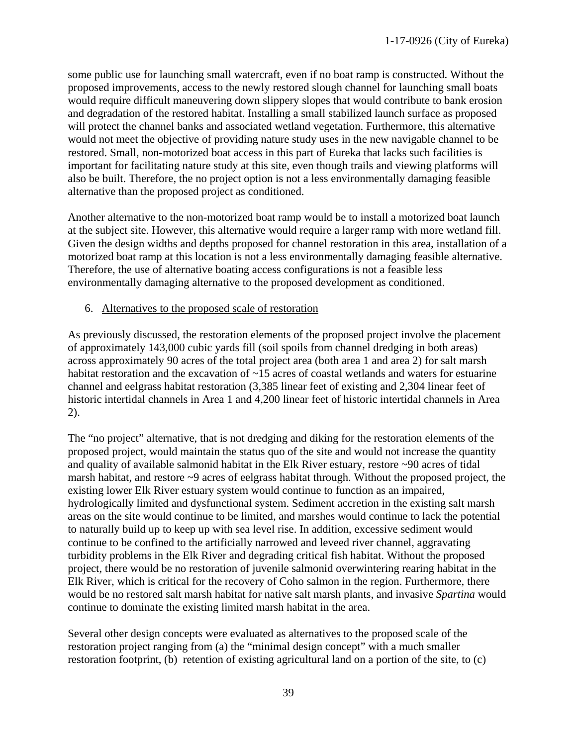some public use for launching small watercraft, even if no boat ramp is constructed. Without the proposed improvements, access to the newly restored slough channel for launching small boats would require difficult maneuvering down slippery slopes that would contribute to bank erosion and degradation of the restored habitat. Installing a small stabilized launch surface as proposed will protect the channel banks and associated wetland vegetation. Furthermore, this alternative would not meet the objective of providing nature study uses in the new navigable channel to be restored. Small, non-motorized boat access in this part of Eureka that lacks such facilities is important for facilitating nature study at this site, even though trails and viewing platforms will also be built. Therefore, the no project option is not a less environmentally damaging feasible alternative than the proposed project as conditioned.

Another alternative to the non-motorized boat ramp would be to install a motorized boat launch at the subject site. However, this alternative would require a larger ramp with more wetland fill. Given the design widths and depths proposed for channel restoration in this area, installation of a motorized boat ramp at this location is not a less environmentally damaging feasible alternative. Therefore, the use of alternative boating access configurations is not a feasible less environmentally damaging alternative to the proposed development as conditioned.

6. <u>Alternatives to the proposed scale of restoration</u>

As previously discussed, the restoration elements of the proposed project involve the placement of approximately 143,000 cubic yards fill (soil spoils from channel dredging in both areas) across approximately 90 acres of the total project area (both area 1 and area 2) for salt marsh habitat restoration and the excavation of ~15 acres of coastal wetlands and waters for estuarine channel and eelgrass habitat restoration (3,385 linear feet of existing and 2,304 linear feet of historic intertidal channels in Area 1 and 4,200 linear feet of historic intertidal channels in Area 2).

The "no project" alternative, that is not dredging and diking for the restoration elements of the proposed project, would maintain the status quo of the site and would not increase the quantity and quality of available salmonid habitat in the Elk River estuary, restore ~90 acres of tidal marsh habitat, and restore ~9 acres of eelgrass habitat through. Without the proposed project, the existing lower Elk River estuary system would continue to function as an impaired, hydrologically limited and dysfunctional system. Sediment accretion in the existing salt marsh areas on the site would continue to be limited, and marshes would continue to lack the potential to naturally build up to keep up with sea level rise. In addition, excessive sediment would continue to be confined to the artificially narrowed and leveed river channel, aggravating turbidity problems in the Elk River and degrading critical fish habitat. Without the proposed project, there would be no restoration of juvenile salmonid overwintering rearing habitat in the Elk River, which is critical for the recovery of Coho salmon in the region. Furthermore, there would be no restored salt marsh habitat for native salt marsh plants, and invasive *Spartina* would continue to dominate the existing limited marsh habitat in the area.

Several other design concepts were evaluated as alternatives to the proposed scale of the restoration project ranging from (a) the "minimal design concept" with a much smaller restoration footprint, (b) retention of existing agricultural land on a portion of the site, to (c)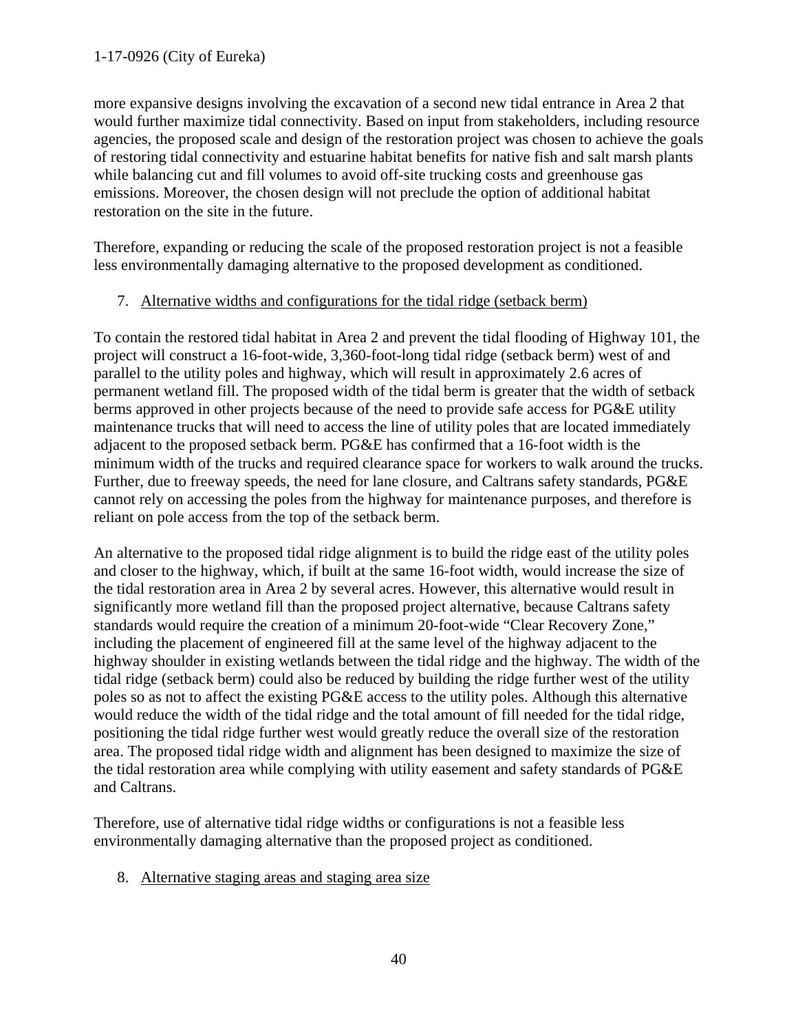more expansive designs involving the excavation of a second new tidal entrance in Area 2 that would further maximize tidal connectivity. Based on input from stakeholders, including resource agencies, the proposed scale and design of the restoration project was chosen to achieve the goals of restoring tidal connectivity and estuarine habitat benefits for native fish and salt marsh plants while balancing cut and fill volumes to avoid off-site trucking costs and greenhouse gas emissions. Moreover, the chosen design will not preclude the option of additional habitat restoration on the site in the future.

Therefore, expanding or reducing the scale of the proposed restoration project is not a feasible less environmentally damaging alternative to the proposed development as conditioned.

7. Alternative widths and configurations for the tidal ridge (setback berm)

To contain the restored tidal habitat in Area 2 and prevent the tidal flooding of Highway 101, the project will construct a 16-foot-wide, 3,360-foot-long tidal ridge (setback berm) west of and parallel to the utility poles and highway, which will result in approximately 2.6 acres of permanent wetland fill. The proposed width of the tidal berm is greater that the width of setback berms approved in other projects because of the need to provide safe access for PG&E utility maintenance trucks that will need to access the line of utility poles that are located immediately adjacent to the proposed setback berm. PG&E has confirmed that a 16-foot width is the minimum width of the trucks and required clearance space for workers to walk around the trucks. Further, due to freeway speeds, the need for lane closure, and Caltrans safety standards, PG&E cannot rely on accessing the poles from the highway for maintenance purposes, and therefore is reliant on pole access from the top of the setback berm.

An alternative to the proposed tidal ridge alignment is to build the ridge east of the utility poles and closer to the highway, which, if built at the same 16-foot width, would increase the size of the tidal restoration area in Area 2 by several acres. However, this alternative would result in significantly more wetland fill than the proposed project alternative, because Caltrans safety standards would require the creation of a minimum 20-foot-wide "Clear Recovery Zone," including the placement of engineered fill at the same level of the highway adjacent to the highway shoulder in existing wetlands between the tidal ridge and the highway. The width of the tidal ridge (setback berm) could also be reduced by building the ridge further west of the utility poles so as not to affect the existing PG&E access to the utility poles. Although this alternative would reduce the width of the tidal ridge and the total amount of fill needed for the tidal ridge, positioning the tidal ridge further west would greatly reduce the overall size of the restoration area. The proposed tidal ridge width and alignment has been designed to maximize the size of the tidal restoration area while complying with utility easement and safety standards of PG&E and Caltrans.

Therefore, use of alternative tidal ridge widths or configurations is not a feasible less environmentally damaging alternative than the proposed project as conditioned.

8. Alternative staging areas and staging area size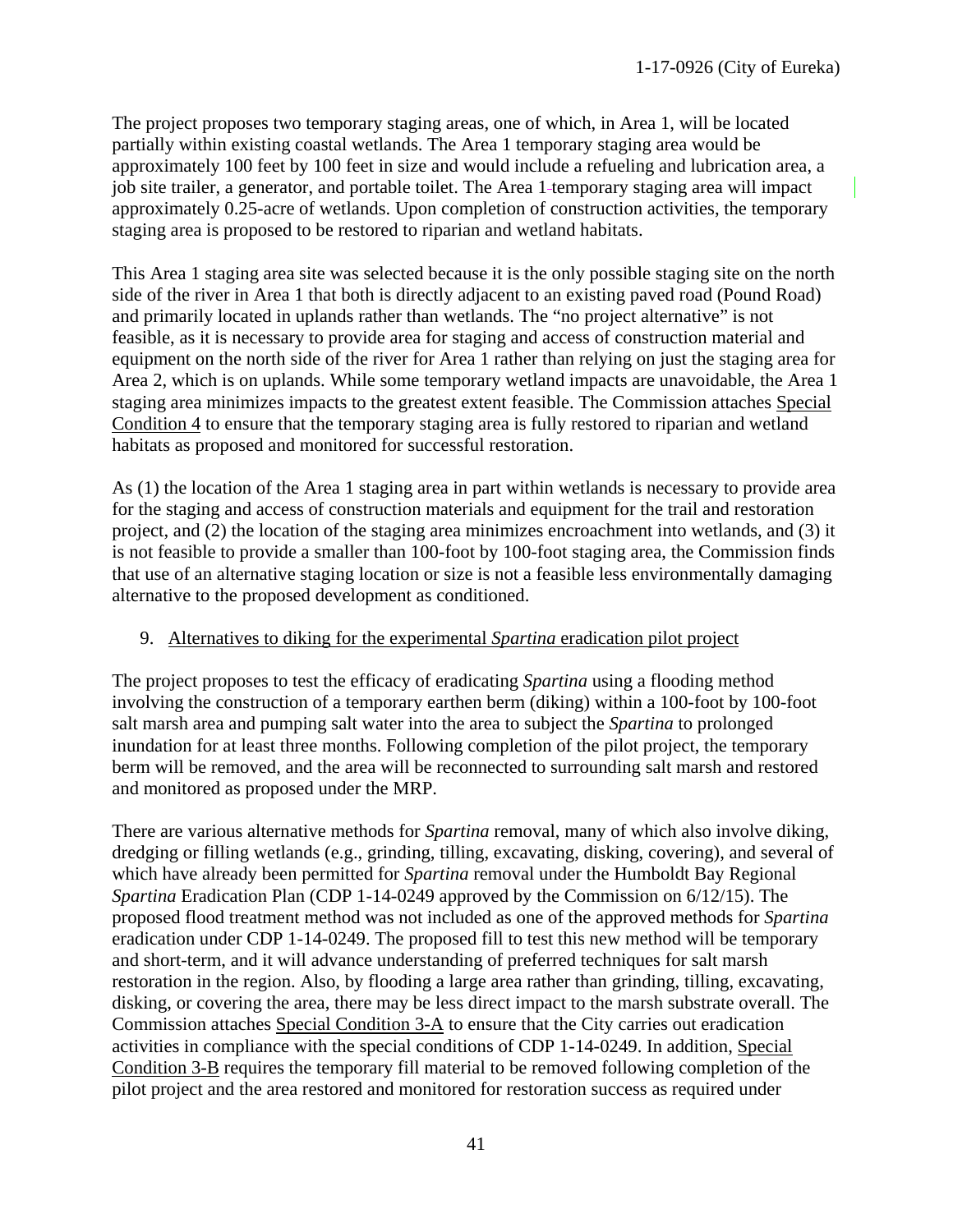The project proposes two temporary staging areas, one of which, in Area 1, will be located partially within existing coastal wetlands. The Area 1 temporary staging area would be approximately 100 feet by 100 feet in size and would include a refueling and lubrication area, a job site trailer, a generator, and portable toilet. The Area 1 temporary staging area will impact approximately 0.25-acre of wetlands. Upon completion of construction activities, the temporary staging area is proposed to be restored to riparian and wetland habitats.

This Area 1 staging area site was selected because it is the only possible staging site on the north side of the river in Area 1 that both is directly adjacent to an existing paved road (Pound Road) and primarily located in uplands rather than wetlands. The "no project alternative" is not feasible, as it is necessary to provide area for staging and access of construction material and equipment on the north side of the river for Area 1 rather than relying on just the staging area for Area 2, which is on uplands. While some temporary wetland impacts are unavoidable, the Area 1 staging area minimizes impacts to the greatest extent feasible. The Commission attaches Special Condition 4 to ensure that the temporary staging area is fully restored to riparian and wetland habitats as proposed and monitored for successful restoration.

As (1) the location of the Area 1 staging area in part within wetlands is necessary to provide area for the staging and access of construction materials and equipment for the trail and restoration project, and (2) the location of the staging area minimizes encroachment into wetlands, and (3) it is not feasible to provide a smaller than 100-foot by 100-foot staging area, the Commission finds that use of an alternative staging location or size is not a feasible less environmentally damaging alternative to the proposed development as conditioned.

9. Alternatives to diking for the experimental *Spartina* eradication pilot project

The project proposes to test the efficacy of eradicating *Spartina* using a flooding method involving the construction of a temporary earthen berm (diking) within a 100-foot by 100-foot salt marsh area and pumping salt water into the area to subject the *Spartina* to prolonged inundation for at least three months. Following completion of the pilot project, the temporary berm will be removed, and the area will be reconnected to surrounding salt marsh and restored and monitored as proposed under the MRP.

There are various alternative methods for *Spartina* removal, many of which also involve diking, dredging or filling wetlands (e.g., grinding, tilling, excavating, disking, covering), and several of which have already been permitted for *Spartina* removal under the Humboldt Bay Regional *Spartina* Eradication Plan (CDP 1-14-0249 approved by the Commission on 6/12/15). The proposed flood treatment method was not included as one of the approved methods for *Spartina* eradication under CDP 1-14-0249. The proposed fill to test this new method will be temporary and short-term, and it will advance understanding of preferred techniques for salt marsh restoration in the region. Also, by flooding a large area rather than grinding, tilling, excavating, disking, or covering the area, there may be less direct impact to the marsh substrate overall. The Commission attaches Special Condition 3-A to ensure that the City carries out eradication activities in compliance with the special conditions of CDP 1-14-0249. In addition, Special Condition 3-B requires the temporary fill material to be removed following completion of the pilot project and the area restored and monitored for restoration success as required under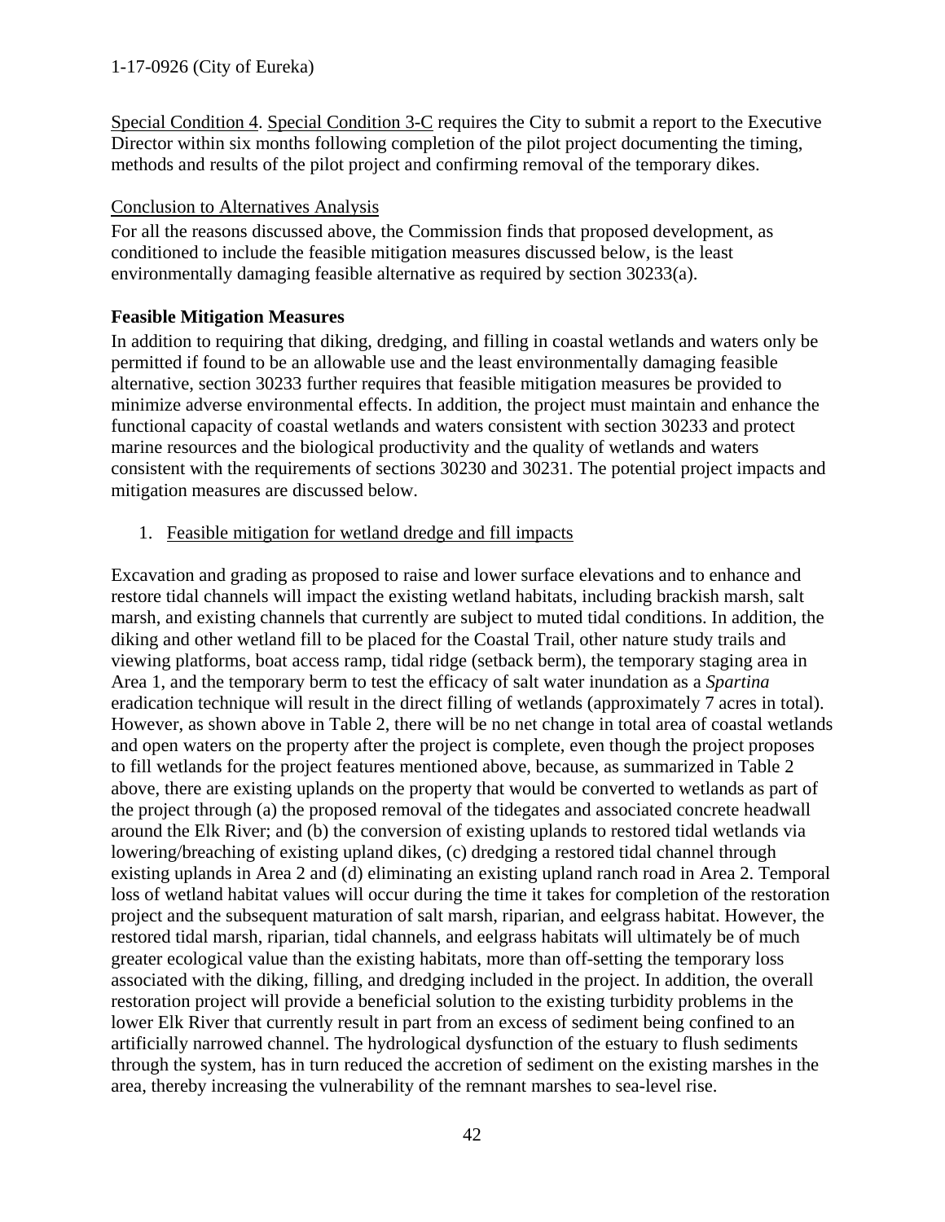Special Condition 4. Special Condition 3-C requires the City to submit a report to the Executive Director within six months following completion of the pilot project documenting the timing, methods and results of the pilot project and confirming removal of the temporary dikes.

Conclusion to Alternatives Analysis

For all the reasons discussed above, the Commission finds that proposed development, as conditioned to include the feasible mitigation measures discussed below, is the least environmentally damaging feasible alternative as required by section 30233(a).

**Feasible Mitigation Measures**

In addition to requiring that diking, dredging, and filling in coastal wetlands and waters only be permitted if found to be an allowable use and the least environmentally damaging feasible alternative, section 30233 further requires that feasible mitigation measures be provided to minimize adverse environmental effects. In addition, the project must maintain and enhance the functional capacity of coastal wetlands and waters consistent with section 30233 and protect marine resources and the biological productivity and the quality of wetlands and waters consistent with the requirements of sections 30230 and 30231. The potential project impacts and mitigation measures are discussed below.

1. Feasible mitigation for wetland dredge and fill impacts

Excavation and grading as proposed to raise and lower surface elevations and to enhance and restore tidal channels will impact the existing wetland habitats, including brackish marsh, salt marsh, and existing channels that currently are subject to muted tidal conditions. In addition, the diking and other wetland fill to be placed for the Coastal Trail, other nature study trails and viewing platforms, boat access ramp, tidal ridge (setback berm), the temporary staging area in Area 1, and the temporary berm to test the efficacy of salt water inundation as a *Spartina* eradication technique will result in the direct filling of wetlands (approximately 7 acres in total). However, as shown above in Table 2, there will be no net change in total area of coastal wetlands and open waters on the property after the project is complete, even though the project proposes to fill wetlands for the project features mentioned above, because, as summarized in Table 2 above, there are existing uplands on the property that would be converted to wetlands as part of the project through (a) the proposed removal of the tidegates and associated concrete headwall around the Elk River; and (b) the conversion of existing uplands to restored tidal wetlands via lowering/breaching of existing upland dikes, (c) dredging a restored tidal channel through existing uplands in Area 2 and (d) eliminating an existing upland ranch road in Area 2. Temporal loss of wetland habitat values will occur during the time it takes for completion of the restoration project and the subsequent maturation of salt marsh, riparian, and eelgrass habitat. However, the restored tidal marsh, riparian, tidal channels, and eelgrass habitats will ultimately be of much greater ecological value than the existing habitats, more than off-setting the temporary loss associated with the diking, filling, and dredging included in the project. In addition, the overall restoration project will provide a beneficial solution to the existing turbidity problems in the lower Elk River that currently result in part from an excess of sediment being confined to an artificially narrowed channel. The hydrological dysfunction of the estuary to flush sediments through the system, has in turn reduced the accretion of sediment on the existing marshes in the area, thereby increasing the vulnerability of the remnant marshes to sea-level rise.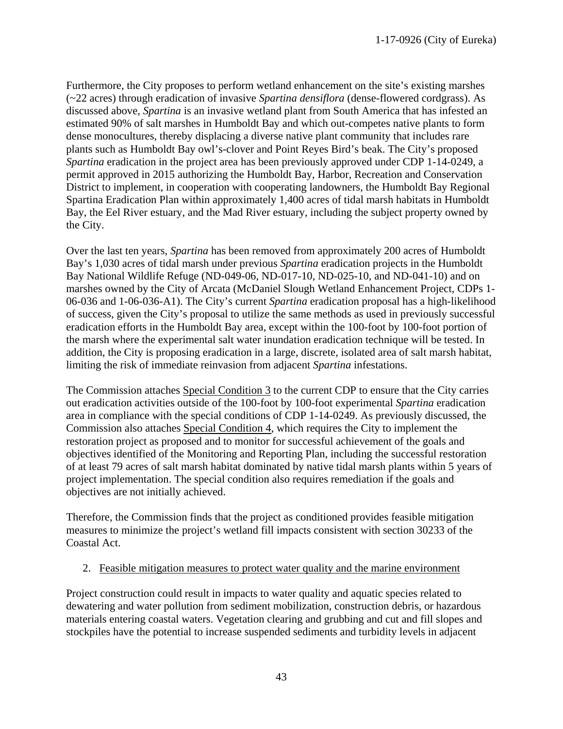Furthermore, the City proposes to perform wetland enhancement on the site's existing marshes (~22 acres) through eradication of invasive *Spartina densiflora* (dense-flowered cordgrass). As discussed above, *Spartina* is an invasive wetland plant from South America that has infested an estimated 90% of salt marshes in Humboldt Bay and which out-competes native plants to form dense monocultures, thereby displacing a diverse native plant community that includes rare plants such as Humboldt Bay owl's-clover and Point Reyes Bird's beak. The City's proposed *Spartina* eradication in the project area has been previously approved under CDP 1-14-0249, a permit approved in 2015 authorizing the Humboldt Bay, Harbor, Recreation and Conservation District to implement, in cooperation with cooperating landowners, the Humboldt Bay Regional Spartina Eradication Plan within approximately 1,400 acres of tidal marsh habitats in Humboldt Bay, the Eel River estuary, and the Mad River estuary, including the subject property owned by the City.

Over the last ten years, *Spartina* has been removed from approximately 200 acres of Humboldt Bay's 1,030 acres of tidal marsh under previous *Spartina* eradication projects in the Humboldt Bay National Wildlife Refuge (ND-049-06, ND-017-10, ND-025-10, and ND-041-10) and on marshes owned by the City of Arcata (McDaniel Slough Wetland Enhancement Project, CDPs 1-06-036 and 1-06-036-A1). The City's current *Spartina* eradication proposal has a high-likelihood of success, given the City's proposal to utilize the same methods as used in previously successful eradication efforts in the Humboldt Bay area, except within the 100-foot by 100-foot portion of the marsh where the experimental salt water inundation eradication technique will be tested. In addition, the City is proposing eradication in a large, discrete, isolated area of salt marsh habitat, limiting the risk of immediate reinvasion from adjacent *Spartina* infestations.

The Commission attaches <u>Special Condition 3</u> to the current CDP to ensure that the City carries out eradication activities outside of the 100-foot by 100-foot experimental *Spartina* eradication area in compliance with the special conditions of CDP 1-14-0249. As previously discussed, the Commission also attaches <u>Special Condition 4</u>, which requires the City to implement the restoration project as proposed and to monitor for successful achievement of the goals and objectives identified of the Monitoring and Reporting Plan, including the successful restoration of at least 79 acres of salt marsh habitat dominated by native tidal marsh plants within 5 years of project implementation. The special condition also requires remediation if the goals and objectives are not initially achieved.

Therefore, the Commission finds that the project as conditioned provides feasible mitigation measures to minimize the project's wetland fill impacts consistent with section 30233 of the Coastal Act.

2. <u>Feasible mitigation measures to protect water quality and the marine environment</u>

Project construction could result in impacts to water quality and aquatic species related to dewatering and water pollution from sediment mobilization, construction debris, or hazardous materials entering coastal waters. Vegetation clearing and grubbing and cut and fill slopes and stockpiles have the potential to increase suspended sediments and turbidity levels in adjacent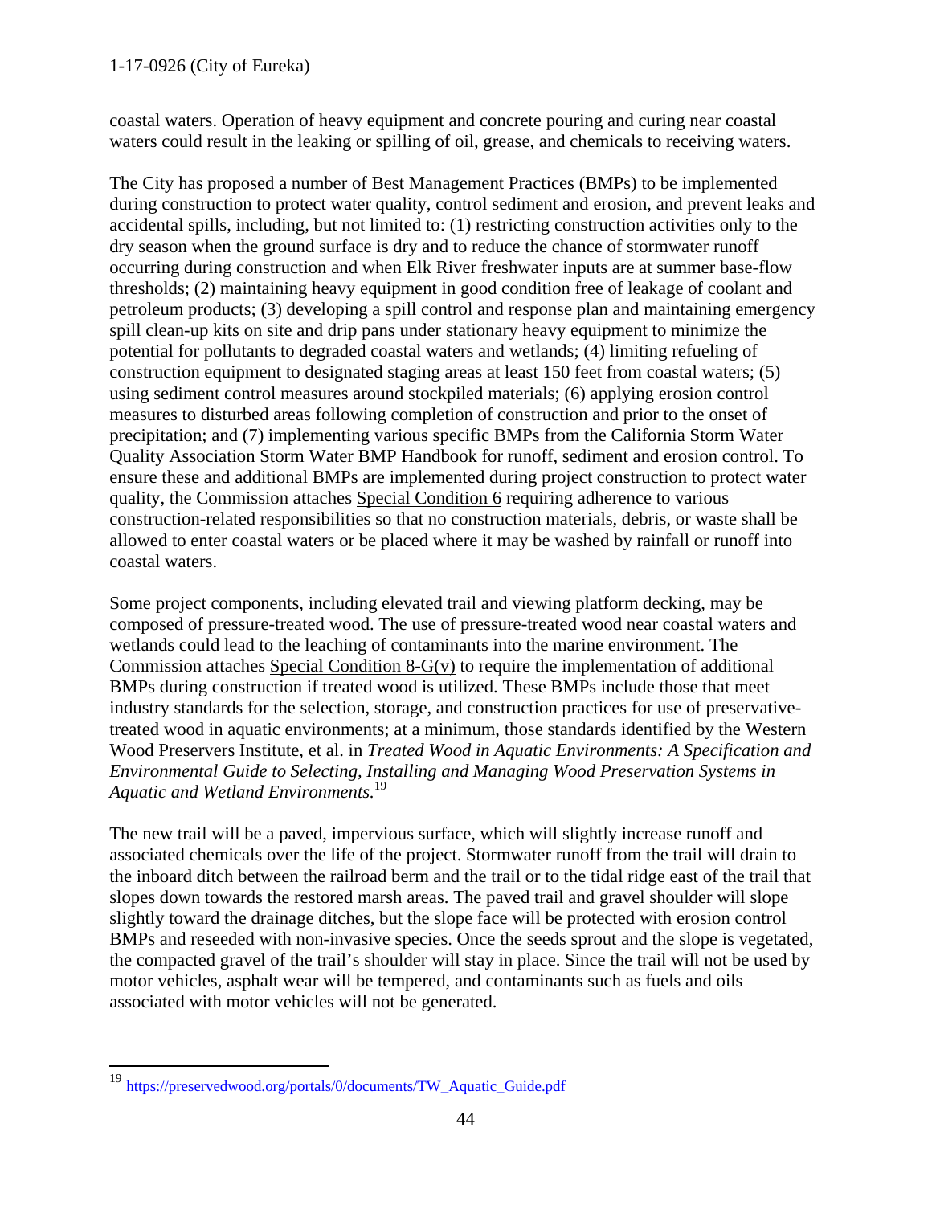coastal waters. Operation of heavy equipment and concrete pouring and curing near coastal waters could result in the leaking or spilling of oil, grease, and chemicals to receiving waters.

The City has proposed a number of Best Management Practices (BMPs) to be implemented during construction to protect water quality, control sediment and erosion, and prevent leaks and accidental spills, including, but not limited to: (1) restricting construction activities only to the dry season when the ground surface is dry and to reduce the chance of stormwater runoff occurring during construction and when Elk River freshwater inputs are at summer base-flow thresholds; (2) maintaining heavy equipment in good condition free of leakage of coolant and petroleum products; (3) developing a spill control and response plan and maintaining emergency spill clean-up kits on site and drip pans under stationary heavy equipment to minimize the potential for pollutants to degraded coastal waters and wetlands; (4) limiting refueling of construction equipment to designated staging areas at least 150 feet from coastal waters; (5) using sediment control measures around stockpiled materials; (6) applying erosion control measures to disturbed areas following completion of construction and prior to the onset of precipitation; and (7) implementing various specific BMPs from the California Storm Water Quality Association Storm Water BMP Handbook for runoff, sediment and erosion control. To ensure these and additional BMPs are implemented during project construction to protect water quality, the Commission attaches Special Condition 6 requiring adherence to various construction-related responsibilities so that no construction materials, debris, or waste shall be allowed to enter coastal waters or be placed where it may be washed by rainfall or runoff into coastal waters.

Some project components, including elevated trail and viewing platform decking, may be composed of pressure-treated wood. The use of pressure-treated wood near coastal waters and wetlands could lead to the leaching of contaminants into the marine environment. The Commission attaches Special Condition 8-G(v) to require the implementation of additional BMPs during construction if treated wood is utilized. These BMPs include those that meet industry standards for the selection, storage, and construction practices for use of preservative-treated wood in aquatic environments; at a minimum, those standards identified by the Western Wood Preservers Institute, et al. in *Treated Wood in Aquatic Environments: A Specification and Environmental Guide to Selecting, Installing and Managing Wood Preservation Systems in Aquatic and Wetland Environments.*[19]

The new trail will be a paved, impervious surface, which will slightly increase runoff and associated chemicals over the life of the project. Stormwater runoff from the trail will drain to the inboard ditch between the railroad berm and the trail or to the tidal ridge east of the trail that slopes down towards the restored marsh areas. The paved trail and gravel shoulder will slope slightly toward the drainage ditches, but the slope face will be protected with erosion control BMPs and reseeded with non-invasive species. Once the seeds sprout and the slope is vegetated, the compacted gravel of the trail's shoulder will stay in place. Since the trail will not be used by motor vehicles, asphalt wear will be tempered, and contaminants such as fuels and oils associated with motor vehicles will not be generated.

---

[19] https://preservedwood.org/portals/0/documents/TW_Aquatic_Guide.pdf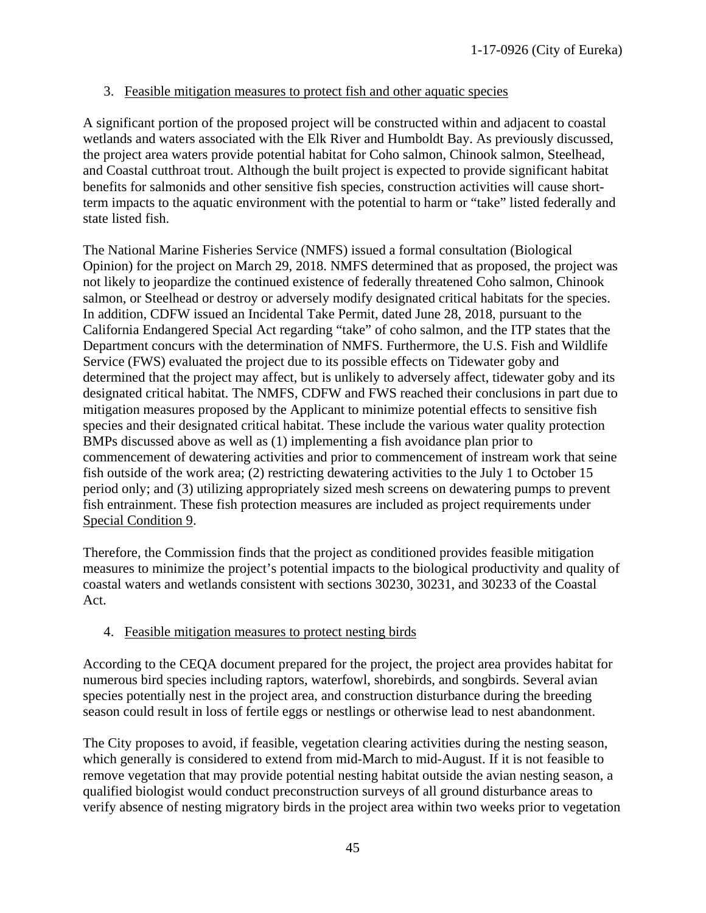3. Feasible mitigation measures to protect fish and other aquatic species

A significant portion of the proposed project will be constructed within and adjacent to coastal wetlands and waters associated with the Elk River and Humboldt Bay. As previously discussed, the project area waters provide potential habitat for Coho salmon, Chinook salmon, Steelhead, and Coastal cutthroat trout. Although the built project is expected to provide significant habitat benefits for salmonids and other sensitive fish species, construction activities will cause short-term impacts to the aquatic environment with the potential to harm or "take" listed federally and state listed fish.

The National Marine Fisheries Service (NMFS) issued a formal consultation (Biological Opinion) for the project on March 29, 2018. NMFS determined that as proposed, the project was not likely to jeopardize the continued existence of federally threatened Coho salmon, Chinook salmon, or Steelhead or destroy or adversely modify designated critical habitats for the species. In addition, CDFW issued an Incidental Take Permit, dated June 28, 2018, pursuant to the California Endangered Special Act regarding "take" of coho salmon, and the ITP states that the Department concurs with the determination of NMFS. Furthermore, the U.S. Fish and Wildlife Service (FWS) evaluated the project due to its possible effects on Tidewater goby and determined that the project may affect, but is unlikely to adversely affect, tidewater goby and its designated critical habitat. The NMFS, CDFW and FWS reached their conclusions in part due to mitigation measures proposed by the Applicant to minimize potential effects to sensitive fish species and their designated critical habitat. These include the various water quality protection BMPs discussed above as well as (1) implementing a fish avoidance plan prior to commencement of dewatering activities and prior to commencement of instream work that seine fish outside of the work area; (2) restricting dewatering activities to the July 1 to October 15 period only; and (3) utilizing appropriately sized mesh screens on dewatering pumps to prevent fish entrainment. These fish protection measures are included as project requirements under Special Condition 9.

Therefore, the Commission finds that the project as conditioned provides feasible mitigation measures to minimize the project's potential impacts to the biological productivity and quality of coastal waters and wetlands consistent with sections 30230, 30231, and 30233 of the Coastal Act.

4. Feasible mitigation measures to protect nesting birds

According to the CEQA document prepared for the project, the project area provides habitat for numerous bird species including raptors, waterfowl, shorebirds, and songbirds. Several avian species potentially nest in the project area, and construction disturbance during the breeding season could result in loss of fertile eggs or nestlings or otherwise lead to nest abandonment.

The City proposes to avoid, if feasible, vegetation clearing activities during the nesting season, which generally is considered to extend from mid-March to mid-August. If it is not feasible to remove vegetation that may provide potential nesting habitat outside the avian nesting season, a qualified biologist would conduct preconstruction surveys of all ground disturbance areas to verify absence of nesting migratory birds in the project area within two weeks prior to vegetation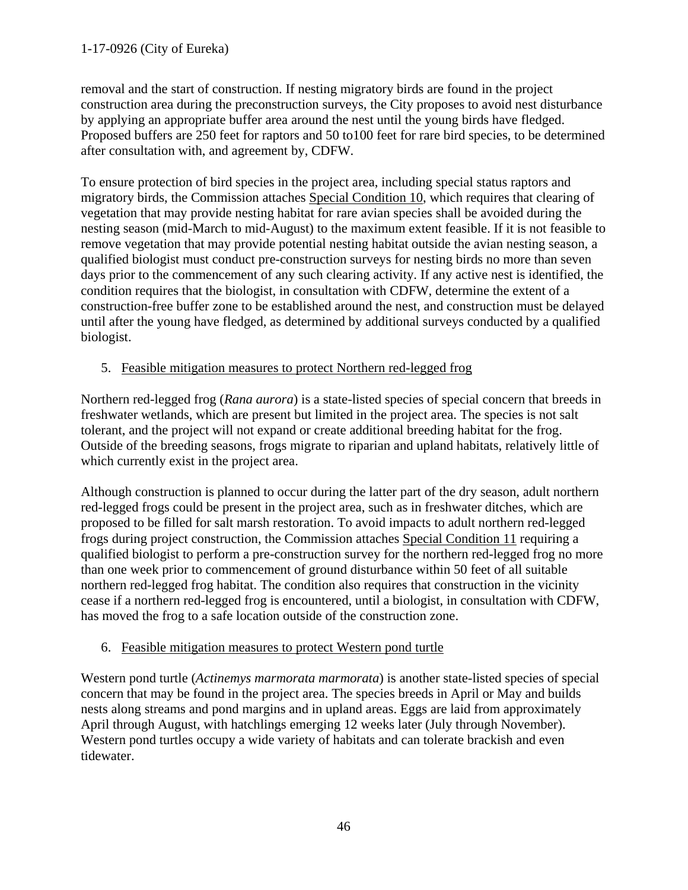removal and the start of construction. If nesting migratory birds are found in the project construction area during the preconstruction surveys, the City proposes to avoid nest disturbance by applying an appropriate buffer area around the nest until the young birds have fledged. Proposed buffers are 250 feet for raptors and 50 to100 feet for rare bird species, to be determined after consultation with, and agreement by, CDFW.

To ensure protection of bird species in the project area, including special status raptors and migratory birds, the Commission attaches Special Condition 10, which requires that clearing of vegetation that may provide nesting habitat for rare avian species shall be avoided during the nesting season (mid-March to mid-August) to the maximum extent feasible. If it is not feasible to remove vegetation that may provide potential nesting habitat outside the avian nesting season, a qualified biologist must conduct pre-construction surveys for nesting birds no more than seven days prior to the commencement of any such clearing activity. If any active nest is identified, the condition requires that the biologist, in consultation with CDFW, determine the extent of a construction-free buffer zone to be established around the nest, and construction must be delayed until after the young have fledged, as determined by additional surveys conducted by a qualified biologist.

5. Feasible mitigation measures to protect Northern red-legged frog

Northern red-legged frog (*Rana aurora*) is a state-listed species of special concern that breeds in freshwater wetlands, which are present but limited in the project area. The species is not salt tolerant, and the project will not expand or create additional breeding habitat for the frog. Outside of the breeding seasons, frogs migrate to riparian and upland habitats, relatively little of which currently exist in the project area.

Although construction is planned to occur during the latter part of the dry season, adult northern red-legged frogs could be present in the project area, such as in freshwater ditches, which are proposed to be filled for salt marsh restoration. To avoid impacts to adult northern red-legged frogs during project construction, the Commission attaches Special Condition 11 requiring a qualified biologist to perform a pre-construction survey for the northern red-legged frog no more than one week prior to commencement of ground disturbance within 50 feet of all suitable northern red-legged frog habitat. The condition also requires that construction in the vicinity cease if a northern red-legged frog is encountered, until a biologist, in consultation with CDFW, has moved the frog to a safe location outside of the construction zone.

6. Feasible mitigation measures to protect Western pond turtle

Western pond turtle (*Actinemys marmorata marmorata*) is another state-listed species of special concern that may be found in the project area. The species breeds in April or May and builds nests along streams and pond margins and in upland areas. Eggs are laid from approximately April through August, with hatchlings emerging 12 weeks later (July through November). Western pond turtles occupy a wide variety of habitats and can tolerate brackish and even tidewater.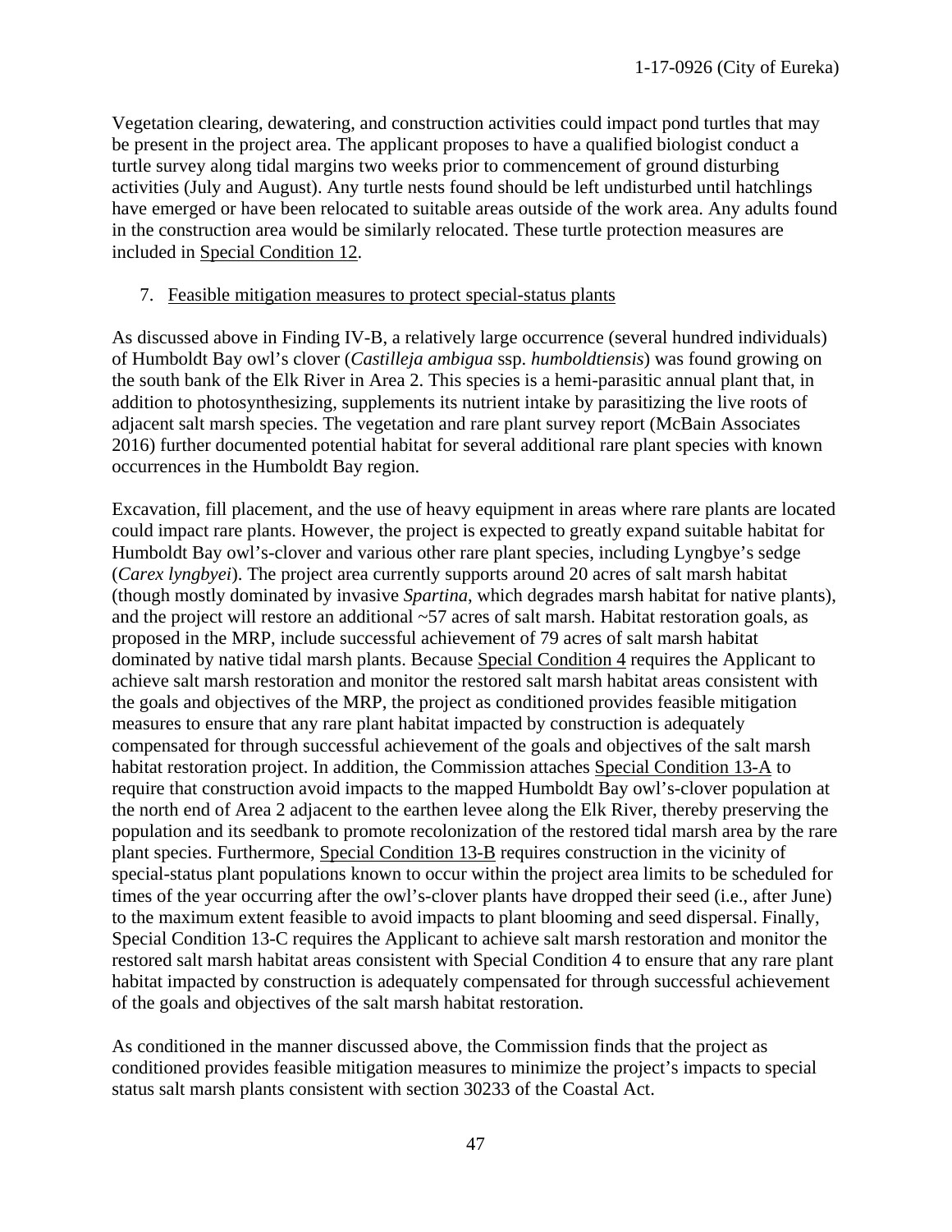Vegetation clearing, dewatering, and construction activities could impact pond turtles that may be present in the project area. The applicant proposes to have a qualified biologist conduct a turtle survey along tidal margins two weeks prior to commencement of ground disturbing activities (July and August). Any turtle nests found should be left undisturbed until hatchlings have emerged or have been relocated to suitable areas outside of the work area. Any adults found in the construction area would be similarly relocated. These turtle protection measures are included in Special Condition 12.

7. Feasible mitigation measures to protect special-status plants

As discussed above in Finding IV-B, a relatively large occurrence (several hundred individuals) of Humboldt Bay owl's clover (*Castilleja ambigua* ssp. *humboldtiensis*) was found growing on the south bank of the Elk River in Area 2. This species is a hemi-parasitic annual plant that, in addition to photosynthesizing, supplements its nutrient intake by parasitizing the live roots of adjacent salt marsh species. The vegetation and rare plant survey report (McBain Associates 2016) further documented potential habitat for several additional rare plant species with known occurrences in the Humboldt Bay region.

Excavation, fill placement, and the use of heavy equipment in areas where rare plants are located could impact rare plants. However, the project is expected to greatly expand suitable habitat for Humboldt Bay owl's-clover and various other rare plant species, including Lyngbye's sedge (*Carex lyngbyei*). The project area currently supports around 20 acres of salt marsh habitat (though mostly dominated by invasive *Spartina*, which degrades marsh habitat for native plants), and the project will restore an additional ~57 acres of salt marsh. Habitat restoration goals, as proposed in the MRP, include successful achievement of 79 acres of salt marsh habitat dominated by native tidal marsh plants. Because Special Condition 4 requires the Applicant to achieve salt marsh restoration and monitor the restored salt marsh habitat areas consistent with the goals and objectives of the MRP, the project as conditioned provides feasible mitigation measures to ensure that any rare plant habitat impacted by construction is adequately compensated for through successful achievement of the goals and objectives of the salt marsh habitat restoration project. In addition, the Commission attaches Special Condition 13-A to require that construction avoid impacts to the mapped Humboldt Bay owl's-clover population at the north end of Area 2 adjacent to the earthen levee along the Elk River, thereby preserving the population and its seedbank to promote recolonization of the restored tidal marsh area by the rare plant species. Furthermore, Special Condition 13-B requires construction in the vicinity of special-status plant populations known to occur within the project area limits to be scheduled for times of the year occurring after the owl's-clover plants have dropped their seed (i.e., after June) to the maximum extent feasible to avoid impacts to plant blooming and seed dispersal. Finally, Special Condition 13-C requires the Applicant to achieve salt marsh restoration and monitor the restored salt marsh habitat areas consistent with Special Condition 4 to ensure that any rare plant habitat impacted by construction is adequately compensated for through successful achievement of the goals and objectives of the salt marsh habitat restoration.

As conditioned in the manner discussed above, the Commission finds that the project as conditioned provides feasible mitigation measures to minimize the project's impacts to special status salt marsh plants consistent with section 30233 of the Coastal Act.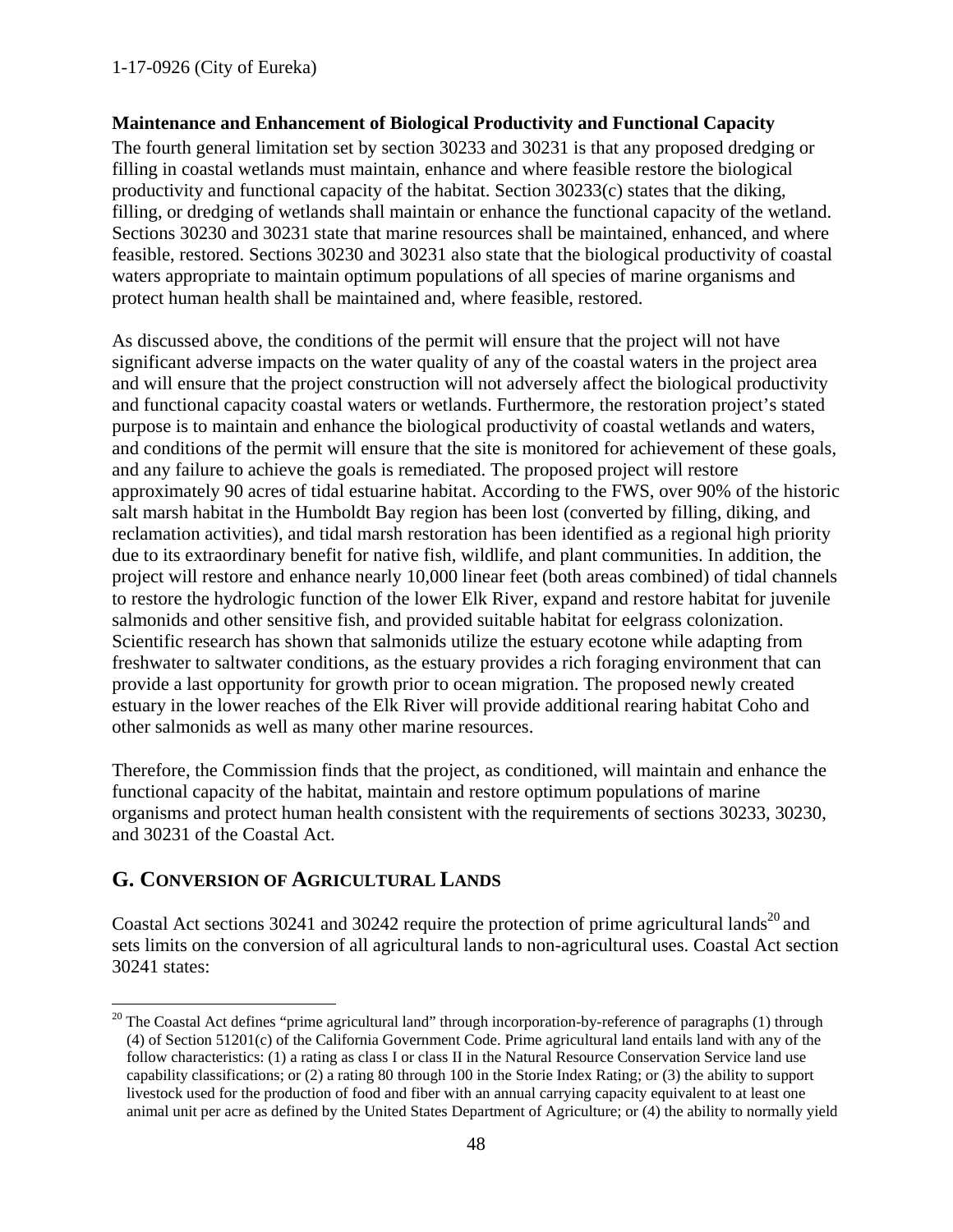**Maintenance and Enhancement of Biological Productivity and Functional Capacity**

The fourth general limitation set by section 30233 and 30231 is that any proposed dredging or filling in coastal wetlands must maintain, enhance and where feasible restore the biological productivity and functional capacity of the habitat. Section 30233(c) states that the diking, filling, or dredging of wetlands shall maintain or enhance the functional capacity of the wetland. Sections 30230 and 30231 state that marine resources shall be maintained, enhanced, and where feasible, restored. Sections 30230 and 30231 also state that the biological productivity of coastal waters appropriate to maintain optimum populations of all species of marine organisms and protect human health shall be maintained and, where feasible, restored.

As discussed above, the conditions of the permit will ensure that the project will not have significant adverse impacts on the water quality of any of the coastal waters in the project area and will ensure that the project construction will not adversely affect the biological productivity and functional capacity coastal waters or wetlands. Furthermore, the restoration project's stated purpose is to maintain and enhance the biological productivity of coastal wetlands and waters, and conditions of the permit will ensure that the site is monitored for achievement of these goals, and any failure to achieve the goals is remediated. The proposed project will restore approximately 90 acres of tidal estuarine habitat. According to the FWS, over 90% of the historic salt marsh habitat in the Humboldt Bay region has been lost (converted by filling, diking, and reclamation activities), and tidal marsh restoration has been identified as a regional high priority due to its extraordinary benefit for native fish, wildlife, and plant communities. In addition, the project will restore and enhance nearly 10,000 linear feet (both areas combined) of tidal channels to restore the hydrologic function of the lower Elk River, expand and restore habitat for juvenile salmonids and other sensitive fish, and provided suitable habitat for eelgrass colonization. Scientific research has shown that salmonids utilize the estuary ecotone while adapting from freshwater to saltwater conditions, as the estuary provides a rich foraging environment that can provide a last opportunity for growth prior to ocean migration. The proposed newly created estuary in the lower reaches of the Elk River will provide additional rearing habitat Coho and other salmonids as well as many other marine resources.

Therefore, the Commission finds that the project, as conditioned, will maintain and enhance the functional capacity of the habitat, maintain and restore optimum populations of marine organisms and protect human health consistent with the requirements of sections 30233, 30230, and 30231 of the Coastal Act.

## G. CONVERSION OF AGRICULTURAL LANDS

Coastal Act sections 30241 and 30242 require the protection of prime agricultural lands[20] and sets limits on the conversion of all agricultural lands to non-agricultural uses. Coastal Act section 30241 states:

---

[20] The Coastal Act defines "prime agricultural land" through incorporation-by-reference of paragraphs (1) through (4) of Section 51201(c) of the California Government Code. Prime agricultural land entails land with any of the follow characteristics: (1) a rating as class I or class II in the Natural Resource Conservation Service land use capability classifications; or (2) a rating 80 through 100 in the Storie Index Rating; or (3) the ability to support livestock used for the production of food and fiber with an annual carrying capacity equivalent to at least one animal unit per acre as defined by the United States Department of Agriculture; or (4) the ability to normally yield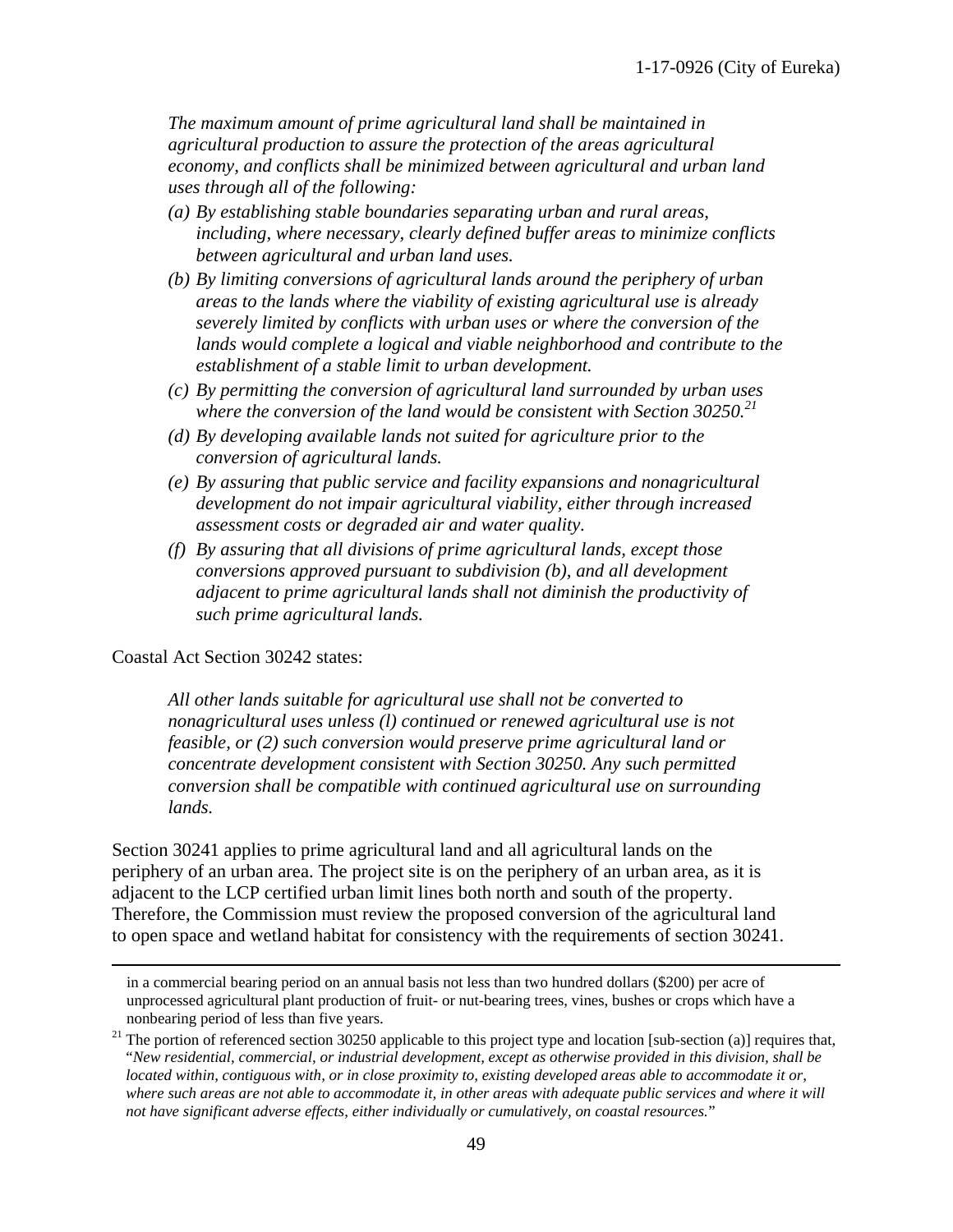*The maximum amount of prime agricultural land shall be maintained in agricultural production to assure the protection of the areas agricultural economy, and conflicts shall be minimized between agricultural and urban land uses through all of the following:*

*(a) By establishing stable boundaries separating urban and rural areas, including, where necessary, clearly defined buffer areas to minimize conflicts between agricultural and urban land uses.*

*(b) By limiting conversions of agricultural lands around the periphery of urban areas to the lands where the viability of existing agricultural use is already severely limited by conflicts with urban uses or where the conversion of the lands would complete a logical and viable neighborhood and contribute to the establishment of a stable limit to urban development.*

*(c) By permitting the conversion of agricultural land surrounded by urban uses where the conversion of the land would be consistent with Section 30250.*[21]

*(d) By developing available lands not suited for agriculture prior to the conversion of agricultural lands.*

*(e) By assuring that public service and facility expansions and nonagricultural development do not impair agricultural viability, either through increased assessment costs or degraded air and water quality.*

*(f) By assuring that all divisions of prime agricultural lands, except those conversions approved pursuant to subdivision (b), and all development adjacent to prime agricultural lands shall not diminish the productivity of such prime agricultural lands.*

Coastal Act Section 30242 states:

*All other lands suitable for agricultural use shall not be converted to nonagricultural uses unless (l) continued or renewed agricultural use is not feasible, or (2) such conversion would preserve prime agricultural land or concentrate development consistent with Section 30250. Any such permitted conversion shall be compatible with continued agricultural use on surrounding lands.*

Section 30241 applies to prime agricultural land and all agricultural lands on the periphery of an urban area. The project site is on the periphery of an urban area, as it is adjacent to the LCP certified urban limit lines both north and south of the property. Therefore, the Commission must review the proposed conversion of the agricultural land to open space and wetland habitat for consistency with the requirements of section 30241.

---

in a commercial bearing period on an annual basis not less than two hundred dollars ($200) per acre of unprocessed agricultural plant production of fruit- or nut-bearing trees, vines, bushes or crops which have a nonbearing period of less than five years.

[21] The portion of referenced section 30250 applicable to this project type and location [sub-section (a)] requires that, "*New residential, commercial, or industrial development, except as otherwise provided in this division, shall be located within, contiguous with, or in close proximity to, existing developed areas able to accommodate it or, where such areas are not able to accommodate it, in other areas with adequate public services and where it will not have significant adverse effects, either individually or cumulatively, on coastal resources.*"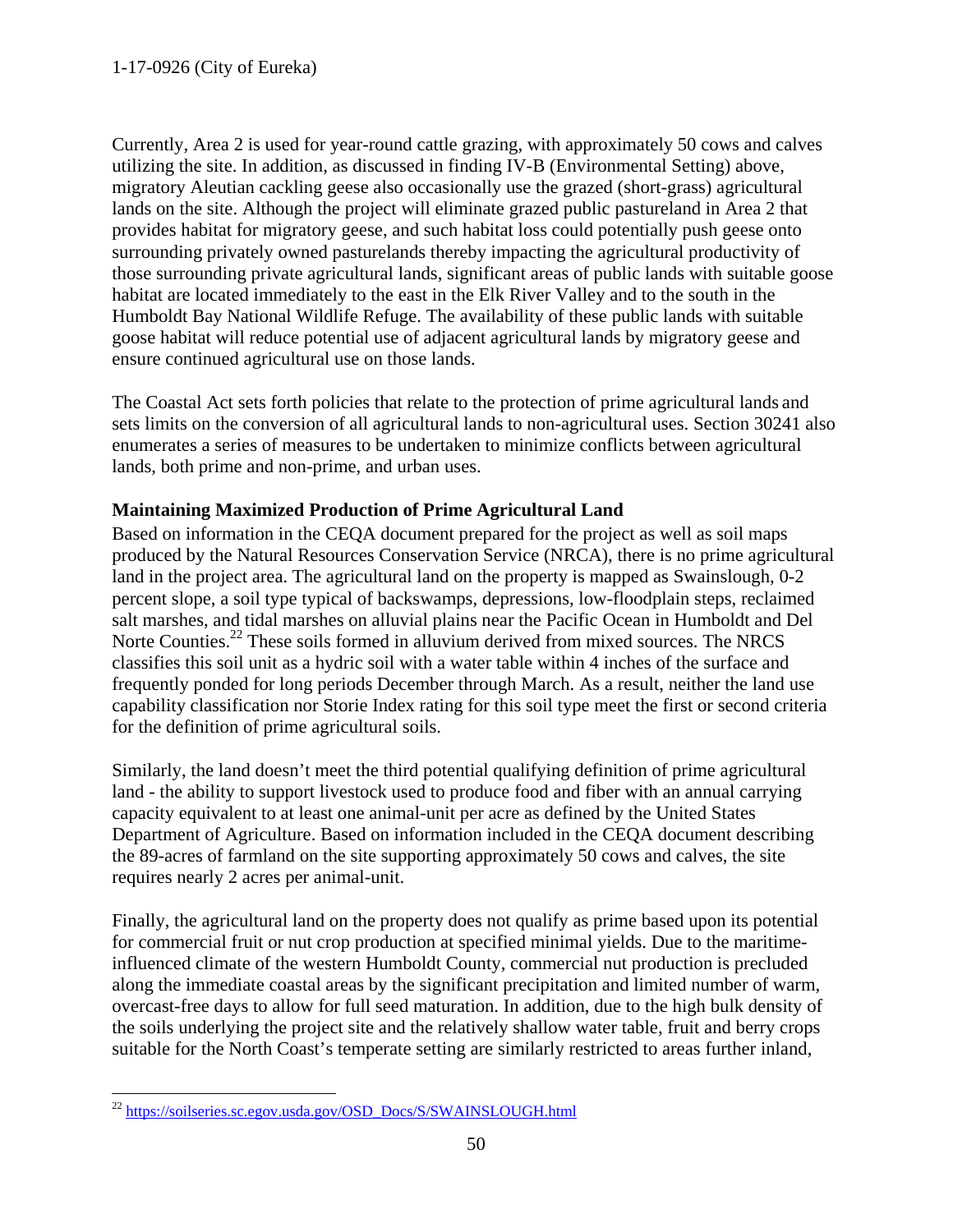Currently, Area 2 is used for year-round cattle grazing, with approximately 50 cows and calves utilizing the site. In addition, as discussed in finding IV-B (Environmental Setting) above, migratory Aleutian cackling geese also occasionally use the grazed (short-grass) agricultural lands on the site. Although the project will eliminate grazed public pastureland in Area 2 that provides habitat for migratory geese, and such habitat loss could potentially push geese onto surrounding privately owned pasturelands thereby impacting the agricultural productivity of those surrounding private agricultural lands, significant areas of public lands with suitable goose habitat are located immediately to the east in the Elk River Valley and to the south in the Humboldt Bay National Wildlife Refuge. The availability of these public lands with suitable goose habitat will reduce potential use of adjacent agricultural lands by migratory geese and ensure continued agricultural use on those lands.

The Coastal Act sets forth policies that relate to the protection of prime agricultural lands and sets limits on the conversion of all agricultural lands to non-agricultural uses. Section 30241 also enumerates a series of measures to be undertaken to minimize conflicts between agricultural lands, both prime and non-prime, and urban uses.

**Maintaining Maximized Production of Prime Agricultural Land**

Based on information in the CEQA document prepared for the project as well as soil maps produced by the Natural Resources Conservation Service (NRCA), there is no prime agricultural land in the project area. The agricultural land on the property is mapped as Swainslough, 0-2 percent slope, a soil type typical of backswamps, depressions, low-floodplain steps, reclaimed salt marshes, and tidal marshes on alluvial plains near the Pacific Ocean in Humboldt and Del Norte Counties.[22] These soils formed in alluvium derived from mixed sources. The NRCS classifies this soil unit as a hydric soil with a water table within 4 inches of the surface and frequently ponded for long periods December through March. As a result, neither the land use capability classification nor Storie Index rating for this soil type meet the first or second criteria for the definition of prime agricultural soils.

Similarly, the land doesn't meet the third potential qualifying definition of prime agricultural land - the ability to support livestock used to produce food and fiber with an annual carrying capacity equivalent to at least one animal-unit per acre as defined by the United States Department of Agriculture. Based on information included in the CEQA document describing the 89-acres of farmland on the site supporting approximately 50 cows and calves, the site requires nearly 2 acres per animal-unit.

Finally, the agricultural land on the property does not qualify as prime based upon its potential for commercial fruit or nut crop production at specified minimal yields. Due to the maritime-influenced climate of the western Humboldt County, commercial nut production is precluded along the immediate coastal areas by the significant precipitation and limited number of warm, overcast-free days to allow for full seed maturation. In addition, due to the high bulk density of the soils underlying the project site and the relatively shallow water table, fruit and berry crops suitable for the North Coast's temperate setting are similarly restricted to areas further inland,

[22] https://soilseries.sc.egov.usda.gov/OSD_Docs/S/SWAINSLOUGH.html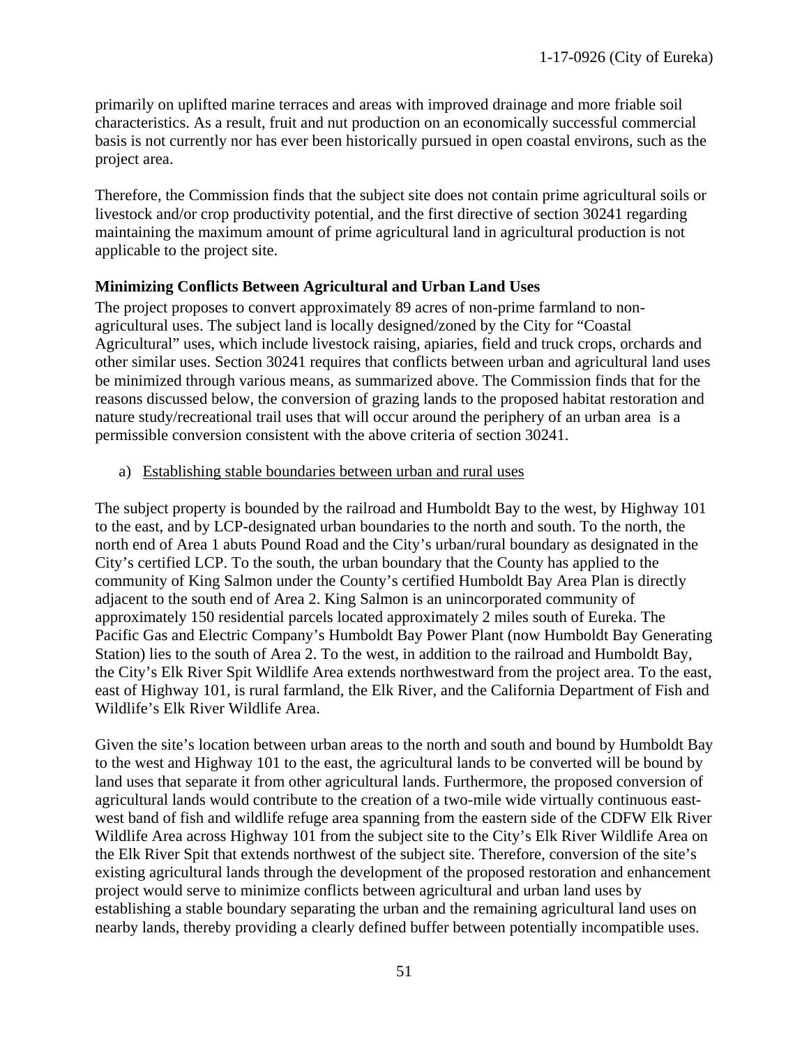primarily on uplifted marine terraces and areas with improved drainage and more friable soil characteristics. As a result, fruit and nut production on an economically successful commercial basis is not currently nor has ever been historically pursued in open coastal environs, such as the project area.

Therefore, the Commission finds that the subject site does not contain prime agricultural soils or livestock and/or crop productivity potential, and the first directive of section 30241 regarding maintaining the maximum amount of prime agricultural land in agricultural production is not applicable to the project site.

**Minimizing Conflicts Between Agricultural and Urban Land Uses**

The project proposes to convert approximately 89 acres of non-prime farmland to non-agricultural uses. The subject land is locally designed/zoned by the City for "Coastal Agricultural" uses, which include livestock raising, apiaries, field and truck crops, orchards and other similar uses. Section 30241 requires that conflicts between urban and agricultural land uses be minimized through various means, as summarized above. The Commission finds that for the reasons discussed below, the conversion of grazing lands to the proposed habitat restoration and nature study/recreational trail uses that will occur around the periphery of an urban area is a permissible conversion consistent with the above criteria of section 30241.

a) Establishing stable boundaries between urban and rural uses

The subject property is bounded by the railroad and Humboldt Bay to the west, by Highway 101 to the east, and by LCP-designated urban boundaries to the north and south. To the north, the north end of Area 1 abuts Pound Road and the City's urban/rural boundary as designated in the City's certified LCP. To the south, the urban boundary that the County has applied to the community of King Salmon under the County's certified Humboldt Bay Area Plan is directly adjacent to the south end of Area 2. King Salmon is an unincorporated community of approximately 150 residential parcels located approximately 2 miles south of Eureka. The Pacific Gas and Electric Company's Humboldt Bay Power Plant (now Humboldt Bay Generating Station) lies to the south of Area 2. To the west, in addition to the railroad and Humboldt Bay, the City's Elk River Spit Wildlife Area extends northwestward from the project area. To the east, east of Highway 101, is rural farmland, the Elk River, and the California Department of Fish and Wildlife's Elk River Wildlife Area.

Given the site's location between urban areas to the north and south and bound by Humboldt Bay to the west and Highway 101 to the east, the agricultural lands to be converted will be bound by land uses that separate it from other agricultural lands. Furthermore, the proposed conversion of agricultural lands would contribute to the creation of a two-mile wide virtually continuous east-west band of fish and wildlife refuge area spanning from the eastern side of the CDFW Elk River Wildlife Area across Highway 101 from the subject site to the City's Elk River Wildlife Area on the Elk River Spit that extends northwest of the subject site. Therefore, conversion of the site's existing agricultural lands through the development of the proposed restoration and enhancement project would serve to minimize conflicts between agricultural and urban land uses by establishing a stable boundary separating the urban and the remaining agricultural land uses on nearby lands, thereby providing a clearly defined buffer between potentially incompatible uses.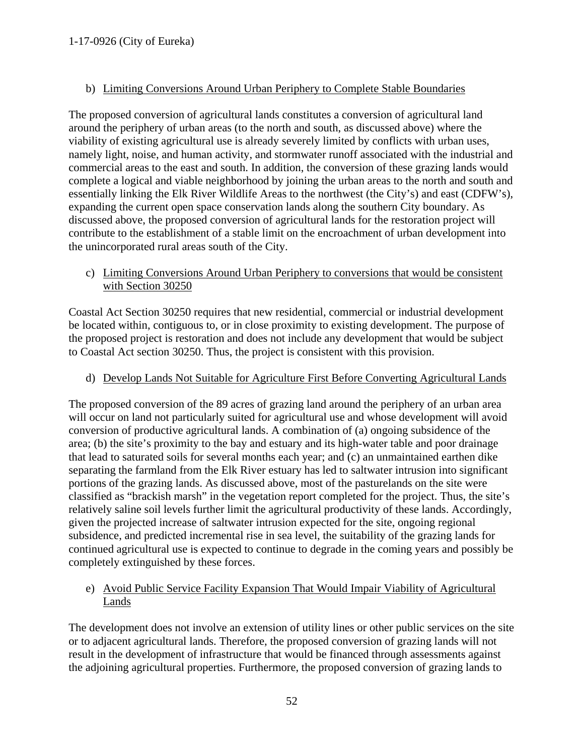b) Limiting Conversions Around Urban Periphery to Complete Stable Boundaries

The proposed conversion of agricultural lands constitutes a conversion of agricultural land around the periphery of urban areas (to the north and south, as discussed above) where the viability of existing agricultural use is already severely limited by conflicts with urban uses, namely light, noise, and human activity, and stormwater runoff associated with the industrial and commercial areas to the east and south. In addition, the conversion of these grazing lands would complete a logical and viable neighborhood by joining the urban areas to the north and south and essentially linking the Elk River Wildlife Areas to the northwest (the City's) and east (CDFW's), expanding the current open space conservation lands along the southern City boundary. As discussed above, the proposed conversion of agricultural lands for the restoration project will contribute to the establishment of a stable limit on the encroachment of urban development into the unincorporated rural areas south of the City.

c) Limiting Conversions Around Urban Periphery to conversions that would be consistent with Section 30250

Coastal Act Section 30250 requires that new residential, commercial or industrial development be located within, contiguous to, or in close proximity to existing development. The purpose of the proposed project is restoration and does not include any development that would be subject to Coastal Act section 30250. Thus, the project is consistent with this provision.

d) Develop Lands Not Suitable for Agriculture First Before Converting Agricultural Lands

The proposed conversion of the 89 acres of grazing land around the periphery of an urban area will occur on land not particularly suited for agricultural use and whose development will avoid conversion of productive agricultural lands. A combination of (a) ongoing subsidence of the area; (b) the site's proximity to the bay and estuary and its high-water table and poor drainage that lead to saturated soils for several months each year; and (c) an unmaintained earthen dike separating the farmland from the Elk River estuary has led to saltwater intrusion into significant portions of the grazing lands. As discussed above, most of the pasturelands on the site were classified as "brackish marsh" in the vegetation report completed for the project. Thus, the site's relatively saline soil levels further limit the agricultural productivity of these lands. Accordingly, given the projected increase of saltwater intrusion expected for the site, ongoing regional subsidence, and predicted incremental rise in sea level, the suitability of the grazing lands for continued agricultural use is expected to continue to degrade in the coming years and possibly be completely extinguished by these forces.

e) Avoid Public Service Facility Expansion That Would Impair Viability of Agricultural Lands

The development does not involve an extension of utility lines or other public services on the site or to adjacent agricultural lands. Therefore, the proposed conversion of grazing lands will not result in the development of infrastructure that would be financed through assessments against the adjoining agricultural properties. Furthermore, the proposed conversion of grazing lands to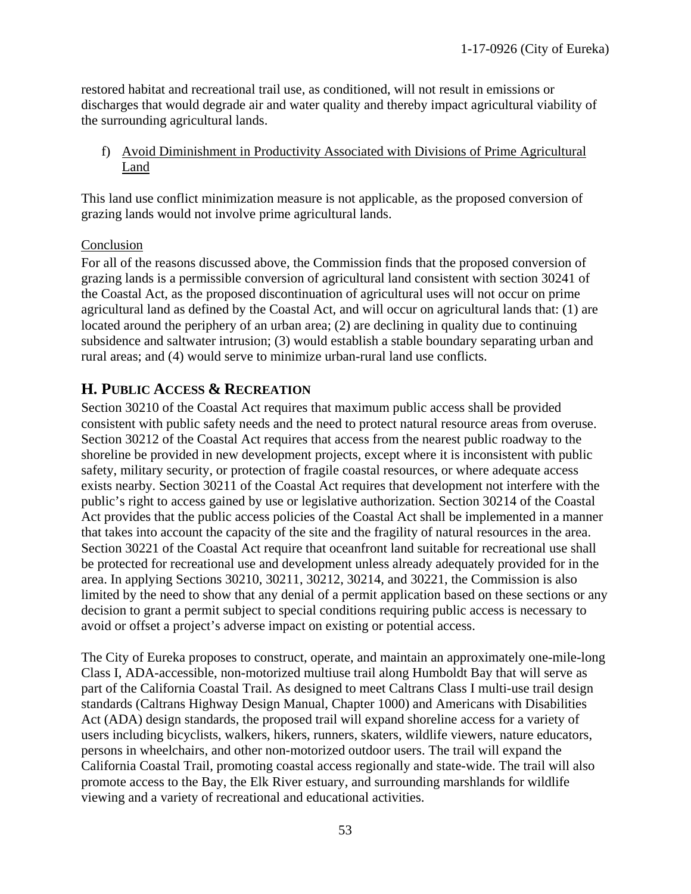restored habitat and recreational trail use, as conditioned, will not result in emissions or discharges that would degrade air and water quality and thereby impact agricultural viability of the surrounding agricultural lands.

f) Avoid Diminishment in Productivity Associated with Divisions of Prime Agricultural Land

This land use conflict minimization measure is not applicable, as the proposed conversion of grazing lands would not involve prime agricultural lands.

Conclusion

For all of the reasons discussed above, the Commission finds that the proposed conversion of grazing lands is a permissible conversion of agricultural land consistent with section 30241 of the Coastal Act, as the proposed discontinuation of agricultural uses will not occur on prime agricultural land as defined by the Coastal Act, and will occur on agricultural lands that: (1) are located around the periphery of an urban area; (2) are declining in quality due to continuing subsidence and saltwater intrusion; (3) would establish a stable boundary separating urban and rural areas; and (4) would serve to minimize urban-rural land use conflicts.

## H. PUBLIC ACCESS & RECREATION

Section 30210 of the Coastal Act requires that maximum public access shall be provided consistent with public safety needs and the need to protect natural resource areas from overuse. Section 30212 of the Coastal Act requires that access from the nearest public roadway to the shoreline be provided in new development projects, except where it is inconsistent with public safety, military security, or protection of fragile coastal resources, or where adequate access exists nearby. Section 30211 of the Coastal Act requires that development not interfere with the public's right to access gained by use or legislative authorization. Section 30214 of the Coastal Act provides that the public access policies of the Coastal Act shall be implemented in a manner that takes into account the capacity of the site and the fragility of natural resources in the area. Section 30221 of the Coastal Act require that oceanfront land suitable for recreational use shall be protected for recreational use and development unless already adequately provided for in the area. In applying Sections 30210, 30211, 30212, 30214, and 30221, the Commission is also limited by the need to show that any denial of a permit application based on these sections or any decision to grant a permit subject to special conditions requiring public access is necessary to avoid or offset a project's adverse impact on existing or potential access.

The City of Eureka proposes to construct, operate, and maintain an approximately one-mile-long Class I, ADA-accessible, non-motorized multiuse trail along Humboldt Bay that will serve as part of the California Coastal Trail. As designed to meet Caltrans Class I multi-use trail design standards (Caltrans Highway Design Manual, Chapter 1000) and Americans with Disabilities Act (ADA) design standards, the proposed trail will expand shoreline access for a variety of users including bicyclists, walkers, hikers, runners, skaters, wildlife viewers, nature educators, persons in wheelchairs, and other non-motorized outdoor users. The trail will expand the California Coastal Trail, promoting coastal access regionally and state-wide. The trail will also promote access to the Bay, the Elk River estuary, and surrounding marshlands for wildlife viewing and a variety of recreational and educational activities.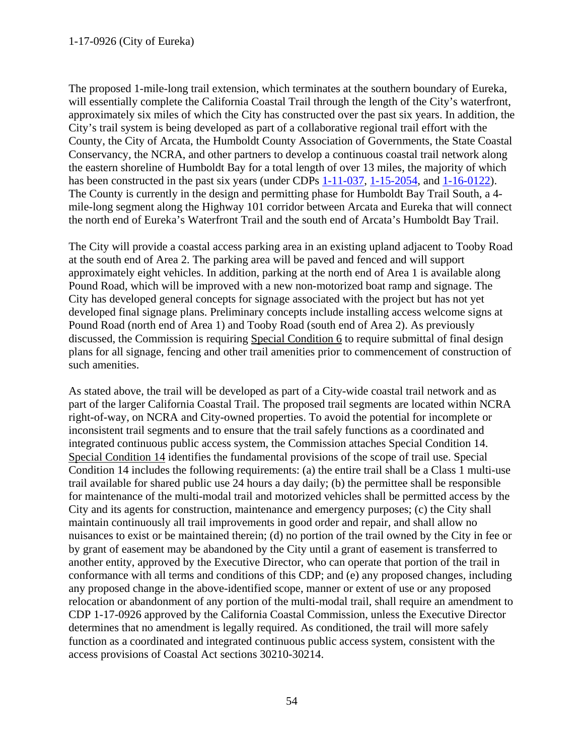The proposed 1-mile-long trail extension, which terminates at the southern boundary of Eureka, will essentially complete the California Coastal Trail through the length of the City's waterfront, approximately six miles of which the City has constructed over the past six years. In addition, the City's trail system is being developed as part of a collaborative regional trail effort with the County, the City of Arcata, the Humboldt County Association of Governments, the State Coastal Conservancy, the NCRA, and other partners to develop a continuous coastal trail network along the eastern shoreline of Humboldt Bay for a total length of over 13 miles, the majority of which has been constructed in the past six years (under CDPs 1-11-037, 1-15-2054, and 1-16-0122). The County is currently in the design and permitting phase for Humboldt Bay Trail South, a 4-mile-long segment along the Highway 101 corridor between Arcata and Eureka that will connect the north end of Eureka's Waterfront Trail and the south end of Arcata's Humboldt Bay Trail.

The City will provide a coastal access parking area in an existing upland adjacent to Tooby Road at the south end of Area 2. The parking area will be paved and fenced and will support approximately eight vehicles. In addition, parking at the north end of Area 1 is available along Pound Road, which will be improved with a new non-motorized boat ramp and signage. The City has developed general concepts for signage associated with the project but has not yet developed final signage plans. Preliminary concepts include installing access welcome signs at Pound Road (north end of Area 1) and Tooby Road (south end of Area 2). As previously discussed, the Commission is requiring Special Condition 6 to require submittal of final design plans for all signage, fencing and other trail amenities prior to commencement of construction of such amenities.

As stated above, the trail will be developed as part of a City-wide coastal trail network and as part of the larger California Coastal Trail. The proposed trail segments are located within NCRA right-of-way, on NCRA and City-owned properties. To avoid the potential for incomplete or inconsistent trail segments and to ensure that the trail safely functions as a coordinated and integrated continuous public access system, the Commission attaches Special Condition 14. Special Condition 14 identifies the fundamental provisions of the scope of trail use. Special Condition 14 includes the following requirements: (a) the entire trail shall be a Class 1 multi-use trail available for shared public use 24 hours a day daily; (b) the permittee shall be responsible for maintenance of the multi-modal trail and motorized vehicles shall be permitted access by the City and its agents for construction, maintenance and emergency purposes; (c) the City shall maintain continuously all trail improvements in good order and repair, and shall allow no nuisances to exist or be maintained therein; (d) no portion of the trail owned by the City in fee or by grant of easement may be abandoned by the City until a grant of easement is transferred to another entity, approved by the Executive Director, who can operate that portion of the trail in conformance with all terms and conditions of this CDP; and (e) any proposed changes, including any proposed change in the above-identified scope, manner or extent of use or any proposed relocation or abandonment of any portion of the multi-modal trail, shall require an amendment to CDP 1-17-0926 approved by the California Coastal Commission, unless the Executive Director determines that no amendment is legally required. As conditioned, the trail will more safely function as a coordinated and integrated continuous public access system, consistent with the access provisions of Coastal Act sections 30210-30214.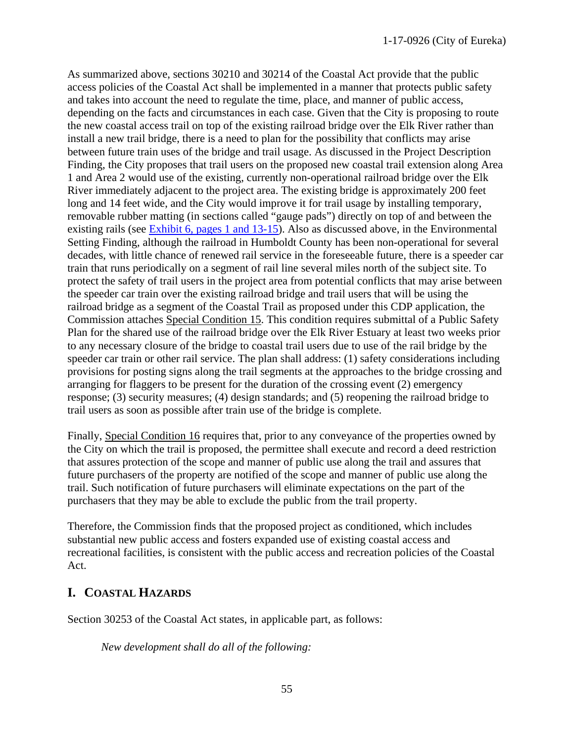As summarized above, sections 30210 and 30214 of the Coastal Act provide that the public access policies of the Coastal Act shall be implemented in a manner that protects public safety and takes into account the need to regulate the time, place, and manner of public access, depending on the facts and circumstances in each case. Given that the City is proposing to route the new coastal access trail on top of the existing railroad bridge over the Elk River rather than install a new trail bridge, there is a need to plan for the possibility that conflicts may arise between future train uses of the bridge and trail usage. As discussed in the Project Description Finding, the City proposes that trail users on the proposed new coastal trail extension along Area 1 and Area 2 would use of the existing, currently non-operational railroad bridge over the Elk River immediately adjacent to the project area. The existing bridge is approximately 200 feet long and 14 feet wide, and the City would improve it for trail usage by installing temporary, removable rubber matting (in sections called "gauge pads") directly on top of and between the existing rails (see Exhibit 6, pages 1 and 13-15). Also as discussed above, in the Environmental Setting Finding, although the railroad in Humboldt County has been non-operational for several decades, with little chance of renewed rail service in the foreseeable future, there is a speeder car train that runs periodically on a segment of rail line several miles north of the subject site. To protect the safety of trail users in the project area from potential conflicts that may arise between the speeder car train over the existing railroad bridge and trail users that will be using the railroad bridge as a segment of the Coastal Trail as proposed under this CDP application, the Commission attaches Special Condition 15. This condition requires submittal of a Public Safety Plan for the shared use of the railroad bridge over the Elk River Estuary at least two weeks prior to any necessary closure of the bridge to coastal trail users due to use of the rail bridge by the speeder car train or other rail service. The plan shall address: (1) safety considerations including provisions for posting signs along the trail segments at the approaches to the bridge crossing and arranging for flaggers to be present for the duration of the crossing event (2) emergency response; (3) security measures; (4) design standards; and (5) reopening the railroad bridge to trail users as soon as possible after train use of the bridge is complete.

Finally, Special Condition 16 requires that, prior to any conveyance of the properties owned by the City on which the trail is proposed, the permittee shall execute and record a deed restriction that assures protection of the scope and manner of public use along the trail and assures that future purchasers of the property are notified of the scope and manner of public use along the trail. Such notification of future purchasers will eliminate expectations on the part of the purchasers that they may be able to exclude the public from the trail property.

Therefore, the Commission finds that the proposed project as conditioned, which includes substantial new public access and fosters expanded use of existing coastal access and recreational facilities, is consistent with the public access and recreation policies of the Coastal Act.

## I. Coastal Hazards

Section 30253 of the Coastal Act states, in applicable part, as follows:

> *New development shall do all of the following:*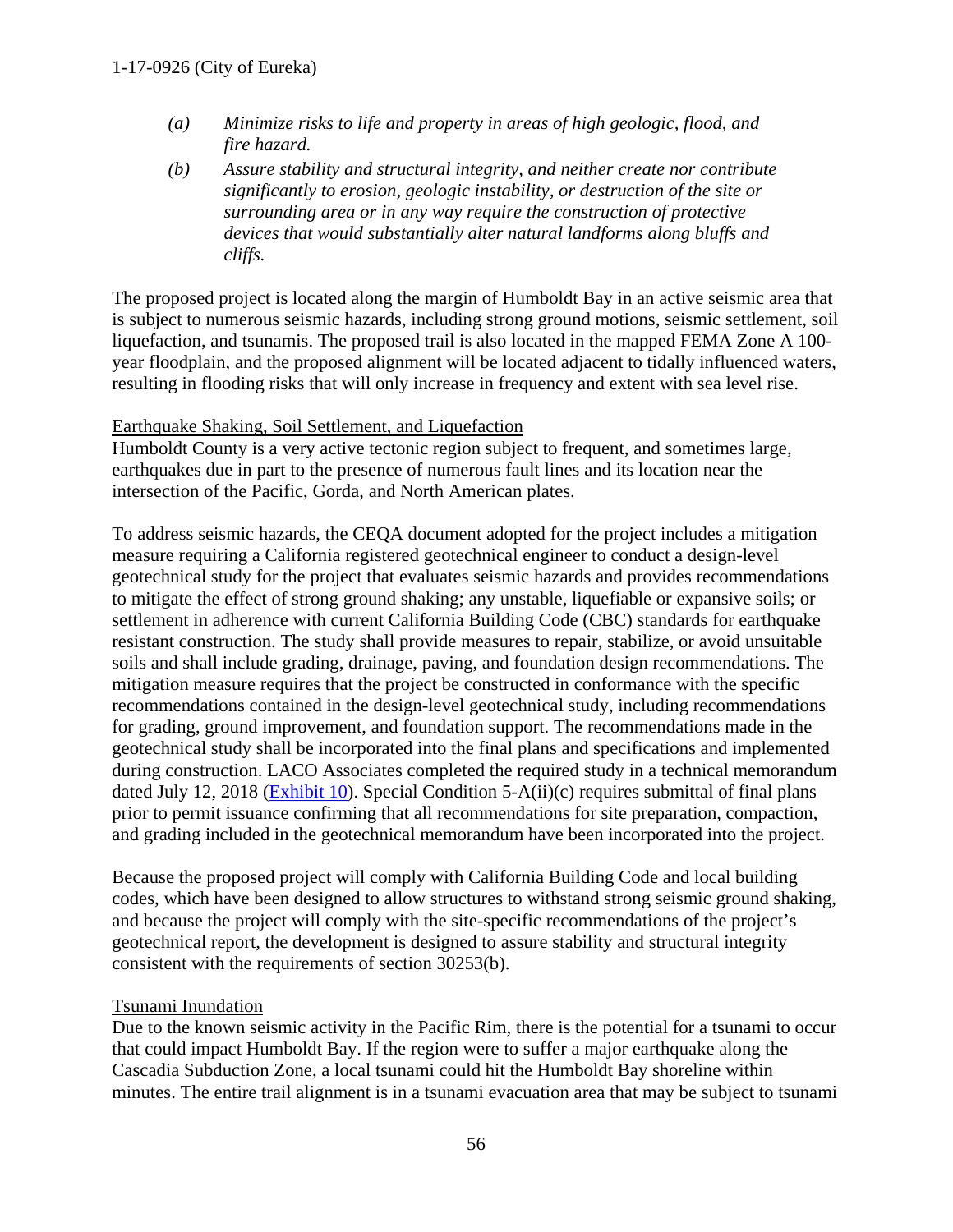*(a) Minimize risks to life and property in areas of high geologic, flood, and fire hazard.*

*(b) Assure stability and structural integrity, and neither create nor contribute significantly to erosion, geologic instability, or destruction of the site or surrounding area or in any way require the construction of protective devices that would substantially alter natural landforms along bluffs and cliffs.*

The proposed project is located along the margin of Humboldt Bay in an active seismic area that is subject to numerous seismic hazards, including strong ground motions, seismic settlement, soil liquefaction, and tsunamis. The proposed trail is also located in the mapped FEMA Zone A 100-year floodplain, and the proposed alignment will be located adjacent to tidally influenced waters, resulting in flooding risks that will only increase in frequency and extent with sea level rise.

Earthquake Shaking, Soil Settlement, and Liquefaction

Humboldt County is a very active tectonic region subject to frequent, and sometimes large, earthquakes due in part to the presence of numerous fault lines and its location near the intersection of the Pacific, Gorda, and North American plates.

To address seismic hazards, the CEQA document adopted for the project includes a mitigation measure requiring a California registered geotechnical engineer to conduct a design-level geotechnical study for the project that evaluates seismic hazards and provides recommendations to mitigate the effect of strong ground shaking; any unstable, liquefiable or expansive soils; or settlement in adherence with current California Building Code (CBC) standards for earthquake resistant construction. The study shall provide measures to repair, stabilize, or avoid unsuitable soils and shall include grading, drainage, paving, and foundation design recommendations. The mitigation measure requires that the project be constructed in conformance with the specific recommendations contained in the design-level geotechnical study, including recommendations for grading, ground improvement, and foundation support. The recommendations made in the geotechnical study shall be incorporated into the final plans and specifications and implemented during construction. LACO Associates completed the required study in a technical memorandum dated July 12, 2018 (Exhibit 10). Special Condition 5-A(ii)(c) requires submittal of final plans prior to permit issuance confirming that all recommendations for site preparation, compaction, and grading included in the geotechnical memorandum have been incorporated into the project.

Because the proposed project will comply with California Building Code and local building codes, which have been designed to allow structures to withstand strong seismic ground shaking, and because the project will comply with the site-specific recommendations of the project's geotechnical report, the development is designed to assure stability and structural integrity consistent with the requirements of section 30253(b).

Tsunami Inundation

Due to the known seismic activity in the Pacific Rim, there is the potential for a tsunami to occur that could impact Humboldt Bay. If the region were to suffer a major earthquake along the Cascadia Subduction Zone, a local tsunami could hit the Humboldt Bay shoreline within minutes. The entire trail alignment is in a tsunami evacuation area that may be subject to tsunami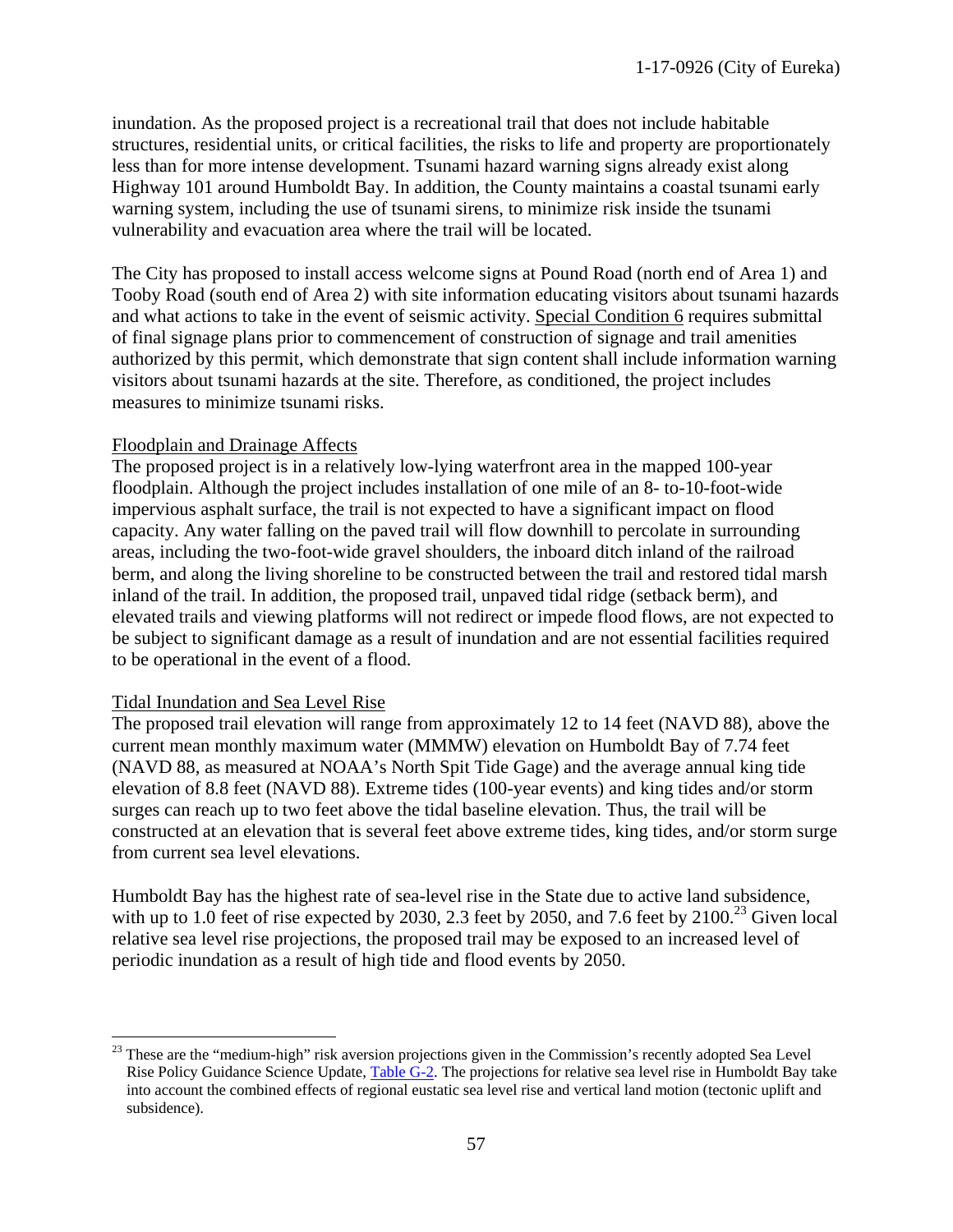inundation. As the proposed project is a recreational trail that does not include habitable structures, residential units, or critical facilities, the risks to life and property are proportionately less than for more intense development. Tsunami hazard warning signs already exist along Highway 101 around Humboldt Bay. In addition, the County maintains a coastal tsunami early warning system, including the use of tsunami sirens, to minimize risk inside the tsunami vulnerability and evacuation area where the trail will be located.

The City has proposed to install access welcome signs at Pound Road (north end of Area 1) and Tooby Road (south end of Area 2) with site information educating visitors about tsunami hazards and what actions to take in the event of seismic activity. Special Condition 6 requires submittal of final signage plans prior to commencement of construction of signage and trail amenities authorized by this permit, which demonstrate that sign content shall include information warning visitors about tsunami hazards at the site. Therefore, as conditioned, the project includes measures to minimize tsunami risks.

Floodplain and Drainage Affects

The proposed project is in a relatively low-lying waterfront area in the mapped 100-year floodplain. Although the project includes installation of one mile of an 8- to-10-foot-wide impervious asphalt surface, the trail is not expected to have a significant impact on flood capacity. Any water falling on the paved trail will flow downhill to percolate in surrounding areas, including the two-foot-wide gravel shoulders, the inboard ditch inland of the railroad berm, and along the living shoreline to be constructed between the trail and restored tidal marsh inland of the trail. In addition, the proposed trail, unpaved tidal ridge (setback berm), and elevated trails and viewing platforms will not redirect or impede flood flows, are not expected to be subject to significant damage as a result of inundation and are not essential facilities required to be operational in the event of a flood.

Tidal Inundation and Sea Level Rise

The proposed trail elevation will range from approximately 12 to 14 feet (NAVD 88), above the current mean monthly maximum water (MMMW) elevation on Humboldt Bay of 7.74 feet (NAVD 88, as measured at NOAA's North Spit Tide Gage) and the average annual king tide elevation of 8.8 feet (NAVD 88). Extreme tides (100-year events) and king tides and/or storm surges can reach up to two feet above the tidal baseline elevation. Thus, the trail will be constructed at an elevation that is several feet above extreme tides, king tides, and/or storm surge from current sea level elevations.

Humboldt Bay has the highest rate of sea-level rise in the State due to active land subsidence, with up to 1.0 feet of rise expected by 2030, 2.3 feet by 2050, and 7.6 feet by 2100.[23] Given local relative sea level rise projections, the proposed trail may be exposed to an increased level of periodic inundation as a result of high tide and flood events by 2050.

[23] These are the "medium-high" risk aversion projections given in the Commission's recently adopted Sea Level Rise Policy Guidance Science Update, Table G-2. The projections for relative sea level rise in Humboldt Bay take into account the combined effects of regional eustatic sea level rise and vertical land motion (tectonic uplift and subsidence).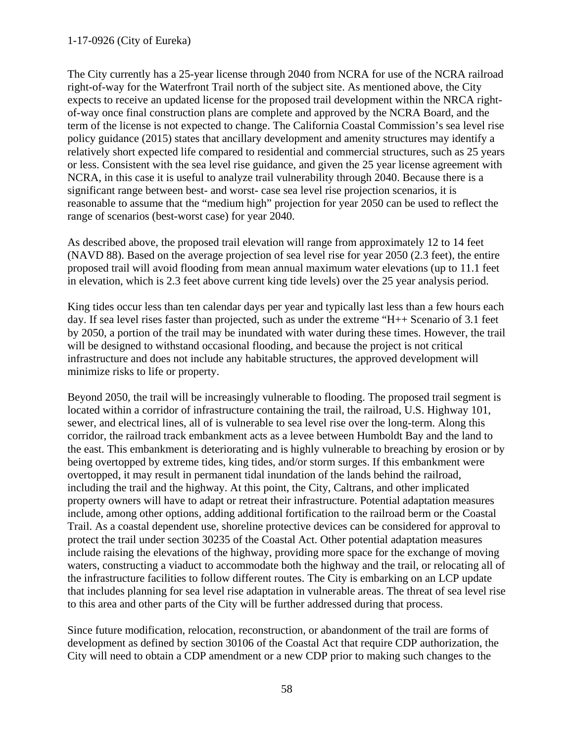The City currently has a 25-year license through 2040 from NCRA for use of the NCRA railroad right-of-way for the Waterfront Trail north of the subject site. As mentioned above, the City expects to receive an updated license for the proposed trail development within the NRCA right-of-way once final construction plans are complete and approved by the NCRA Board, and the term of the license is not expected to change. The California Coastal Commission's sea level rise policy guidance (2015) states that ancillary development and amenity structures may identify a relatively short expected life compared to residential and commercial structures, such as 25 years or less. Consistent with the sea level rise guidance, and given the 25 year license agreement with NCRA, in this case it is useful to analyze trail vulnerability through 2040. Because there is a significant range between best- and worst- case sea level rise projection scenarios, it is reasonable to assume that the "medium high" projection for year 2050 can be used to reflect the range of scenarios (best-worst case) for year 2040.

As described above, the proposed trail elevation will range from approximately 12 to 14 feet (NAVD 88). Based on the average projection of sea level rise for year 2050 (2.3 feet), the entire proposed trail will avoid flooding from mean annual maximum water elevations (up to 11.1 feet in elevation, which is 2.3 feet above current king tide levels) over the 25 year analysis period.

King tides occur less than ten calendar days per year and typically last less than a few hours each day. If sea level rises faster than projected, such as under the extreme "H++ Scenario of 3.1 feet by 2050, a portion of the trail may be inundated with water during these times. However, the trail will be designed to withstand occasional flooding, and because the project is not critical infrastructure and does not include any habitable structures, the approved development will minimize risks to life or property.

Beyond 2050, the trail will be increasingly vulnerable to flooding. The proposed trail segment is located within a corridor of infrastructure containing the trail, the railroad, U.S. Highway 101, sewer, and electrical lines, all of is vulnerable to sea level rise over the long-term. Along this corridor, the railroad track embankment acts as a levee between Humboldt Bay and the land to the east. This embankment is deteriorating and is highly vulnerable to breaching by erosion or by being overtopped by extreme tides, king tides, and/or storm surges. If this embankment were overtopped, it may result in permanent tidal inundation of the lands behind the railroad, including the trail and the highway. At this point, the City, Caltrans, and other implicated property owners will have to adapt or retreat their infrastructure. Potential adaptation measures include, among other options, adding additional fortification to the railroad berm or the Coastal Trail. As a coastal dependent use, shoreline protective devices can be considered for approval to protect the trail under section 30235 of the Coastal Act. Other potential adaptation measures include raising the elevations of the highway, providing more space for the exchange of moving waters, constructing a viaduct to accommodate both the highway and the trail, or relocating all of the infrastructure facilities to follow different routes. The City is embarking on an LCP update that includes planning for sea level rise adaptation in vulnerable areas. The threat of sea level rise to this area and other parts of the City will be further addressed during that process.

Since future modification, relocation, reconstruction, or abandonment of the trail are forms of development as defined by section 30106 of the Coastal Act that require CDP authorization, the City will need to obtain a CDP amendment or a new CDP prior to making such changes to the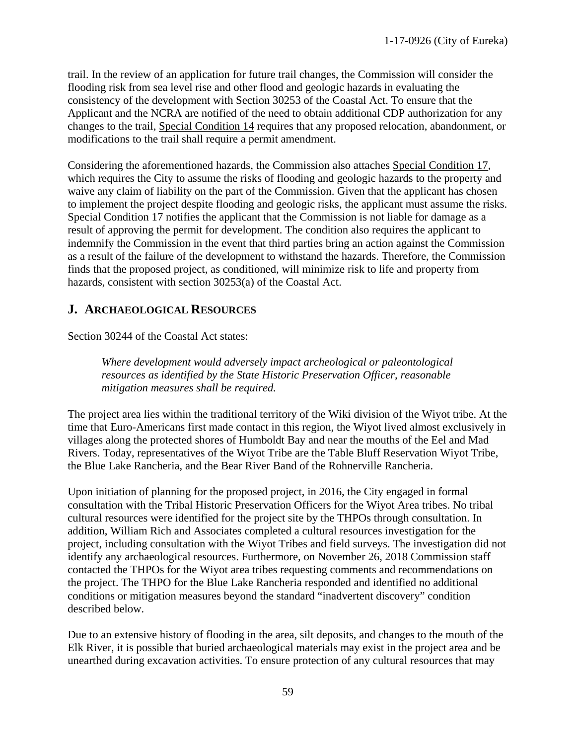trail. In the review of an application for future trail changes, the Commission will consider the flooding risk from sea level rise and other flood and geologic hazards in evaluating the consistency of the development with Section 30253 of the Coastal Act. To ensure that the Applicant and the NCRA are notified of the need to obtain additional CDP authorization for any changes to the trail, Special Condition 14 requires that any proposed relocation, abandonment, or modifications to the trail shall require a permit amendment.

Considering the aforementioned hazards, the Commission also attaches Special Condition 17, which requires the City to assume the risks of flooding and geologic hazards to the property and waive any claim of liability on the part of the Commission. Given that the applicant has chosen to implement the project despite flooding and geologic risks, the applicant must assume the risks. Special Condition 17 notifies the applicant that the Commission is not liable for damage as a result of approving the permit for development. The condition also requires the applicant to indemnify the Commission in the event that third parties bring an action against the Commission as a result of the failure of the development to withstand the hazards. Therefore, the Commission finds that the proposed project, as conditioned, will minimize risk to life and property from hazards, consistent with section 30253(a) of the Coastal Act.

## J. ARCHAEOLOGICAL RESOURCES

Section 30244 of the Coastal Act states:

> *Where development would adversely impact archeological or paleontological resources as identified by the State Historic Preservation Officer, reasonable mitigation measures shall be required.*

The project area lies within the traditional territory of the Wiki division of the Wiyot tribe. At the time that Euro-Americans first made contact in this region, the Wiyot lived almost exclusively in villages along the protected shores of Humboldt Bay and near the mouths of the Eel and Mad Rivers. Today, representatives of the Wiyot Tribe are the Table Bluff Reservation Wiyot Tribe, the Blue Lake Rancheria, and the Bear River Band of the Rohnerville Rancheria.

Upon initiation of planning for the proposed project, in 2016, the City engaged in formal consultation with the Tribal Historic Preservation Officers for the Wiyot Area tribes. No tribal cultural resources were identified for the project site by the THPOs through consultation. In addition, William Rich and Associates completed a cultural resources investigation for the project, including consultation with the Wiyot Tribes and field surveys. The investigation did not identify any archaeological resources. Furthermore, on November 26, 2018 Commission staff contacted the THPOs for the Wiyot area tribes requesting comments and recommendations on the project. The THPO for the Blue Lake Rancheria responded and identified no additional conditions or mitigation measures beyond the standard "inadvertent discovery" condition described below.

Due to an extensive history of flooding in the area, silt deposits, and changes to the mouth of the Elk River, it is possible that buried archaeological materials may exist in the project area and be unearthed during excavation activities. To ensure protection of any cultural resources that may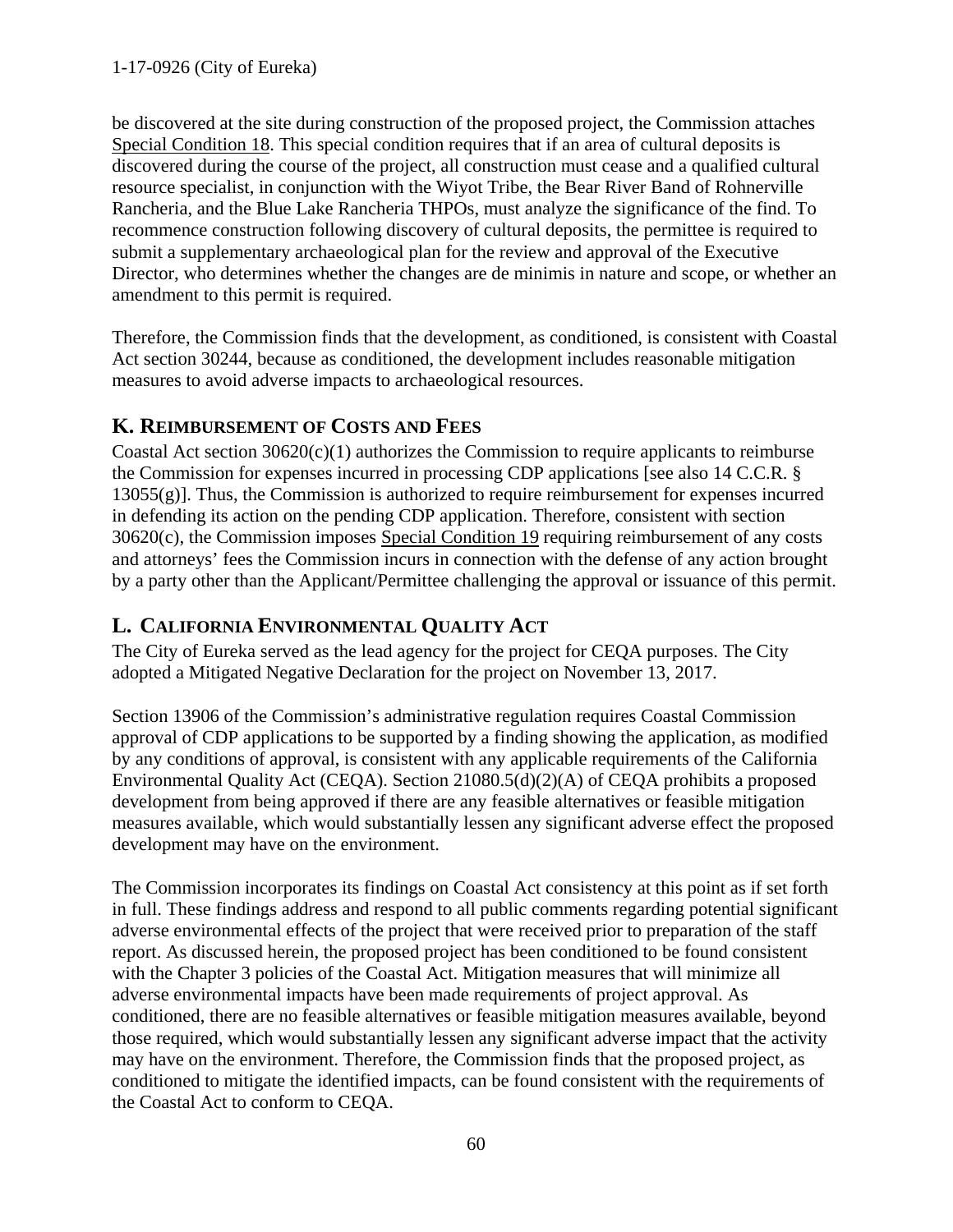be discovered at the site during construction of the proposed project, the Commission attaches Special Condition 18. This special condition requires that if an area of cultural deposits is discovered during the course of the project, all construction must cease and a qualified cultural resource specialist, in conjunction with the Wiyot Tribe, the Bear River Band of Rohnerville Rancheria, and the Blue Lake Rancheria THPOs, must analyze the significance of the find. To recommence construction following discovery of cultural deposits, the permittee is required to submit a supplementary archaeological plan for the review and approval of the Executive Director, who determines whether the changes are de minimis in nature and scope, or whether an amendment to this permit is required.

Therefore, the Commission finds that the development, as conditioned, is consistent with Coastal Act section 30244, because as conditioned, the development includes reasonable mitigation measures to avoid adverse impacts to archaeological resources.

## K. Reimbursement of Costs and Fees

Coastal Act section 30620(c)(1) authorizes the Commission to require applicants to reimburse the Commission for expenses incurred in processing CDP applications [see also 14 C.C.R. § 13055(g)]. Thus, the Commission is authorized to require reimbursement for expenses incurred in defending its action on the pending CDP application. Therefore, consistent with section 30620(c), the Commission imposes Special Condition 19 requiring reimbursement of any costs and attorneys' fees the Commission incurs in connection with the defense of any action brought by a party other than the Applicant/Permittee challenging the approval or issuance of this permit.

## L. California Environmental Quality Act

The City of Eureka served as the lead agency for the project for CEQA purposes. The City adopted a Mitigated Negative Declaration for the project on November 13, 2017.

Section 13906 of the Commission's administrative regulation requires Coastal Commission approval of CDP applications to be supported by a finding showing the application, as modified by any conditions of approval, is consistent with any applicable requirements of the California Environmental Quality Act (CEQA). Section 21080.5(d)(2)(A) of CEQA prohibits a proposed development from being approved if there are any feasible alternatives or feasible mitigation measures available, which would substantially lessen any significant adverse effect the proposed development may have on the environment.

The Commission incorporates its findings on Coastal Act consistency at this point as if set forth in full. These findings address and respond to all public comments regarding potential significant adverse environmental effects of the project that were received prior to preparation of the staff report. As discussed herein, the proposed project has been conditioned to be found consistent with the Chapter 3 policies of the Coastal Act. Mitigation measures that will minimize all adverse environmental impacts have been made requirements of project approval. As conditioned, there are no feasible alternatives or feasible mitigation measures available, beyond those required, which would substantially lessen any significant adverse impact that the activity may have on the environment. Therefore, the Commission finds that the proposed project, as conditioned to mitigate the identified impacts, can be found consistent with the requirements of the Coastal Act to conform to CEQA.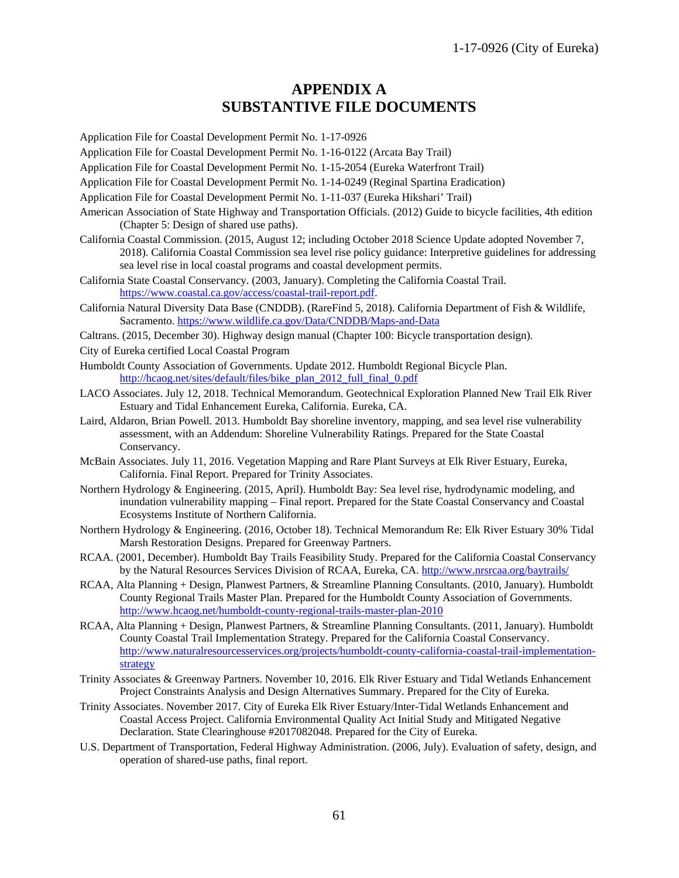# APPENDIX A
# SUBSTANTIVE FILE DOCUMENTS

Application File for Coastal Development Permit No. 1-17-0926

Application File for Coastal Development Permit No. 1-16-0122 (Arcata Bay Trail)

Application File for Coastal Development Permit No. 1-15-2054 (Eureka Waterfront Trail)

Application File for Coastal Development Permit No. 1-14-0249 (Reginal Spartina Eradication)

Application File for Coastal Development Permit No. 1-11-037 (Eureka Hikshari' Trail)

American Association of State Highway and Transportation Officials. (2012) Guide to bicycle facilities, 4th edition (Chapter 5: Design of shared use paths).

California Coastal Commission. (2015, August 12; including October 2018 Science Update adopted November 7, 2018). California Coastal Commission sea level rise policy guidance: Interpretive guidelines for addressing sea level rise in local coastal programs and coastal development permits.

California State Coastal Conservancy. (2003, January). Completing the California Coastal Trail. https://www.coastal.ca.gov/access/coastal-trail-report.pdf.

California Natural Diversity Data Base (CNDDB). (RareFind 5, 2018). California Department of Fish & Wildlife, Sacramento. https://www.wildlife.ca.gov/Data/CNDDB/Maps-and-Data

Caltrans. (2015, December 30). Highway design manual (Chapter 100: Bicycle transportation design).

City of Eureka certified Local Coastal Program

Humboldt County Association of Governments. Update 2012. Humboldt Regional Bicycle Plan. http://hcaog.net/sites/default/files/bike_plan_2012_full_final_0.pdf

LACO Associates. July 12, 2018. Technical Memorandum. Geotechnical Exploration Planned New Trail Elk River Estuary and Tidal Enhancement Eureka, California. Eureka, CA.

Laird, Aldaron, Brian Powell. 2013. Humboldt Bay shoreline inventory, mapping, and sea level rise vulnerability assessment, with an Addendum: Shoreline Vulnerability Ratings. Prepared for the State Coastal Conservancy.

McBain Associates. July 11, 2016. Vegetation Mapping and Rare Plant Surveys at Elk River Estuary, Eureka, California. Final Report. Prepared for Trinity Associates.

Northern Hydrology & Engineering. (2015, April). Humboldt Bay: Sea level rise, hydrodynamic modeling, and inundation vulnerability mapping – Final report. Prepared for the State Coastal Conservancy and Coastal Ecosystems Institute of Northern California.

Northern Hydrology & Engineering. (2016, October 18). Technical Memorandum Re: Elk River Estuary 30% Tidal Marsh Restoration Designs. Prepared for Greenway Partners.

RCAA. (2001, December). Humboldt Bay Trails Feasibility Study. Prepared for the California Coastal Conservancy by the Natural Resources Services Division of RCAA, Eureka, CA. http://www.nrsrcaa.org/baytrails/

RCAA, Alta Planning + Design, Planwest Partners, & Streamline Planning Consultants. (2010, January). Humboldt County Regional Trails Master Plan. Prepared for the Humboldt County Association of Governments. http://www.hcaog.net/humboldt-county-regional-trails-master-plan-2010

RCAA, Alta Planning + Design, Planwest Partners, & Streamline Planning Consultants. (2011, January). Humboldt County Coastal Trail Implementation Strategy. Prepared for the California Coastal Conservancy. http://www.naturalresourcesservices.org/projects/humboldt-county-california-coastal-trail-implementation-strategy

Trinity Associates & Greenway Partners. November 10, 2016. Elk River Estuary and Tidal Wetlands Enhancement Project Constraints Analysis and Design Alternatives Summary. Prepared for the City of Eureka.

Trinity Associates. November 2017. City of Eureka Elk River Estuary/Inter-Tidal Wetlands Enhancement and Coastal Access Project. California Environmental Quality Act Initial Study and Mitigated Negative Declaration. State Clearinghouse #2017082048. Prepared for the City of Eureka.

U.S. Department of Transportation, Federal Highway Administration. (2006, July). Evaluation of safety, design, and operation of shared-use paths, final report.